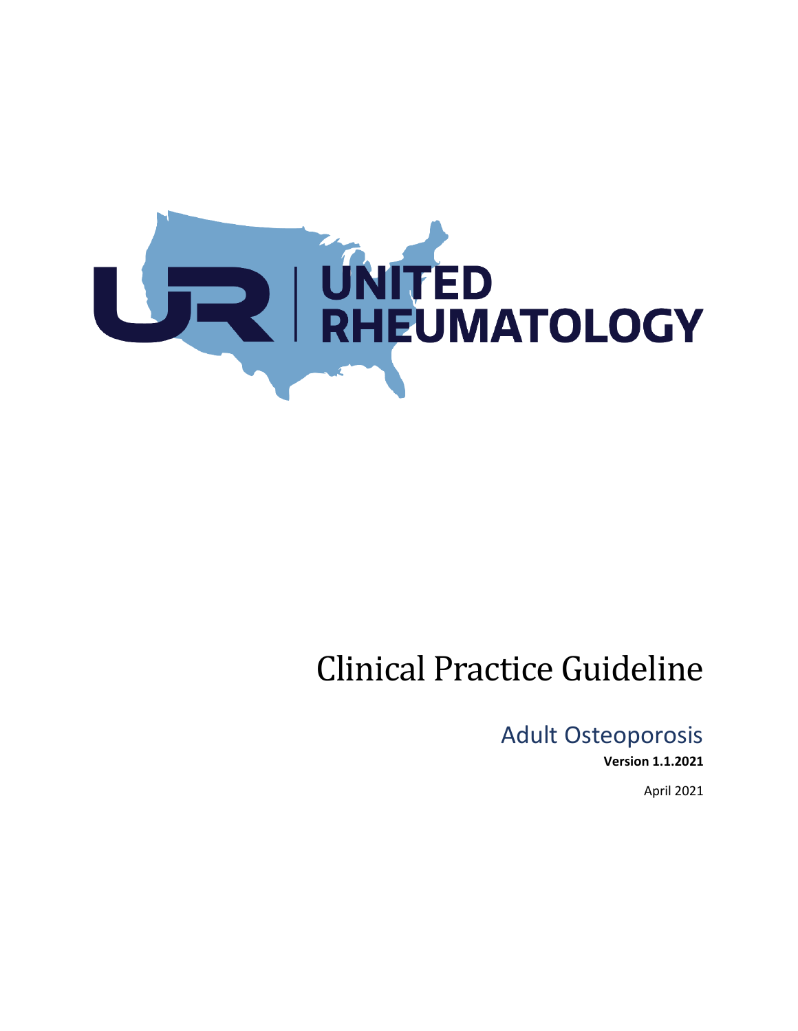UNITED RHEUMATOLOGY

# Clinical Practice Guideline

## Adult Osteoporosis

**Version 1.1.2021**

April 2021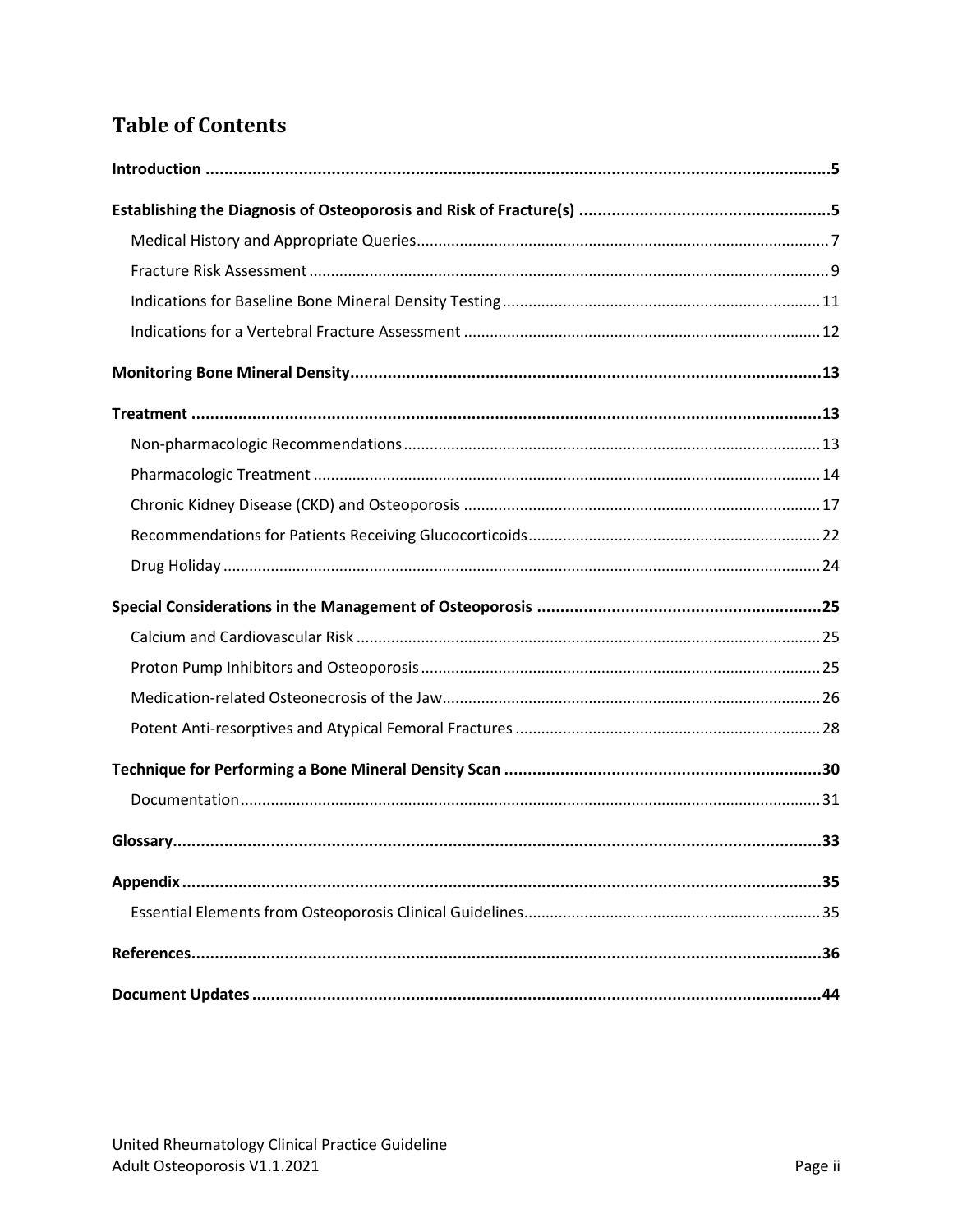# Table of Contents

**Introduction** ..... **5**

**Establishing the Diagnosis of Osteoporosis and Risk of Fracture(s)** ..... **5**

- Medical History and Appropriate Queries ..... 7
- Fracture Risk Assessment ..... 9
- Indications for Baseline Bone Mineral Density Testing ..... 11
- Indications for a Vertebral Fracture Assessment ..... 12

**Monitoring Bone Mineral Density** ..... **13**

**Treatment** ..... **13**

- Non-pharmacologic Recommendations ..... 13
- Pharmacologic Treatment ..... 14
- Chronic Kidney Disease (CKD) and Osteoporosis ..... 17
- Recommendations for Patients Receiving Glucocorticoids ..... 22
- Drug Holiday ..... 24

**Special Considerations in the Management of Osteoporosis** ..... **25**

- Calcium and Cardiovascular Risk ..... 25
- Proton Pump Inhibitors and Osteoporosis ..... 25
- Medication-related Osteonecrosis of the Jaw ..... 26
- Potent Anti-resorptives and Atypical Femoral Fractures ..... 28

**Technique for Performing a Bone Mineral Density Scan** ..... **30**

- Documentation ..... 31

**Glossary** ..... **33**

**Appendix** ..... **35**

- Essential Elements from Osteoporosis Clinical Guidelines ..... 35

**References** ..... **36**

**Document Updates** ..... **44**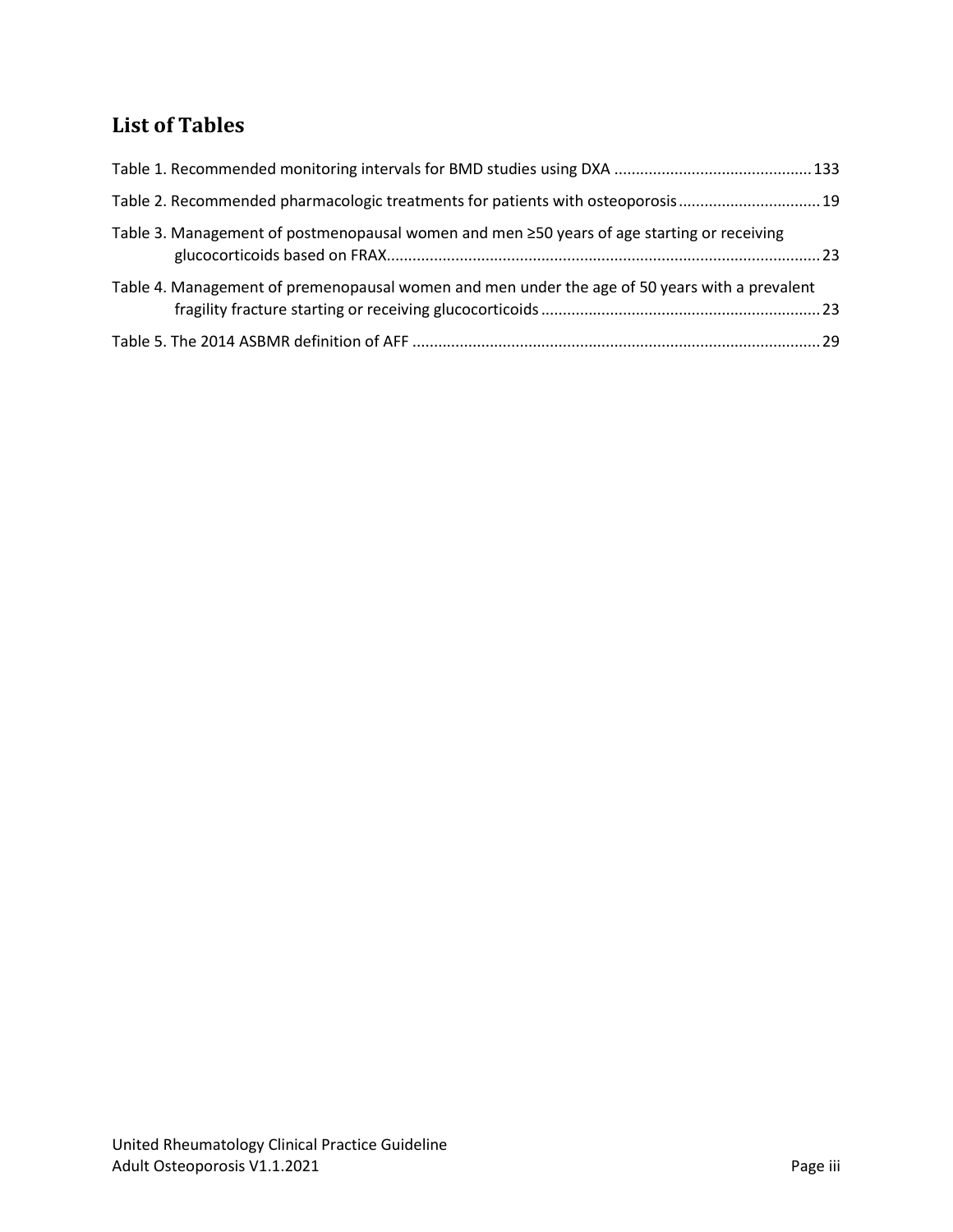## List of Tables

Table 1. Recommended monitoring intervals for BMD studies using DXA .............................................133

Table 2. Recommended pharmacologic treatments for patients with osteoporosis................................19

Table 3. Management of postmenopausal women and men ≥50 years of age starting or receiving glucocorticoids based on FRAX....................................................................................................23

Table 4. Management of premenopausal women and men under the age of 50 years with a prevalent fragility fracture starting or receiving glucocorticoids................................................................23

Table 5. The 2014 ASBMR definition of AFF ..............................................................................................29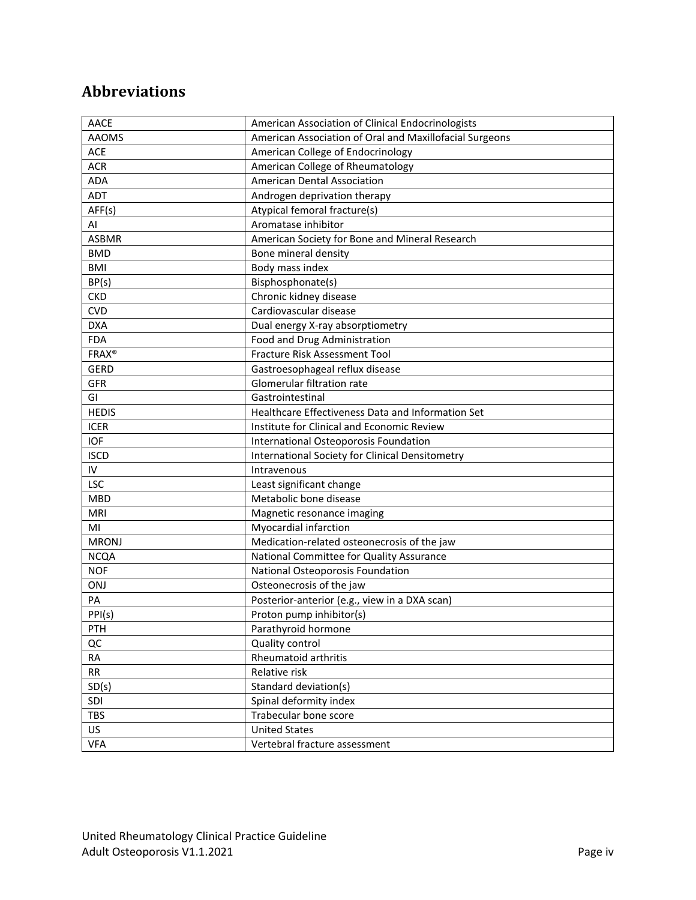## Abbreviations

| | |
|---|---|
| AACE | American Association of Clinical Endocrinologists |
| AAOMS | American Association of Oral and Maxillofacial Surgeons |
| ACE | American College of Endocrinology |
| ACR | American College of Rheumatology |
| ADA | American Dental Association |
| ADT | Androgen deprivation therapy |
| AFF(s) | Atypical femoral fracture(s) |
| AI | Aromatase inhibitor |
| ASBMR | American Society for Bone and Mineral Research |
| BMD | Bone mineral density |
| BMI | Body mass index |
| BP(s) | Bisphosphonate(s) |
| CKD | Chronic kidney disease |
| CVD | Cardiovascular disease |
| DXA | Dual energy X-ray absorptiometry |
| FDA | Food and Drug Administration |
| FRAX® | Fracture Risk Assessment Tool |
| GERD | Gastroesophageal reflux disease |
| GFR | Glomerular filtration rate |
| GI | Gastrointestinal |
| HEDIS | Healthcare Effectiveness Data and Information Set |
| ICER | Institute for Clinical and Economic Review |
| IOF | International Osteoporosis Foundation |
| ISCD | International Society for Clinical Densitometry |
| IV | Intravenous |
| LSC | Least significant change |
| MBD | Metabolic bone disease |
| MRI | Magnetic resonance imaging |
| MI | Myocardial infarction |
| MRONJ | Medication-related osteonecrosis of the jaw |
| NCQA | National Committee for Quality Assurance |
| NOF | National Osteoporosis Foundation |
| ONJ | Osteonecrosis of the jaw |
| PA | Posterior-anterior (e.g., view in a DXA scan) |
| PPI(s) | Proton pump inhibitor(s) |
| PTH | Parathyroid hormone |
| QC | Quality control |
| RA | Rheumatoid arthritis |
| RR | Relative risk |
| SD(s) | Standard deviation(s) |
| SDI | Spinal deformity index |
| TBS | Trabecular bone score |
| US | United States |
| VFA | Vertebral fracture assessment |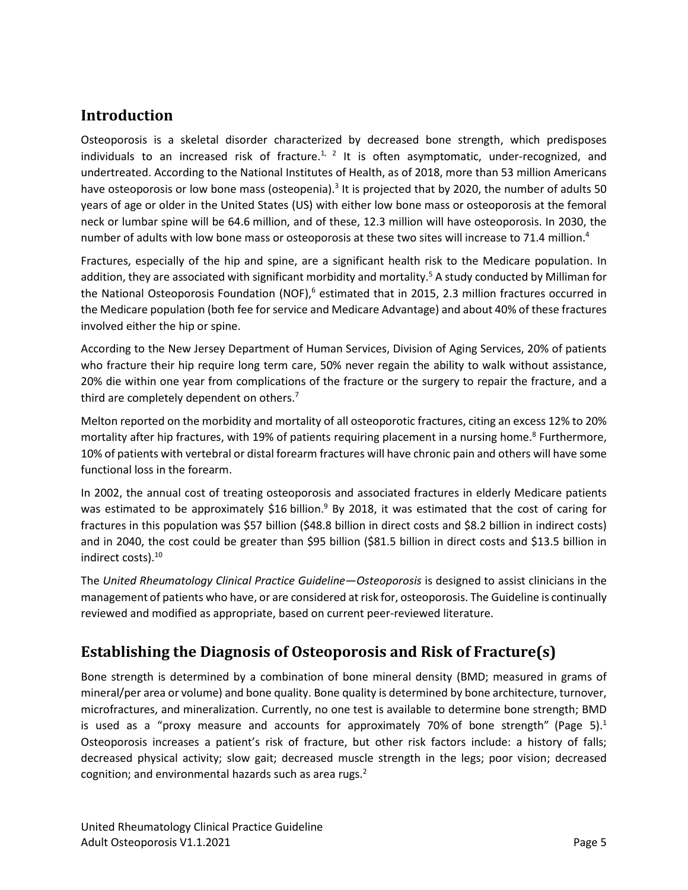## Introduction

Osteoporosis is a skeletal disorder characterized by decreased bone strength, which predisposes individuals to an increased risk of fracture.[1, 2] It is often asymptomatic, under-recognized, and undertreated. According to the National Institutes of Health, as of 2018, more than 53 million Americans have osteoporosis or low bone mass (osteopenia).[3] It is projected that by 2020, the number of adults 50 years of age or older in the United States (US) with either low bone mass or osteoporosis at the femoral neck or lumbar spine will be 64.6 million, and of these, 12.3 million will have osteoporosis. In 2030, the number of adults with low bone mass or osteoporosis at these two sites will increase to 71.4 million.[4]

Fractures, especially of the hip and spine, are a significant health risk to the Medicare population. In addition, they are associated with significant morbidity and mortality.[5] A study conducted by Milliman for the National Osteoporosis Foundation (NOF),[6] estimated that in 2015, 2.3 million fractures occurred in the Medicare population (both fee for service and Medicare Advantage) and about 40% of these fractures involved either the hip or spine.

According to the New Jersey Department of Human Services, Division of Aging Services, 20% of patients who fracture their hip require long term care, 50% never regain the ability to walk without assistance, 20% die within one year from complications of the fracture or the surgery to repair the fracture, and a third are completely dependent on others.[7]

Melton reported on the morbidity and mortality of all osteoporotic fractures, citing an excess 12% to 20% mortality after hip fractures, with 19% of patients requiring placement in a nursing home.[8] Furthermore, 10% of patients with vertebral or distal forearm fractures will have chronic pain and others will have some functional loss in the forearm.

In 2002, the annual cost of treating osteoporosis and associated fractures in elderly Medicare patients was estimated to be approximately $16 billion.[9] By 2018, it was estimated that the cost of caring for fractures in this population was $57 billion ($48.8 billion in direct costs and $8.2 billion in indirect costs) and in 2040, the cost could be greater than $95 billion ($81.5 billion in direct costs and $13.5 billion in indirect costs).[10]

The *United Rheumatology Clinical Practice Guideline—Osteoporosis* is designed to assist clinicians in the management of patients who have, or are considered at risk for, osteoporosis. The Guideline is continually reviewed and modified as appropriate, based on current peer-reviewed literature.

## Establishing the Diagnosis of Osteoporosis and Risk of Fracture(s)

Bone strength is determined by a combination of bone mineral density (BMD; measured in grams of mineral/per area or volume) and bone quality. Bone quality is determined by bone architecture, turnover, microfractures, and mineralization. Currently, no one test is available to determine bone strength; BMD is used as a "proxy measure and accounts for approximately 70% of bone strength" (Page 5).[1] Osteoporosis increases a patient's risk of fracture, but other risk factors include: a history of falls; decreased physical activity; slow gait; decreased muscle strength in the legs; poor vision; decreased cognition; and environmental hazards such as area rugs.[2]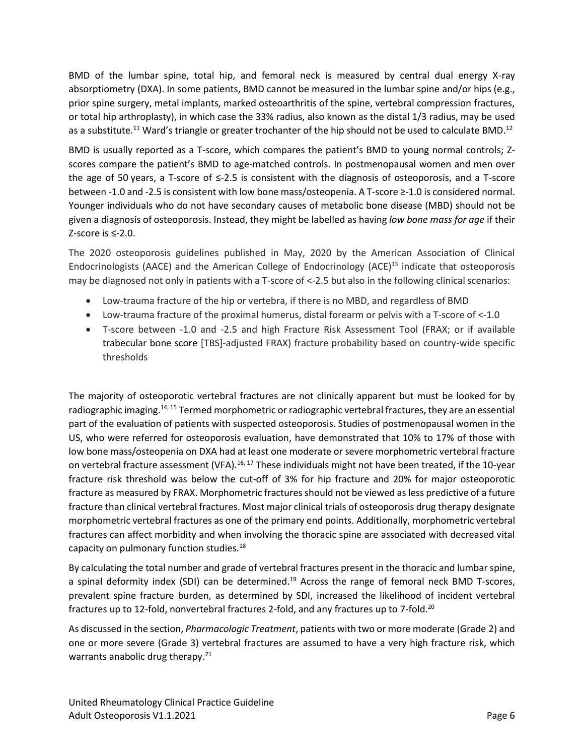BMD of the lumbar spine, total hip, and femoral neck is measured by central dual energy X-ray absorptiometry (DXA). In some patients, BMD cannot be measured in the lumbar spine and/or hips (e.g., prior spine surgery, metal implants, marked osteoarthritis of the spine, vertebral compression fractures, or total hip arthroplasty), in which case the 33% radius, also known as the distal 1/3 radius, may be used as a substitute.[11] Ward's triangle or greater trochanter of the hip should not be used to calculate BMD.[12]

BMD is usually reported as a T-score, which compares the patient's BMD to young normal controls; Z-scores compare the patient's BMD to age-matched controls. In postmenopausal women and men over the age of 50 years, a T-score of ≤-2.5 is consistent with the diagnosis of osteoporosis, and a T-score between -1.0 and -2.5 is consistent with low bone mass/osteopenia. A T-score ≥-1.0 is considered normal. Younger individuals who do not have secondary causes of metabolic bone disease (MBD) should not be given a diagnosis of osteoporosis. Instead, they might be labelled as having *low bone mass for age* if their Z-score is ≤-2.0.

The 2020 osteoporosis guidelines published in May, 2020 by the American Association of Clinical Endocrinologists (AACE) and the American College of Endocrinology (ACE)[13] indicate that osteoporosis may be diagnosed not only in patients with a T-score of <-2.5 but also in the following clinical scenarios:

- Low-trauma fracture of the hip or vertebra, if there is no MBD, and regardless of BMD
- Low-trauma fracture of the proximal humerus, distal forearm or pelvis with a T-score of <-1.0
- T-score between -1.0 and -2.5 and high Fracture Risk Assessment Tool (FRAX; or if available trabecular bone score [TBS]-adjusted FRAX) fracture probability based on country-wide specific thresholds

The majority of osteoporotic vertebral fractures are not clinically apparent but must be looked for by radiographic imaging.[14, 15] Termed morphometric or radiographic vertebral fractures, they are an essential part of the evaluation of patients with suspected osteoporosis. Studies of postmenopausal women in the US, who were referred for osteoporosis evaluation, have demonstrated that 10% to 17% of those with low bone mass/osteopenia on DXA had at least one moderate or severe morphometric vertebral fracture on vertebral fracture assessment (VFA).[16, 17] These individuals might not have been treated, if the 10-year fracture risk threshold was below the cut-off of 3% for hip fracture and 20% for major osteoporotic fracture as measured by FRAX. Morphometric fractures should not be viewed as less predictive of a future fracture than clinical vertebral fractures. Most major clinical trials of osteoporosis drug therapy designate morphometric vertebral fractures as one of the primary end points. Additionally, morphometric vertebral fractures can affect morbidity and when involving the thoracic spine are associated with decreased vital capacity on pulmonary function studies.[18]

By calculating the total number and grade of vertebral fractures present in the thoracic and lumbar spine, a spinal deformity index (SDI) can be determined.[19] Across the range of femoral neck BMD T-scores, prevalent spine fracture burden, as determined by SDI, increased the likelihood of incident vertebral fractures up to 12-fold, nonvertebral fractures 2-fold, and any fractures up to 7-fold.[20]

As discussed in the section, *Pharmacologic Treatment*, patients with two or more moderate (Grade 2) and one or more severe (Grade 3) vertebral fractures are assumed to have a very high fracture risk, which warrants anabolic drug therapy.[21]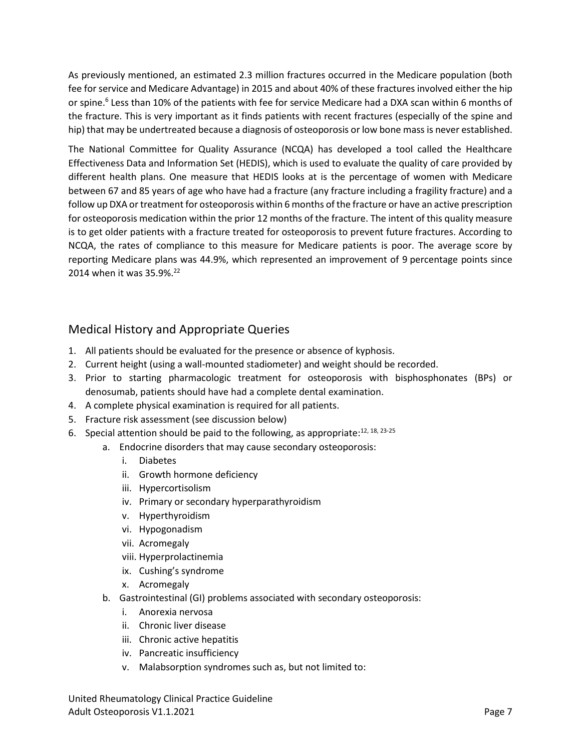As previously mentioned, an estimated 2.3 million fractures occurred in the Medicare population (both fee for service and Medicare Advantage) in 2015 and about 40% of these fractures involved either the hip or spine.[6] Less than 10% of the patients with fee for service Medicare had a DXA scan within 6 months of the fracture. This is very important as it finds patients with recent fractures (especially of the spine and hip) that may be undertreated because a diagnosis of osteoporosis or low bone mass is never established.

The National Committee for Quality Assurance (NCQA) has developed a tool called the Healthcare Effectiveness Data and Information Set (HEDIS), which is used to evaluate the quality of care provided by different health plans. One measure that HEDIS looks at is the percentage of women with Medicare between 67 and 85 years of age who have had a fracture (any fracture including a fragility fracture) and a follow up DXA or treatment for osteoporosis within 6 months of the fracture or have an active prescription for osteoporosis medication within the prior 12 months of the fracture. The intent of this quality measure is to get older patients with a fracture treated for osteoporosis to prevent future fractures. According to NCQA, the rates of compliance to this measure for Medicare patients is poor. The average score by reporting Medicare plans was 44.9%, which represented an improvement of 9 percentage points since 2014 when it was 35.9%.[22]

## Medical History and Appropriate Queries

1. All patients should be evaluated for the presence or absence of kyphosis.
2. Current height (using a wall-mounted stadiometer) and weight should be recorded.
3. Prior to starting pharmacologic treatment for osteoporosis with bisphosphonates (BPs) or denosumab, patients should have had a complete dental examination.
4. A complete physical examination is required for all patients.
5. Fracture risk assessment (see discussion below)
6. Special attention should be paid to the following, as appropriate:[12, 18, 23-25]
    a. Endocrine disorders that may cause secondary osteoporosis:
        i. Diabetes
        ii. Growth hormone deficiency
        iii. Hypercortisolism
        iv. Primary or secondary hyperparathyroidism
        v. Hyperthyroidism
        vi. Hypogonadism
        vii. Acromegaly
        viii. Hyperprolactinemia
        ix. Cushing's syndrome
        x. Acromegaly
    b. Gastrointestinal (GI) problems associated with secondary osteoporosis:
        i. Anorexia nervosa
        ii. Chronic liver disease
        iii. Chronic active hepatitis
        iv. Pancreatic insufficiency
        v. Malabsorption syndromes such as, but not limited to: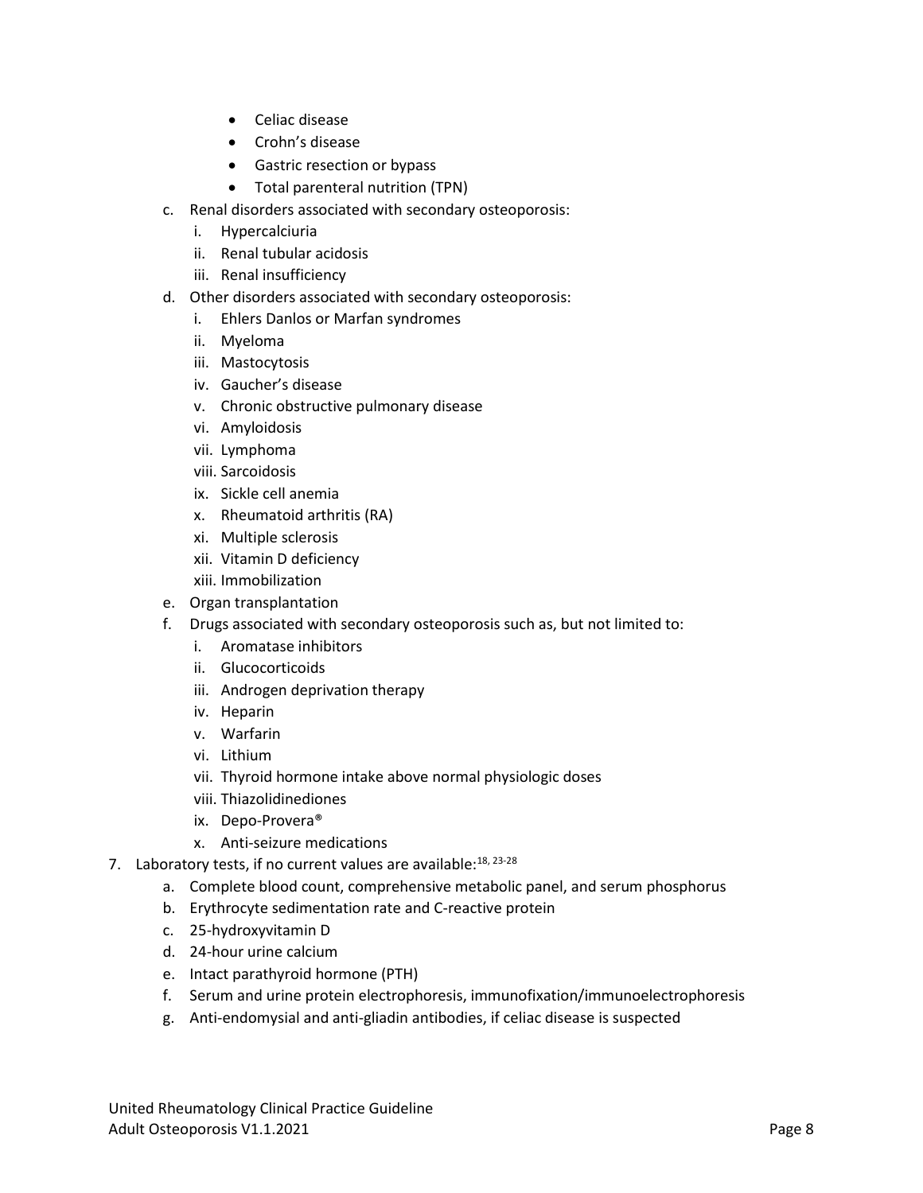- Celiac disease
- Crohn's disease
- Gastric resection or bypass
- Total parenteral nutrition (TPN)

c. Renal disorders associated with secondary osteoporosis:
   i. Hypercalciuria
   ii. Renal tubular acidosis
   iii. Renal insufficiency

d. Other disorders associated with secondary osteoporosis:
   i. Ehlers Danlos or Marfan syndromes
   ii. Myeloma
   iii. Mastocytosis
   iv. Gaucher's disease
   v. Chronic obstructive pulmonary disease
   vi. Amyloidosis
   vii. Lymphoma
   viii. Sarcoidosis
   ix. Sickle cell anemia
   x. Rheumatoid arthritis (RA)
   xi. Multiple sclerosis
   xii. Vitamin D deficiency
   xiii. Immobilization

e. Organ transplantation

f. Drugs associated with secondary osteoporosis such as, but not limited to:
   i. Aromatase inhibitors
   ii. Glucocorticoids
   iii. Androgen deprivation therapy
   iv. Heparin
   v. Warfarin
   vi. Lithium
   vii. Thyroid hormone intake above normal physiologic doses
   viii. Thiazolidinediones
   ix. Depo-Provera®
   x. Anti-seizure medications

7. Laboratory tests, if no current values are available:[18, 23-28]
   a. Complete blood count, comprehensive metabolic panel, and serum phosphorus
   b. Erythrocyte sedimentation rate and C-reactive protein
   c. 25-hydroxyvitamin D
   d. 24-hour urine calcium
   e. Intact parathyroid hormone (PTH)
   f. Serum and urine protein electrophoresis, immunofixation/immunoelectrophoresis
   g. Anti-endomysial and anti-gliadin antibodies, if celiac disease is suspected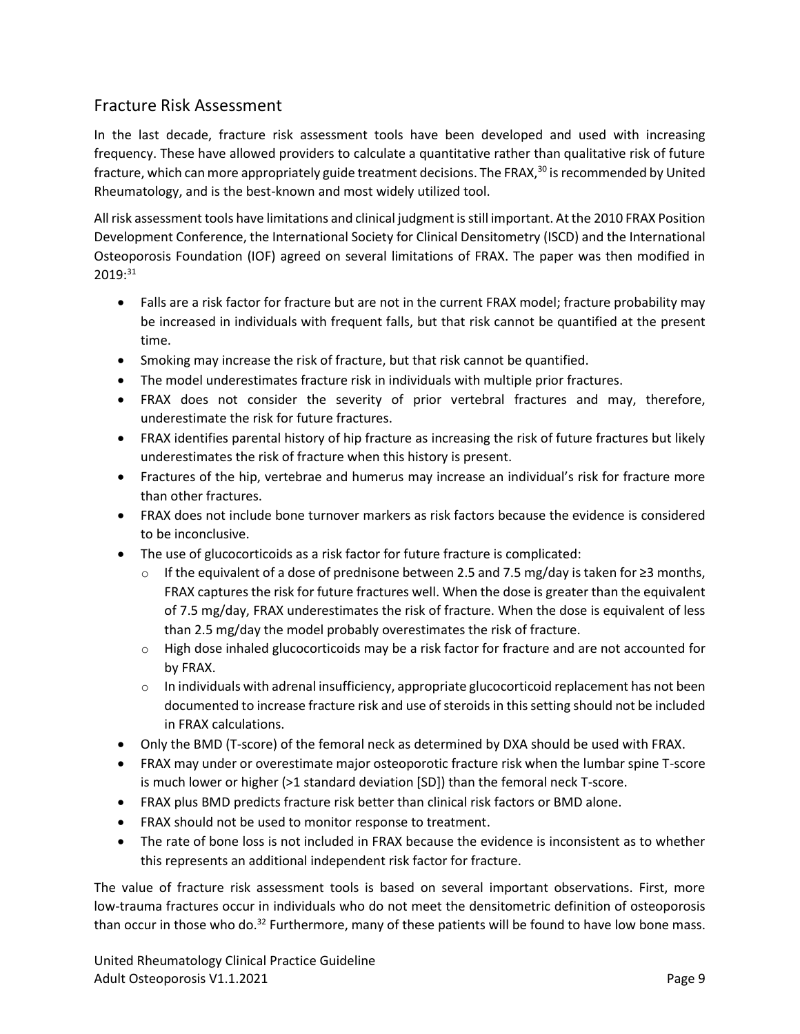## Fracture Risk Assessment

In the last decade, fracture risk assessment tools have been developed and used with increasing frequency. These have allowed providers to calculate a quantitative rather than qualitative risk of future fracture, which can more appropriately guide treatment decisions. The FRAX,[30] is recommended by United Rheumatology, and is the best-known and most widely utilized tool.

All risk assessment tools have limitations and clinical judgment is still important. At the 2010 FRAX Position Development Conference, the International Society for Clinical Densitometry (ISCD) and the International Osteoporosis Foundation (IOF) agreed on several limitations of FRAX. The paper was then modified in 2019:[31]

- Falls are a risk factor for fracture but are not in the current FRAX model; fracture probability may be increased in individuals with frequent falls, but that risk cannot be quantified at the present time.
- Smoking may increase the risk of fracture, but that risk cannot be quantified.
- The model underestimates fracture risk in individuals with multiple prior fractures.
- FRAX does not consider the severity of prior vertebral fractures and may, therefore, underestimate the risk for future fractures.
- FRAX identifies parental history of hip fracture as increasing the risk of future fractures but likely underestimates the risk of fracture when this history is present.
- Fractures of the hip, vertebrae and humerus may increase an individual's risk for fracture more than other fractures.
- FRAX does not include bone turnover markers as risk factors because the evidence is considered to be inconclusive.
- The use of glucocorticoids as a risk factor for future fracture is complicated:
  - If the equivalent of a dose of prednisone between 2.5 and 7.5 mg/day is taken for ≥3 months, FRAX captures the risk for future fractures well. When the dose is greater than the equivalent of 7.5 mg/day, FRAX underestimates the risk of fracture. When the dose is equivalent of less than 2.5 mg/day the model probably overestimates the risk of fracture.
  - High dose inhaled glucocorticoids may be a risk factor for fracture and are not accounted for by FRAX.
  - In individuals with adrenal insufficiency, appropriate glucocorticoid replacement has not been documented to increase fracture risk and use of steroids in this setting should not be included in FRAX calculations.
- Only the BMD (T-score) of the femoral neck as determined by DXA should be used with FRAX.
- FRAX may under or overestimate major osteoporotic fracture risk when the lumbar spine T-score is much lower or higher (>1 standard deviation [SD]) than the femoral neck T-score.
- FRAX plus BMD predicts fracture risk better than clinical risk factors or BMD alone.
- FRAX should not be used to monitor response to treatment.
- The rate of bone loss is not included in FRAX because the evidence is inconsistent as to whether this represents an additional independent risk factor for fracture.

The value of fracture risk assessment tools is based on several important observations. First, more low-trauma fractures occur in individuals who do not meet the densitometric definition of osteoporosis than occur in those who do.[32] Furthermore, many of these patients will be found to have low bone mass.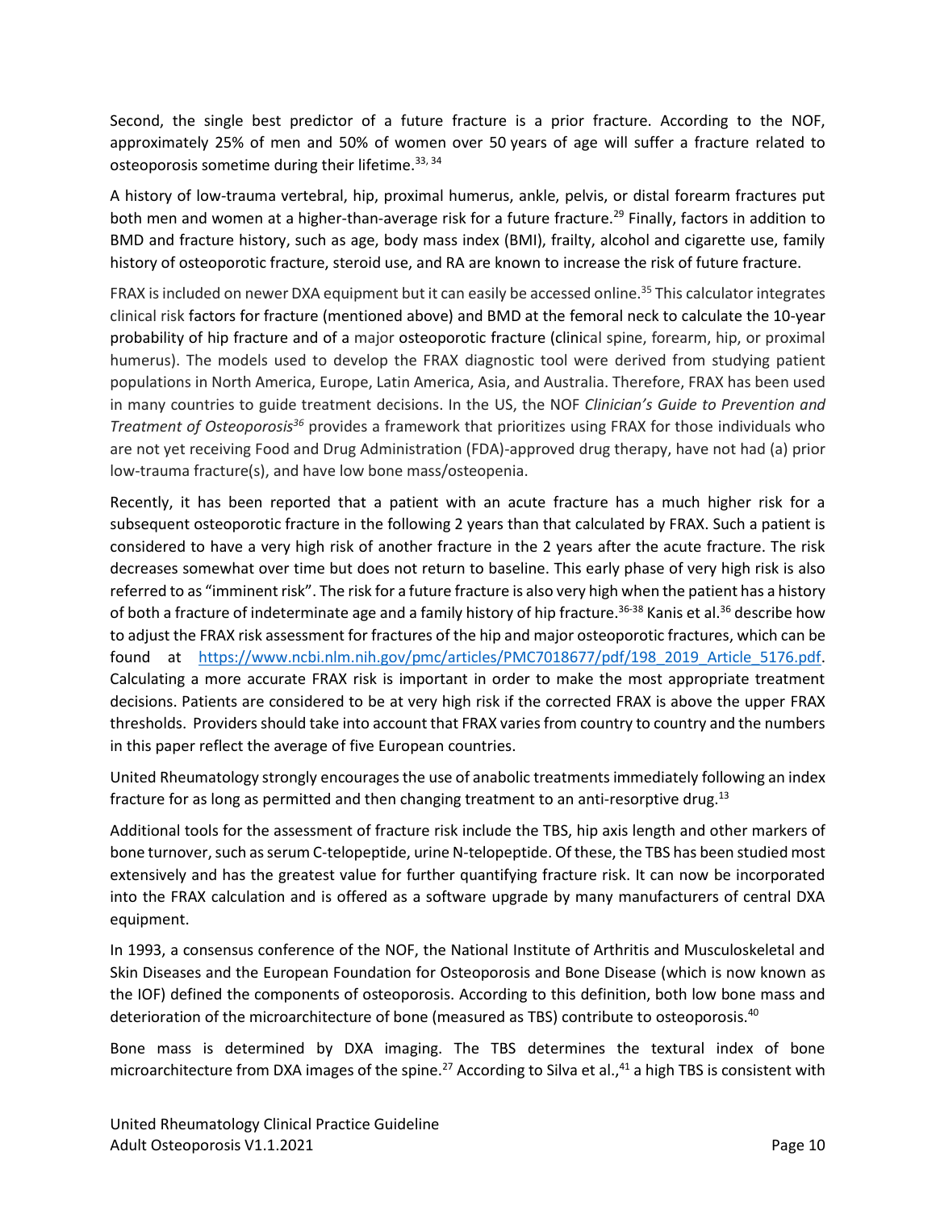Second, the single best predictor of a future fracture is a prior fracture. According to the NOF, approximately 25% of men and 50% of women over 50 years of age will suffer a fracture related to osteoporosis sometime during their lifetime.[33, 34]

A history of low-trauma vertebral, hip, proximal humerus, ankle, pelvis, or distal forearm fractures put both men and women at a higher-than-average risk for a future fracture.[29] Finally, factors in addition to BMD and fracture history, such as age, body mass index (BMI), frailty, alcohol and cigarette use, family history of osteoporotic fracture, steroid use, and RA are known to increase the risk of future fracture.

FRAX is included on newer DXA equipment but it can easily be accessed online.[35] This calculator integrates clinical risk factors for fracture (mentioned above) and BMD at the femoral neck to calculate the 10-year probability of hip fracture and of a major osteoporotic fracture (clinical spine, forearm, hip, or proximal humerus). The models used to develop the FRAX diagnostic tool were derived from studying patient populations in North America, Europe, Latin America, Asia, and Australia. Therefore, FRAX has been used in many countries to guide treatment decisions. In the US, the NOF *Clinician's Guide to Prevention and Treatment of Osteoporosis*[36] provides a framework that prioritizes using FRAX for those individuals who are not yet receiving Food and Drug Administration (FDA)-approved drug therapy, have not had (a) prior low-trauma fracture(s), and have low bone mass/osteopenia.

Recently, it has been reported that a patient with an acute fracture has a much higher risk for a subsequent osteoporotic fracture in the following 2 years than that calculated by FRAX. Such a patient is considered to have a very high risk of another fracture in the 2 years after the acute fracture. The risk decreases somewhat over time but does not return to baseline. This early phase of very high risk is also referred to as "imminent risk". The risk for a future fracture is also very high when the patient has a history of both a fracture of indeterminate age and a family history of hip fracture.[36-38] Kanis et al.[36] describe how to adjust the FRAX risk assessment for fractures of the hip and major osteoporotic fractures, which can be found at https://www.ncbi.nlm.nih.gov/pmc/articles/PMC7018677/pdf/198_2019_Article_5176.pdf. Calculating a more accurate FRAX risk is important in order to make the most appropriate treatment decisions. Patients are considered to be at very high risk if the corrected FRAX is above the upper FRAX thresholds. Providers should take into account that FRAX varies from country to country and the numbers in this paper reflect the average of five European countries.

United Rheumatology strongly encourages the use of anabolic treatments immediately following an index fracture for as long as permitted and then changing treatment to an anti-resorptive drug.[13]

Additional tools for the assessment of fracture risk include the TBS, hip axis length and other markers of bone turnover, such as serum C-telopeptide, urine N-telopeptide. Of these, the TBS has been studied most extensively and has the greatest value for further quantifying fracture risk. It can now be incorporated into the FRAX calculation and is offered as a software upgrade by many manufacturers of central DXA equipment.

In 1993, a consensus conference of the NOF, the National Institute of Arthritis and Musculoskeletal and Skin Diseases and the European Foundation for Osteoporosis and Bone Disease (which is now known as the IOF) defined the components of osteoporosis. According to this definition, both low bone mass and deterioration of the microarchitecture of bone (measured as TBS) contribute to osteoporosis.[40]

Bone mass is determined by DXA imaging. The TBS determines the textural index of bone microarchitecture from DXA images of the spine.[27] According to Silva et al.,[41] a high TBS is consistent with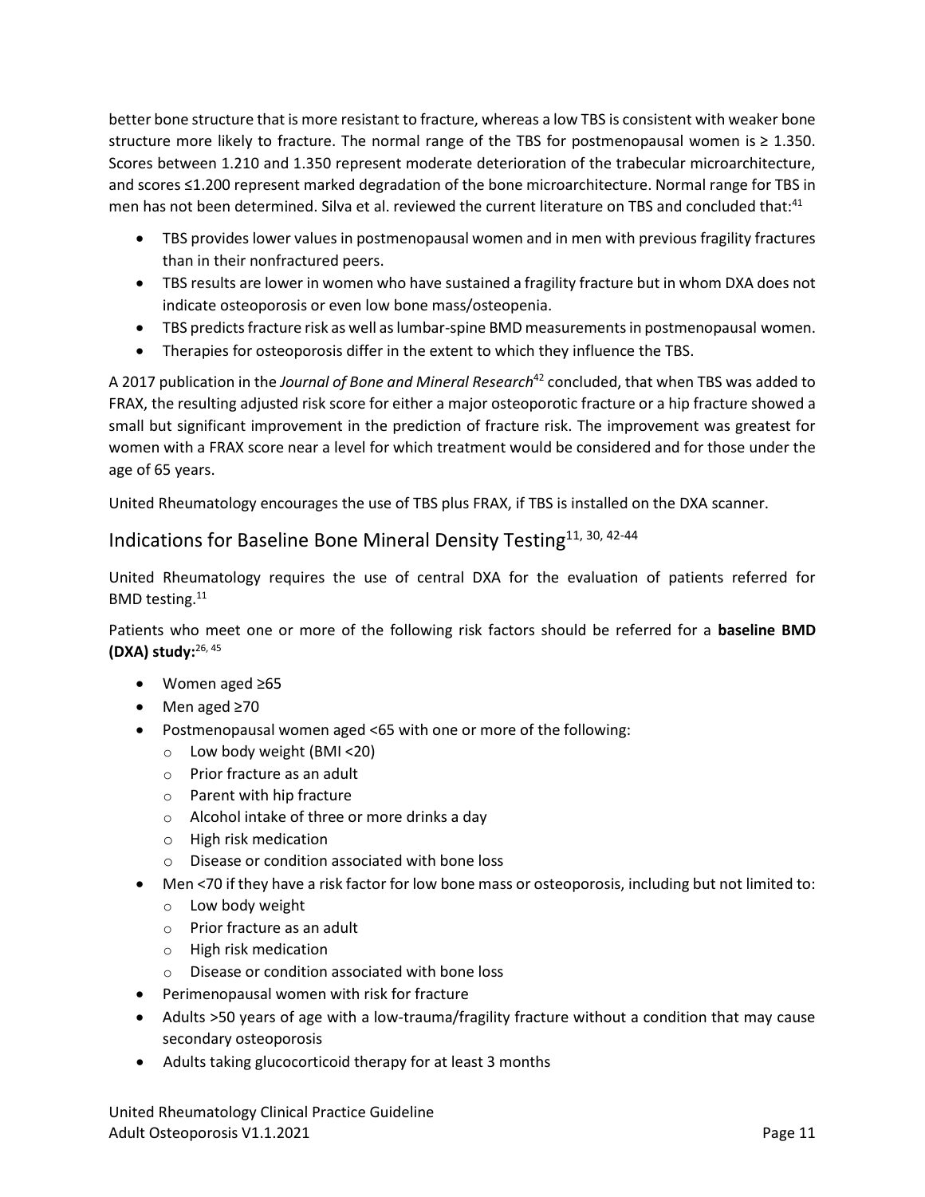better bone structure that is more resistant to fracture, whereas a low TBS is consistent with weaker bone structure more likely to fracture. The normal range of the TBS for postmenopausal women is ≥ 1.350. Scores between 1.210 and 1.350 represent moderate deterioration of the trabecular microarchitecture, and scores ≤1.200 represent marked degradation of the bone microarchitecture. Normal range for TBS in men has not been determined. Silva et al. reviewed the current literature on TBS and concluded that:[41]

- TBS provides lower values in postmenopausal women and in men with previous fragility fractures than in their nonfractured peers.
- TBS results are lower in women who have sustained a fragility fracture but in whom DXA does not indicate osteoporosis or even low bone mass/osteopenia.
- TBS predicts fracture risk as well as lumbar-spine BMD measurements in postmenopausal women.
- Therapies for osteoporosis differ in the extent to which they influence the TBS.

A 2017 publication in the *Journal of Bone and Mineral Research*[42] concluded, that when TBS was added to FRAX, the resulting adjusted risk score for either a major osteoporotic fracture or a hip fracture showed a small but significant improvement in the prediction of fracture risk. The improvement was greatest for women with a FRAX score near a level for which treatment would be considered and for those under the age of 65 years.

United Rheumatology encourages the use of TBS plus FRAX, if TBS is installed on the DXA scanner.

## Indications for Baseline Bone Mineral Density Testing[11, 30, 42-44]

United Rheumatology requires the use of central DXA for the evaluation of patients referred for BMD testing.[11]

Patients who meet one or more of the following risk factors should be referred for a **baseline BMD (DXA) study:**[26, 45]

- Women aged ≥65
- Men aged ≥70
- Postmenopausal women aged <65 with one or more of the following:
  - Low body weight (BMI <20)
  - Prior fracture as an adult
  - Parent with hip fracture
  - Alcohol intake of three or more drinks a day
  - High risk medication
  - Disease or condition associated with bone loss
- Men <70 if they have a risk factor for low bone mass or osteoporosis, including but not limited to:
  - Low body weight
  - Prior fracture as an adult
  - High risk medication
  - Disease or condition associated with bone loss
- Perimenopausal women with risk for fracture
- Adults >50 years of age with a low-trauma/fragility fracture without a condition that may cause secondary osteoporosis
- Adults taking glucocorticoid therapy for at least 3 months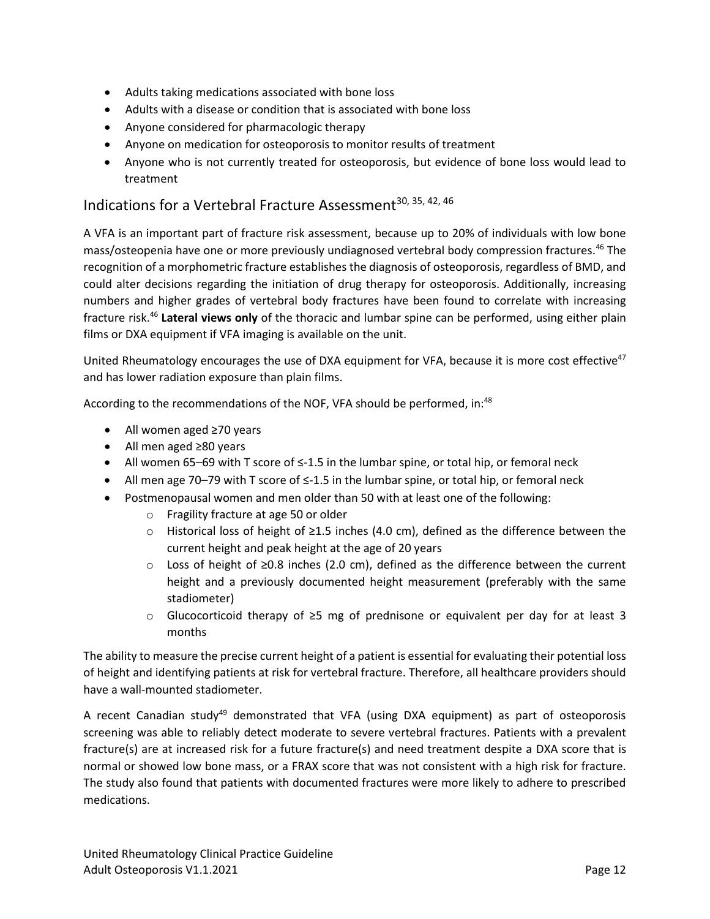- Adults taking medications associated with bone loss
- Adults with a disease or condition that is associated with bone loss
- Anyone considered for pharmacologic therapy
- Anyone on medication for osteoporosis to monitor results of treatment
- Anyone who is not currently treated for osteoporosis, but evidence of bone loss would lead to treatment

## Indications for a Vertebral Fracture Assessment[30, 35, 42, 46]

A VFA is an important part of fracture risk assessment, because up to 20% of individuals with low bone mass/osteopenia have one or more previously undiagnosed vertebral body compression fractures.[46] The recognition of a morphometric fracture establishes the diagnosis of osteoporosis, regardless of BMD, and could alter decisions regarding the initiation of drug therapy for osteoporosis. Additionally, increasing numbers and higher grades of vertebral body fractures have been found to correlate with increasing fracture risk.[46] **Lateral views only** of the thoracic and lumbar spine can be performed, using either plain films or DXA equipment if VFA imaging is available on the unit.

United Rheumatology encourages the use of DXA equipment for VFA, because it is more cost effective[47] and has lower radiation exposure than plain films.

According to the recommendations of the NOF, VFA should be performed, in:[48]

- All women aged ≥70 years
- All men aged ≥80 years
- All women 65–69 with T score of ≤-1.5 in the lumbar spine, or total hip, or femoral neck
- All men age 70–79 with T score of ≤-1.5 in the lumbar spine, or total hip, or femoral neck
- Postmenopausal women and men older than 50 with at least one of the following:
  - Fragility fracture at age 50 or older
  - Historical loss of height of ≥1.5 inches (4.0 cm), defined as the difference between the current height and peak height at the age of 20 years
  - Loss of height of ≥0.8 inches (2.0 cm), defined as the difference between the current height and a previously documented height measurement (preferably with the same stadiometer)
  - Glucocorticoid therapy of ≥5 mg of prednisone or equivalent per day for at least 3 months

The ability to measure the precise current height of a patient is essential for evaluating their potential loss of height and identifying patients at risk for vertebral fracture. Therefore, all healthcare providers should have a wall-mounted stadiometer.

A recent Canadian study[49] demonstrated that VFA (using DXA equipment) as part of osteoporosis screening was able to reliably detect moderate to severe vertebral fractures. Patients with a prevalent fracture(s) are at increased risk for a future fracture(s) and need treatment despite a DXA score that is normal or showed low bone mass, or a FRAX score that was not consistent with a high risk for fracture. The study also found that patients with documented fractures were more likely to adhere to prescribed medications.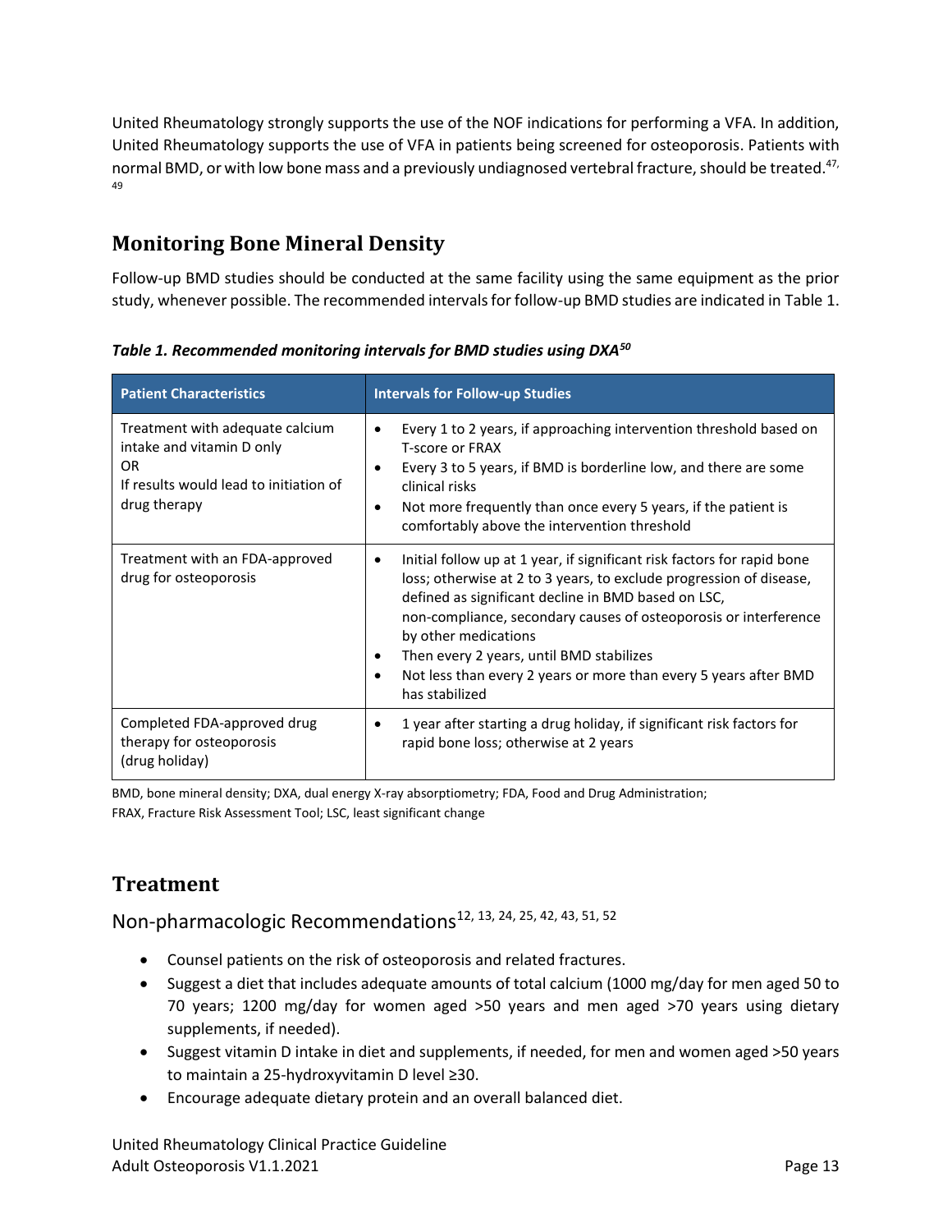United Rheumatology strongly supports the use of the NOF indications for performing a VFA. In addition, United Rheumatology supports the use of VFA in patients being screened for osteoporosis. Patients with normal BMD, or with low bone mass and a previously undiagnosed vertebral fracture, should be treated.[47, 49]

## Monitoring Bone Mineral Density

Follow-up BMD studies should be conducted at the same facility using the same equipment as the prior study, whenever possible. The recommended intervals for follow-up BMD studies are indicated in Table 1.

***Table 1. Recommended monitoring intervals for BMD studies using DXA[50]***

| Patient Characteristics | Intervals for Follow-up Studies |
|---|---|
| Treatment with adequate calcium intake and vitamin D only<br>OR<br>If results would lead to initiation of drug therapy | • Every 1 to 2 years, if approaching intervention threshold based on T-score or FRAX<br>• Every 3 to 5 years, if BMD is borderline low, and there are some clinical risks<br>• Not more frequently than once every 5 years, if the patient is comfortably above the intervention threshold |
| Treatment with an FDA-approved drug for osteoporosis | • Initial follow up at 1 year, if significant risk factors for rapid bone loss; otherwise at 2 to 3 years, to exclude progression of disease, defined as significant decline in BMD based on LSC, non-compliance, secondary causes of osteoporosis or interference by other medications<br>• Then every 2 years, until BMD stabilizes<br>• Not less than every 2 years or more than every 5 years after BMD has stabilized |
| Completed FDA-approved drug therapy for osteoporosis<br>(drug holiday) | • 1 year after starting a drug holiday, if significant risk factors for rapid bone loss; otherwise at 2 years |

BMD, bone mineral density; DXA, dual energy X-ray absorptiometry; FDA, Food and Drug Administration; FRAX, Fracture Risk Assessment Tool; LSC, least significant change

## Treatment

### Non-pharmacologic Recommendations[12, 13, 24, 25, 42, 43, 51, 52]

- Counsel patients on the risk of osteoporosis and related fractures.
- Suggest a diet that includes adequate amounts of total calcium (1000 mg/day for men aged 50 to 70 years; 1200 mg/day for women aged >50 years and men aged >70 years using dietary supplements, if needed).
- Suggest vitamin D intake in diet and supplements, if needed, for men and women aged >50 years to maintain a 25-hydroxyvitamin D level ≥30.
- Encourage adequate dietary protein and an overall balanced diet.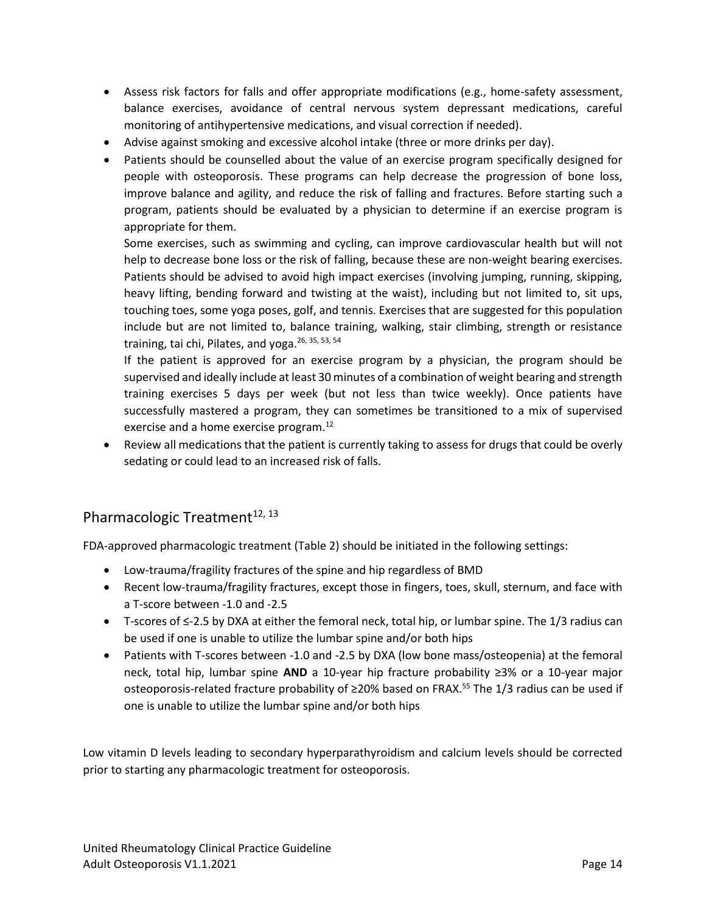- Assess risk factors for falls and offer appropriate modifications (e.g., home-safety assessment, balance exercises, avoidance of central nervous system depressant medications, careful monitoring of antihypertensive medications, and visual correction if needed).
- Advise against smoking and excessive alcohol intake (three or more drinks per day).
- Patients should be counselled about the value of an exercise program specifically designed for people with osteoporosis. These programs can help decrease the progression of bone loss, improve balance and agility, and reduce the risk of falling and fractures. Before starting such a program, patients should be evaluated by a physician to determine if an exercise program is appropriate for them.

  Some exercises, such as swimming and cycling, can improve cardiovascular health but will not help to decrease bone loss or the risk of falling, because these are non-weight bearing exercises. Patients should be advised to avoid high impact exercises (involving jumping, running, skipping, heavy lifting, bending forward and twisting at the waist), including but not limited to, sit ups, touching toes, some yoga poses, golf, and tennis. Exercises that are suggested for this population include but are not limited to, balance training, walking, stair climbing, strength or resistance training, tai chi, Pilates, and yoga.[26, 35, 53, 54]

  If the patient is approved for an exercise program by a physician, the program should be supervised and ideally include at least 30 minutes of a combination of weight bearing and strength training exercises 5 days per week (but not less than twice weekly). Once patients have successfully mastered a program, they can sometimes be transitioned to a mix of supervised exercise and a home exercise program.[12]
- Review all medications that the patient is currently taking to assess for drugs that could be overly sedating or could lead to an increased risk of falls.

## Pharmacologic Treatment[12, 13]

FDA-approved pharmacologic treatment (Table 2) should be initiated in the following settings:

- Low-trauma/fragility fractures of the spine and hip regardless of BMD
- Recent low-trauma/fragility fractures, except those in fingers, toes, skull, sternum, and face with a T-score between -1.0 and -2.5
- T-scores of ≤-2.5 by DXA at either the femoral neck, total hip, or lumbar spine. The 1/3 radius can be used if one is unable to utilize the lumbar spine and/or both hips
- Patients with T-scores between -1.0 and -2.5 by DXA (low bone mass/osteopenia) at the femoral neck, total hip, lumbar spine **AND** a 10-year hip fracture probability ≥3% or a 10-year major osteoporosis-related fracture probability of ≥20% based on FRAX.[55] The 1/3 radius can be used if one is unable to utilize the lumbar spine and/or both hips

Low vitamin D levels leading to secondary hyperparathyroidism and calcium levels should be corrected prior to starting any pharmacologic treatment for osteoporosis.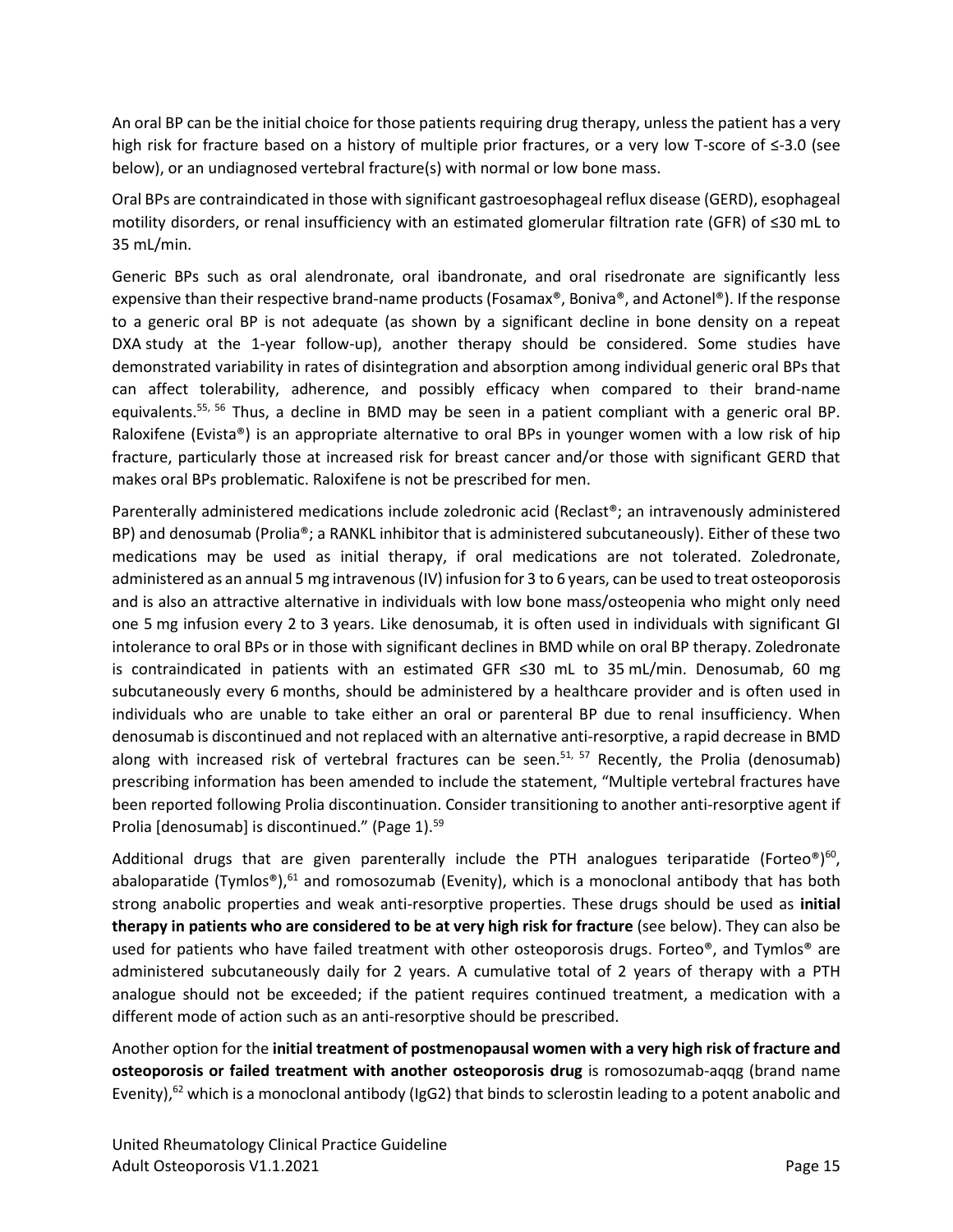An oral BP can be the initial choice for those patients requiring drug therapy, unless the patient has a very high risk for fracture based on a history of multiple prior fractures, or a very low T-score of ≤-3.0 (see below), or an undiagnosed vertebral fracture(s) with normal or low bone mass.

Oral BPs are contraindicated in those with significant gastroesophageal reflux disease (GERD), esophageal motility disorders, or renal insufficiency with an estimated glomerular filtration rate (GFR) of ≤30 mL to 35 mL/min.

Generic BPs such as oral alendronate, oral ibandronate, and oral risedronate are significantly less expensive than their respective brand-name products (Fosamax®, Boniva®, and Actonel®). If the response to a generic oral BP is not adequate (as shown by a significant decline in bone density on a repeat DXA study at the 1-year follow-up), another therapy should be considered. Some studies have demonstrated variability in rates of disintegration and absorption among individual generic oral BPs that can affect tolerability, adherence, and possibly efficacy when compared to their brand-name equivalents.[55, 56] Thus, a decline in BMD may be seen in a patient compliant with a generic oral BP. Raloxifene (Evista®) is an appropriate alternative to oral BPs in younger women with a low risk of hip fracture, particularly those at increased risk for breast cancer and/or those with significant GERD that makes oral BPs problematic. Raloxifene is not be prescribed for men.

Parenterally administered medications include zoledronic acid (Reclast®; an intravenously administered BP) and denosumab (Prolia®; a RANKL inhibitor that is administered subcutaneously). Either of these two medications may be used as initial therapy, if oral medications are not tolerated. Zoledronate, administered as an annual 5 mg intravenous (IV) infusion for 3 to 6 years, can be used to treat osteoporosis and is also an attractive alternative in individuals with low bone mass/osteopenia who might only need one 5 mg infusion every 2 to 3 years. Like denosumab, it is often used in individuals with significant GI intolerance to oral BPs or in those with significant declines in BMD while on oral BP therapy. Zoledronate is contraindicated in patients with an estimated GFR ≤30 mL to 35 mL/min. Denosumab, 60 mg subcutaneously every 6 months, should be administered by a healthcare provider and is often used in individuals who are unable to take either an oral or parenteral BP due to renal insufficiency. When denosumab is discontinued and not replaced with an alternative anti-resorptive, a rapid decrease in BMD along with increased risk of vertebral fractures can be seen.[51, 57] Recently, the Prolia (denosumab) prescribing information has been amended to include the statement, "Multiple vertebral fractures have been reported following Prolia discontinuation. Consider transitioning to another anti-resorptive agent if Prolia [denosumab] is discontinued." (Page 1).[59]

Additional drugs that are given parenterally include the PTH analogues teriparatide (Forteo®)[60], abaloparatide (Tymlos®),[61] and romosozumab (Evenity), which is a monoclonal antibody that has both strong anabolic properties and weak anti-resorptive properties. These drugs should be used as **initial therapy in patients who are considered to be at very high risk for fracture** (see below). They can also be used for patients who have failed treatment with other osteoporosis drugs. Forteo®, and Tymlos® are administered subcutaneously daily for 2 years. A cumulative total of 2 years of therapy with a PTH analogue should not be exceeded; if the patient requires continued treatment, a medication with a different mode of action such as an anti-resorptive should be prescribed.

Another option for the **initial treatment of postmenopausal women with a very high risk of fracture and osteoporosis or failed treatment with another osteoporosis drug** is romosozumab-aqqg (brand name Evenity),[62] which is a monoclonal antibody (IgG2) that binds to sclerostin leading to a potent anabolic and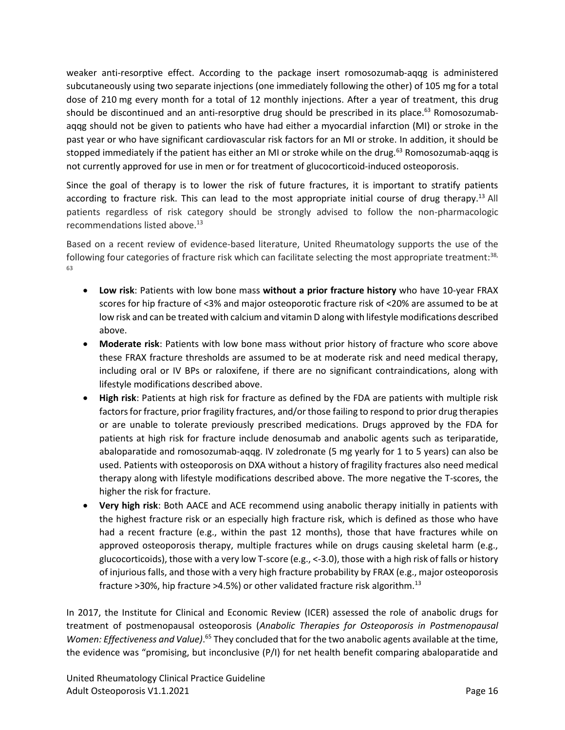weaker anti-resorptive effect. According to the package insert romosozumab-aqqg is administered subcutaneously using two separate injections (one immediately following the other) of 105 mg for a total dose of 210 mg every month for a total of 12 monthly injections. After a year of treatment, this drug should be discontinued and an anti-resorptive drug should be prescribed in its place.[63] Romosozumab-aqqg should not be given to patients who have had either a myocardial infarction (MI) or stroke in the past year or who have significant cardiovascular risk factors for an MI or stroke. In addition, it should be stopped immediately if the patient has either an MI or stroke while on the drug.[63] Romosozumab-aqqg is not currently approved for use in men or for treatment of glucocorticoid-induced osteoporosis.

Since the goal of therapy is to lower the risk of future fractures, it is important to stratify patients according to fracture risk. This can lead to the most appropriate initial course of drug therapy.[13] All patients regardless of risk category should be strongly advised to follow the non-pharmacologic recommendations listed above.[13]

Based on a recent review of evidence-based literature, United Rheumatology supports the use of the following four categories of fracture risk which can facilitate selecting the most appropriate treatment:[38, 63]

- **Low risk**: Patients with low bone mass **without a prior fracture history** who have 10-year FRAX scores for hip fracture of <3% and major osteoporotic fracture risk of <20% are assumed to be at low risk and can be treated with calcium and vitamin D along with lifestyle modifications described above.
- **Moderate risk**: Patients with low bone mass without prior history of fracture who score above these FRAX fracture thresholds are assumed to be at moderate risk and need medical therapy, including oral or IV BPs or raloxifene, if there are no significant contraindications, along with lifestyle modifications described above.
- **High risk**: Patients at high risk for fracture as defined by the FDA are patients with multiple risk factors for fracture, prior fragility fractures, and/or those failing to respond to prior drug therapies or are unable to tolerate previously prescribed medications. Drugs approved by the FDA for patients at high risk for fracture include denosumab and anabolic agents such as teriparatide, abaloparatide and romosozumab-aqqg. IV zoledronate (5 mg yearly for 1 to 5 years) can also be used. Patients with osteoporosis on DXA without a history of fragility fractures also need medical therapy along with lifestyle modifications described above. The more negative the T-scores, the higher the risk for fracture.
- **Very high risk**: Both AACE and ACE recommend using anabolic therapy initially in patients with the highest fracture risk or an especially high fracture risk, which is defined as those who have had a recent fracture (e.g., within the past 12 months), those that have fractures while on approved osteoporosis therapy, multiple fractures while on drugs causing skeletal harm (e.g., glucocorticoids), those with a very low T-score (e.g., <-3.0), those with a high risk of falls or history of injurious falls, and those with a very high fracture probability by FRAX (e.g., major osteoporosis fracture >30%, hip fracture >4.5%) or other validated fracture risk algorithm.[13]

In 2017, the Institute for Clinical and Economic Review (ICER) assessed the role of anabolic drugs for treatment of postmenopausal osteoporosis (*Anabolic Therapies for Osteoporosis in Postmenopausal Women: Effectiveness and Value)*.[65] They concluded that for the two anabolic agents available at the time, the evidence was "promising, but inconclusive (P/I) for net health benefit comparing abaloparatide and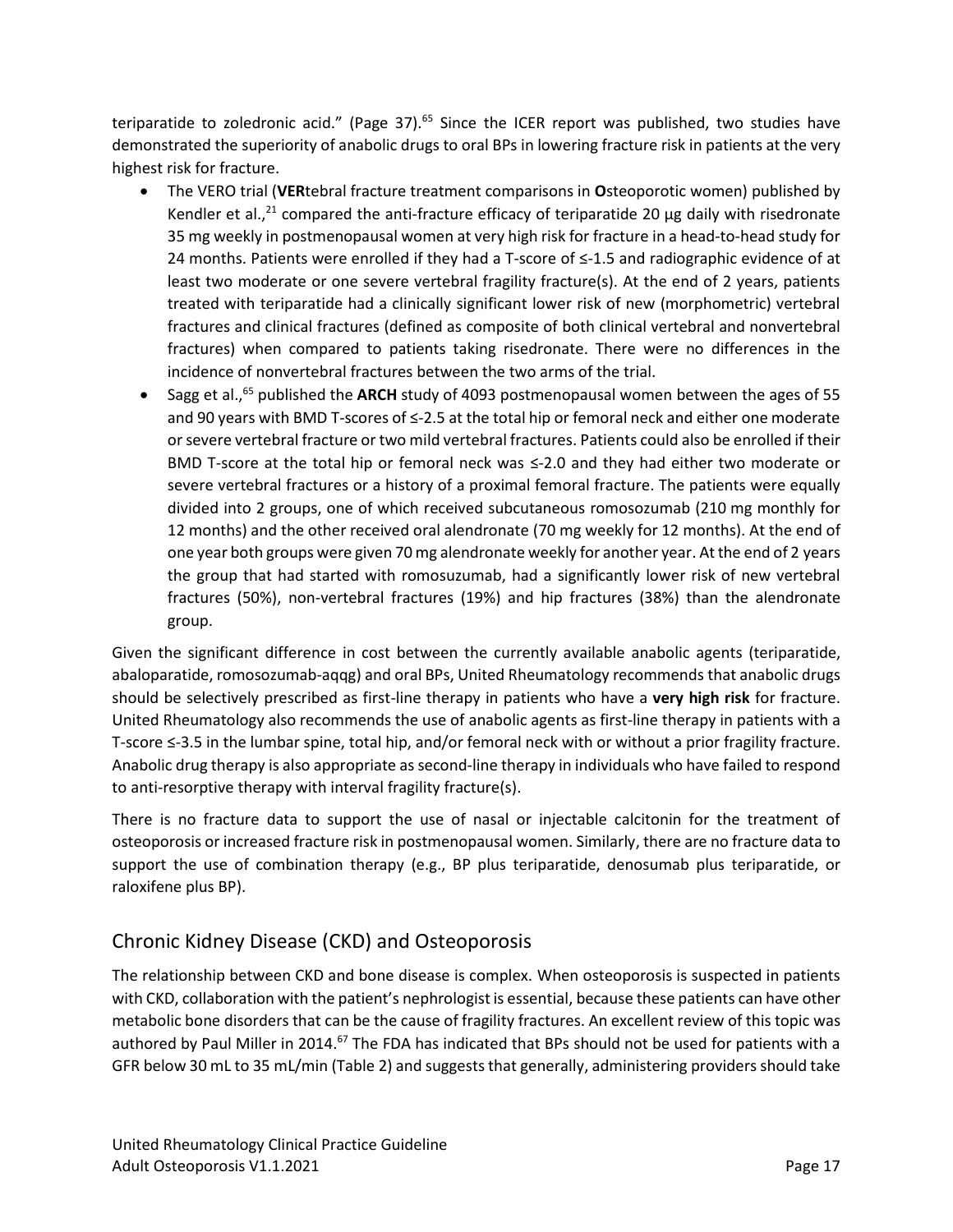teriparatide to zoledronic acid." (Page 37).[65] Since the ICER report was published, two studies have demonstrated the superiority of anabolic drugs to oral BPs in lowering fracture risk in patients at the very highest risk for fracture.

- The VERO trial (**VER**tebral fracture treatment comparisons in **O**steoporotic women) published by Kendler et al.,[21] compared the anti-fracture efficacy of teriparatide 20 µg daily with risedronate 35 mg weekly in postmenopausal women at very high risk for fracture in a head-to-head study for 24 months. Patients were enrolled if they had a T-score of ≤-1.5 and radiographic evidence of at least two moderate or one severe vertebral fragility fracture(s). At the end of 2 years, patients treated with teriparatide had a clinically significant lower risk of new (morphometric) vertebral fractures and clinical fractures (defined as composite of both clinical vertebral and nonvertebral fractures) when compared to patients taking risedronate. There were no differences in the incidence of nonvertebral fractures between the two arms of the trial.
- Sagg et al.,[65] published the **ARCH** study of 4093 postmenopausal women between the ages of 55 and 90 years with BMD T-scores of ≤-2.5 at the total hip or femoral neck and either one moderate or severe vertebral fracture or two mild vertebral fractures. Patients could also be enrolled if their BMD T-score at the total hip or femoral neck was ≤-2.0 and they had either two moderate or severe vertebral fractures or a history of a proximal femoral fracture. The patients were equally divided into 2 groups, one of which received subcutaneous romosozumab (210 mg monthly for 12 months) and the other received oral alendronate (70 mg weekly for 12 months). At the end of one year both groups were given 70 mg alendronate weekly for another year. At the end of 2 years the group that had started with romosuzumab, had a significantly lower risk of new vertebral fractures (50%), non-vertebral fractures (19%) and hip fractures (38%) than the alendronate group.

Given the significant difference in cost between the currently available anabolic agents (teriparatide, abaloparatide, romosozumab-aqqg) and oral BPs, United Rheumatology recommends that anabolic drugs should be selectively prescribed as first-line therapy in patients who have a **very high risk** for fracture. United Rheumatology also recommends the use of anabolic agents as first-line therapy in patients with a T-score ≤-3.5 in the lumbar spine, total hip, and/or femoral neck with or without a prior fragility fracture. Anabolic drug therapy is also appropriate as second-line therapy in individuals who have failed to respond to anti-resorptive therapy with interval fragility fracture(s).

There is no fracture data to support the use of nasal or injectable calcitonin for the treatment of osteoporosis or increased fracture risk in postmenopausal women. Similarly, there are no fracture data to support the use of combination therapy (e.g., BP plus teriparatide, denosumab plus teriparatide, or raloxifene plus BP).

## Chronic Kidney Disease (CKD) and Osteoporosis

The relationship between CKD and bone disease is complex. When osteoporosis is suspected in patients with CKD, collaboration with the patient's nephrologist is essential, because these patients can have other metabolic bone disorders that can be the cause of fragility fractures. An excellent review of this topic was authored by Paul Miller in 2014.[67] The FDA has indicated that BPs should not be used for patients with a GFR below 30 mL to 35 mL/min (Table 2) and suggests that generally, administering providers should take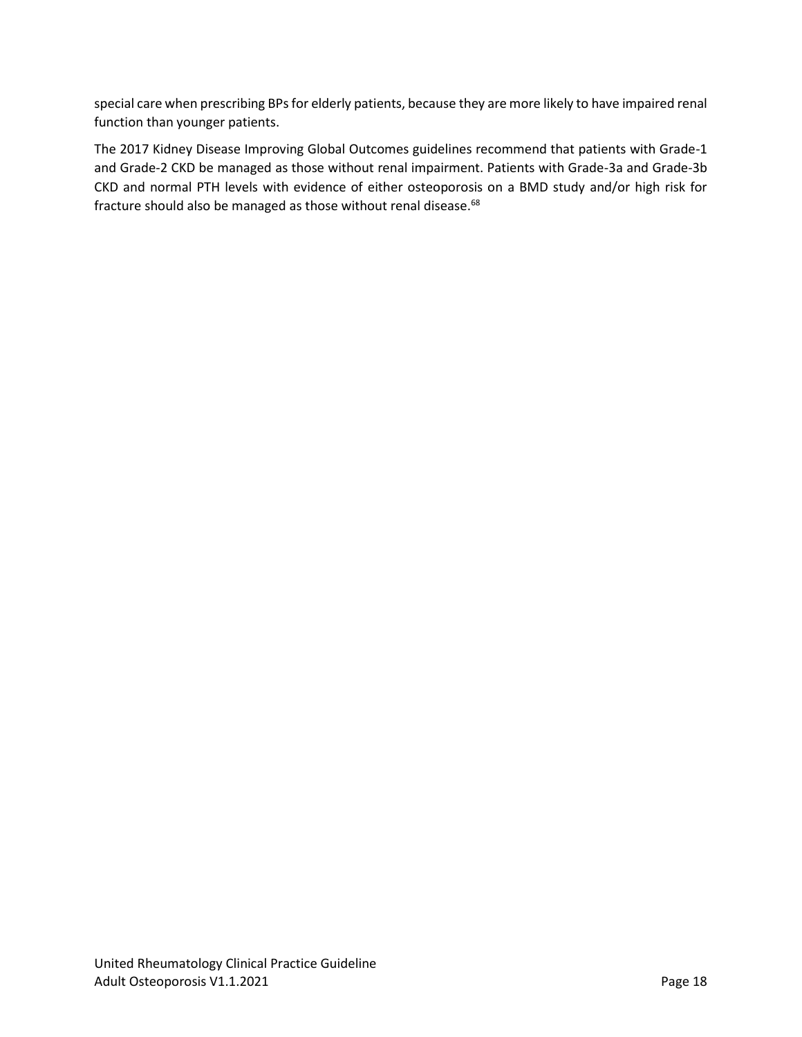special care when prescribing BPs for elderly patients, because they are more likely to have impaired renal function than younger patients.

The 2017 Kidney Disease Improving Global Outcomes guidelines recommend that patients with Grade-1 and Grade-2 CKD be managed as those without renal impairment. Patients with Grade-3a and Grade-3b CKD and normal PTH levels with evidence of either osteoporosis on a BMD study and/or high risk for fracture should also be managed as those without renal disease.[68]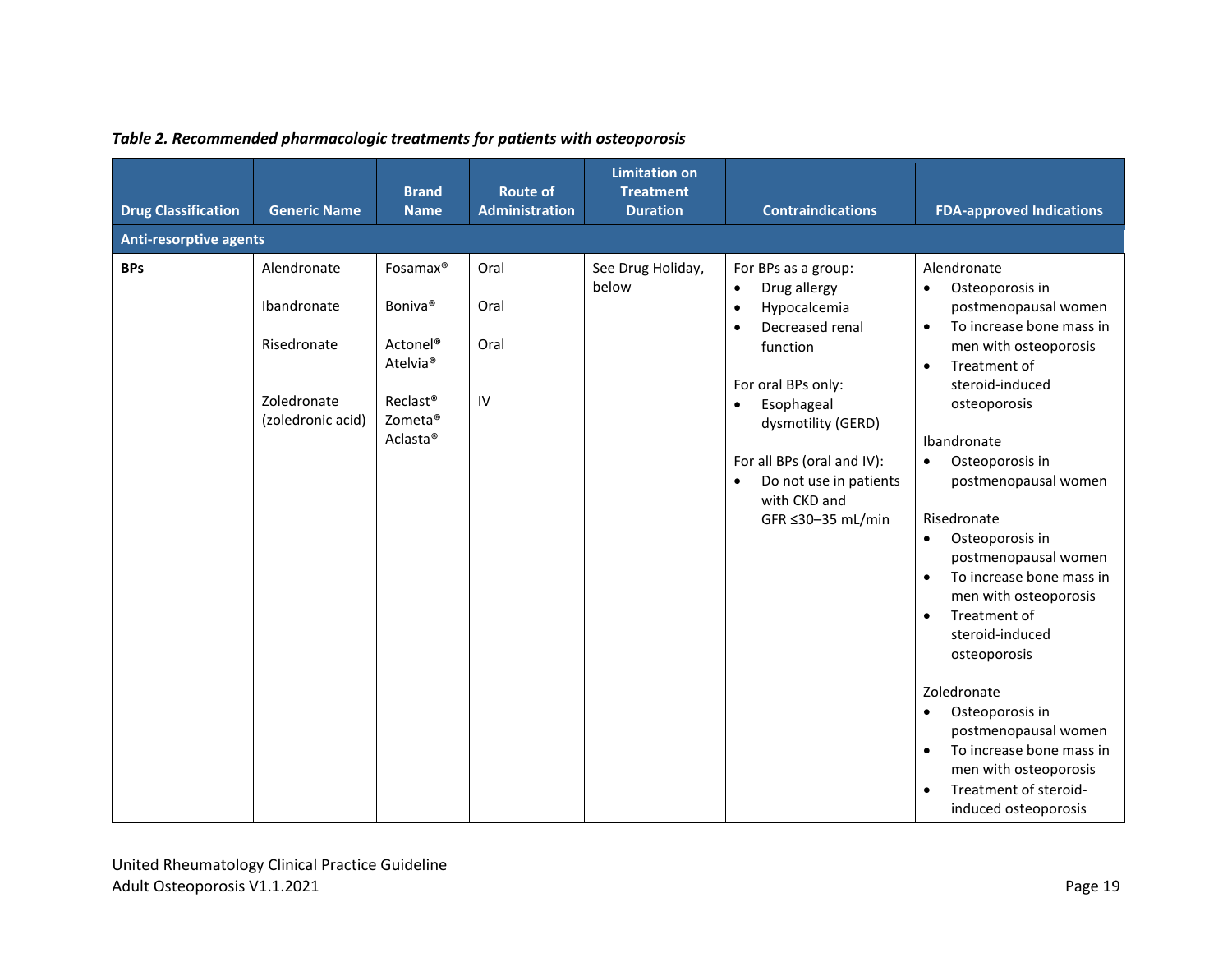*Table 2. Recommended pharmacologic treatments for patients with osteoporosis*

| Drug Classification | Generic Name | Brand Name | Route of Administration | Limitation on Treatment Duration | Contraindications | FDA-approved Indications |
|---|---|---|---|---|---|---|
| **Anti-resorptive agents** | | | | | | |
| **BPs** | Alendronate<br><br>Ibandronate<br><br>Risedronate<br><br>Zoledronate (zoledronic acid) | Fosamax®<br><br>Boniva®<br><br>Actonel®<br>Atelvia®<br><br>Reclast®<br>Zometa®<br>Aclasta® | Oral<br><br>Oral<br><br>Oral<br><br>IV | See Drug Holiday, below | For BPs as a group:<br>• Drug allergy<br>• Hypocalcemia<br>• Decreased renal function<br><br>For oral BPs only:<br>• Esophageal dysmotility (GERD)<br><br>For all BPs (oral and IV):<br>• Do not use in patients with CKD and GFR ≤30–35 mL/min | Alendronate<br>• Osteoporosis in postmenopausal women<br>• To increase bone mass in men with osteoporosis<br>• Treatment of steroid-induced osteoporosis<br><br>Ibandronate<br>• Osteoporosis in postmenopausal women<br><br>Risedronate<br>• Osteoporosis in postmenopausal women<br>• To increase bone mass in men with osteoporosis<br>• Treatment of steroid-induced osteoporosis<br><br>Zoledronate<br>• Osteoporosis in postmenopausal women<br>• To increase bone mass in men with osteoporosis<br>• Treatment of steroid-induced osteoporosis |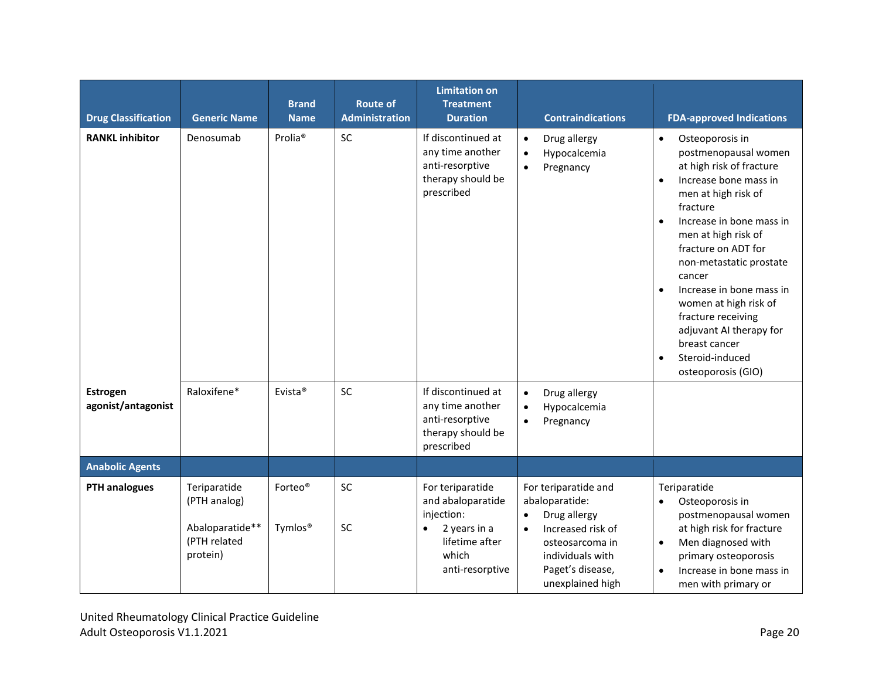| Drug Classification | Generic Name | Brand Name | Route of Administration | Limitation on Treatment Duration | Contraindications | FDA-approved Indications |
|---|---|---|---|---|---|---|
| **RANKL inhibitor** | Denosumab | Prolia® | SC | If discontinued at any time another anti-resorptive therapy should be prescribed | • Drug allergy<br>• Hypocalcemia<br>• Pregnancy | • Osteoporosis in postmenopausal women at high risk of fracture<br>• Increase bone mass in men at high risk of fracture<br>• Increase in bone mass in men at high risk of fracture on ADT for non-metastatic prostate cancer<br>• Increase in bone mass in women at high risk of fracture receiving adjuvant AI therapy for breast cancer<br>• Steroid-induced osteoporosis (GIO) |
| **Estrogen agonist/antagonist** | Raloxifene* | Evista® | SC | If discontinued at any time another anti-resorptive therapy should be prescribed | • Drug allergy<br>• Hypocalcemia<br>• Pregnancy | |
| **Anabolic Agents** | | | | | | |
| **PTH analogues** | Teriparatide (PTH analog)<br><br>Abaloparatide** (PTH related protein) | Forteo®<br><br>Tymlos® | SC<br><br>SC | For teriparatide and abaloparatide injection:<br>• 2 years in a lifetime after which anti-resorptive | For teriparatide and abaloparatide:<br>• Drug allergy<br>• Increased risk of osteosarcoma in individuals with Paget's disease, unexplained high | Teriparatide<br>• Osteoporosis in postmenopausal women at high risk for fracture<br>• Men diagnosed with primary osteoporosis<br>• Increase in bone mass in men with primary or |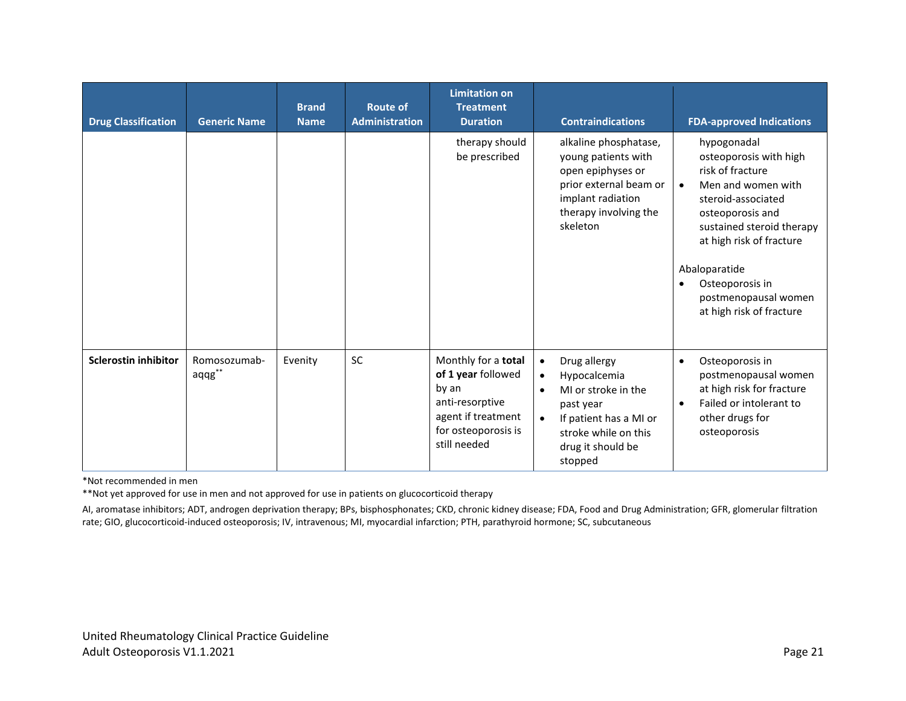| Drug Classification | Generic Name | Brand Name | Route of Administration | Limitation on Treatment Duration | Contraindications | FDA-approved Indications |
|---|---|---|---|---|---|---|
| | | | | therapy should be prescribed | alkaline phosphatase, young patients with open epiphyses or prior external beam or implant radiation therapy involving the skeleton | hypogonadal osteoporosis with high risk of fracture<br>• Men and women with steroid-associated osteoporosis and sustained steroid therapy at high risk of fracture<br><br>Abaloparatide<br>• Osteoporosis in postmenopausal women at high risk of fracture |
| **Sclerostin inhibitor** | Romosozumab-aqqg** | Evenity | SC | Monthly for a **total of 1 year** followed by an anti-resorptive agent if treatment for osteoporosis is still needed | • Drug allergy<br>• Hypocalcemia<br>• MI or stroke in the past year<br>• If patient has a MI or stroke while on this drug it should be stopped | • Osteoporosis in postmenopausal women at high risk for fracture<br>• Failed or intolerant to other drugs for osteoporosis |

*Not recommended in men

**Not yet approved for use in men and not approved for use in patients on glucocorticoid therapy

AI, aromatase inhibitors; ADT, androgen deprivation therapy; BPs, bisphosphonates; CKD, chronic kidney disease; FDA, Food and Drug Administration; GFR, glomerular filtration rate; GIO, glucocorticoid-induced osteoporosis; IV, intravenous; MI, myocardial infarction; PTH, parathyroid hormone; SC, subcutaneous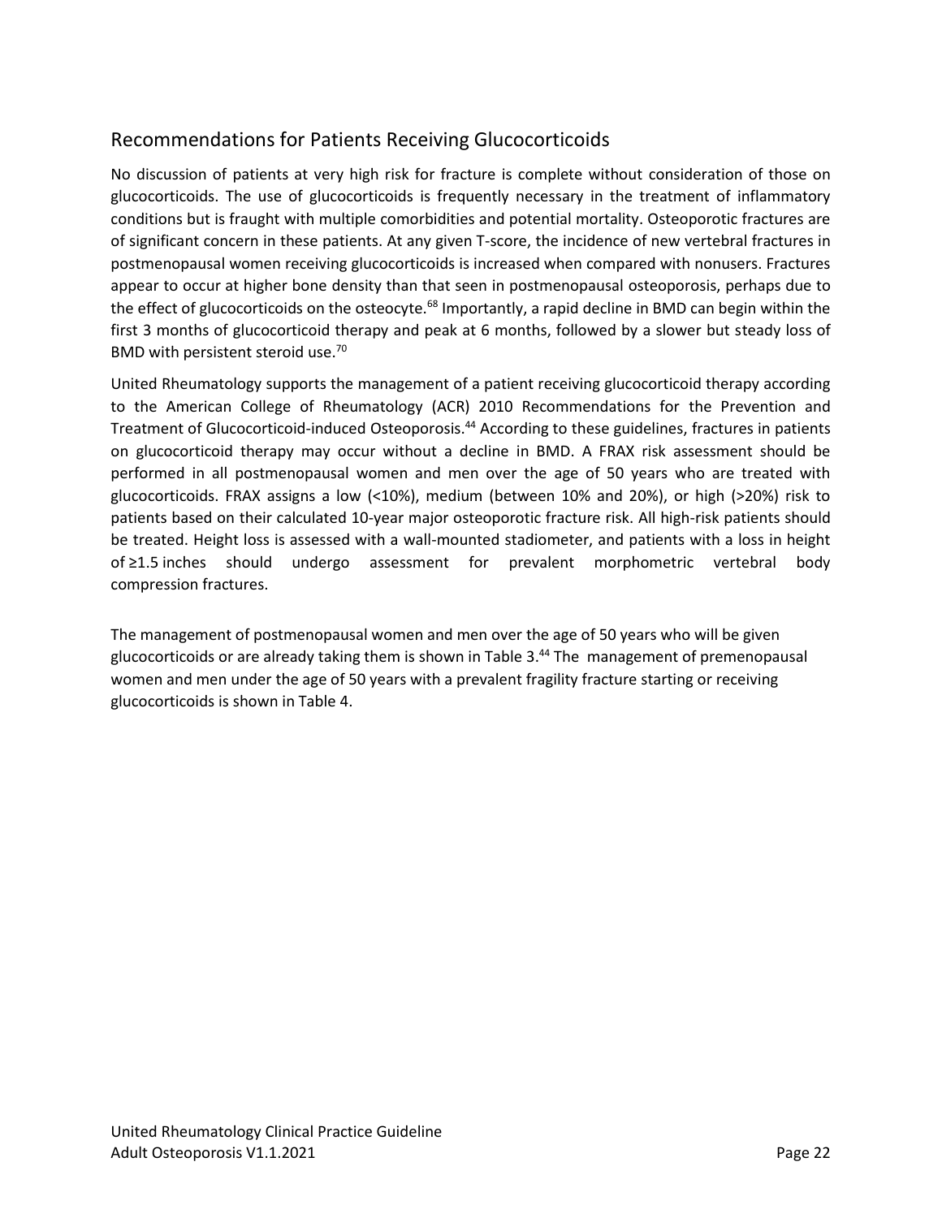## Recommendations for Patients Receiving Glucocorticoids

No discussion of patients at very high risk for fracture is complete without consideration of those on glucocorticoids. The use of glucocorticoids is frequently necessary in the treatment of inflammatory conditions but is fraught with multiple comorbidities and potential mortality. Osteoporotic fractures are of significant concern in these patients. At any given T-score, the incidence of new vertebral fractures in postmenopausal women receiving glucocorticoids is increased when compared with nonusers. Fractures appear to occur at higher bone density than that seen in postmenopausal osteoporosis, perhaps due to the effect of glucocorticoids on the osteocyte.[68] Importantly, a rapid decline in BMD can begin within the first 3 months of glucocorticoid therapy and peak at 6 months, followed by a slower but steady loss of BMD with persistent steroid use.[70]

United Rheumatology supports the management of a patient receiving glucocorticoid therapy according to the American College of Rheumatology (ACR) 2010 Recommendations for the Prevention and Treatment of Glucocorticoid-induced Osteoporosis.[44] According to these guidelines, fractures in patients on glucocorticoid therapy may occur without a decline in BMD. A FRAX risk assessment should be performed in all postmenopausal women and men over the age of 50 years who are treated with glucocorticoids. FRAX assigns a low (<10%), medium (between 10% and 20%), or high (>20%) risk to patients based on their calculated 10-year major osteoporotic fracture risk. All high-risk patients should be treated. Height loss is assessed with a wall-mounted stadiometer, and patients with a loss in height of ≥1.5 inches should undergo assessment for prevalent morphometric vertebral body compression fractures.

The management of postmenopausal women and men over the age of 50 years who will be given glucocorticoids or are already taking them is shown in Table 3.[44] The management of premenopausal women and men under the age of 50 years with a prevalent fragility fracture starting or receiving glucocorticoids is shown in Table 4.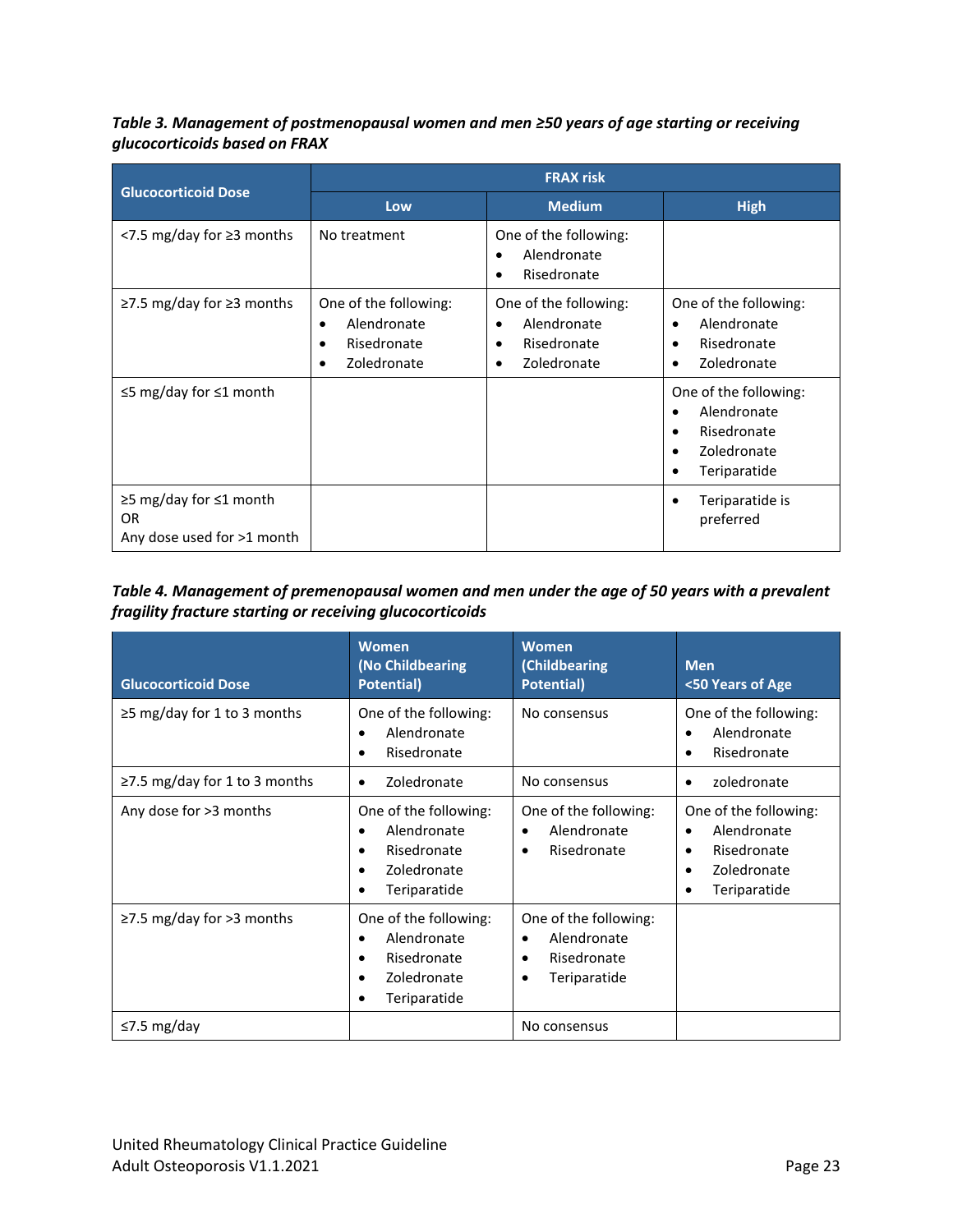*Table 3. Management of postmenopausal women and men ≥50 years of age starting or receiving glucocorticoids based on FRAX*

| Glucocorticoid Dose | FRAX risk | | |
|---|---|---|---|
| | Low | Medium | High |
| <7.5 mg/day for ≥3 months | No treatment | One of the following:<br>• Alendronate<br>• Risedronate | |
| ≥7.5 mg/day for ≥3 months | One of the following:<br>• Alendronate<br>• Risedronate<br>• Zoledronate | One of the following:<br>• Alendronate<br>• Risedronate<br>• Zoledronate | One of the following:<br>• Alendronate<br>• Risedronate<br>• Zoledronate |
| ≤5 mg/day for ≤1 month | | | One of the following:<br>• Alendronate<br>• Risedronate<br>• Zoledronate<br>• Teriparatide |
| ≥5 mg/day for ≤1 month<br>OR<br>Any dose used for >1 month | | | • Teriparatide is preferred |

*Table 4. Management of premenopausal women and men under the age of 50 years with a prevalent fragility fracture starting or receiving glucocorticoids*

| Glucocorticoid Dose | Women (No Childbearing Potential) | Women (Childbearing Potential) | Men <50 Years of Age |
|---|---|---|---|
| ≥5 mg/day for 1 to 3 months | One of the following:<br>• Alendronate<br>• Risedronate | No consensus | One of the following:<br>• Alendronate<br>• Risedronate |
| ≥7.5 mg/day for 1 to 3 months | • Zoledronate | No consensus | • zoledronate |
| Any dose for >3 months | One of the following:<br>• Alendronate<br>• Risedronate<br>• Zoledronate<br>• Teriparatide | One of the following:<br>• Alendronate<br>• Risedronate | One of the following:<br>• Alendronate<br>• Risedronate<br>• Zoledronate<br>• Teriparatide |
| ≥7.5 mg/day for >3 months | One of the following:<br>• Alendronate<br>• Risedronate<br>• Zoledronate<br>• Teriparatide | One of the following:<br>• Alendronate<br>• Risedronate<br>• Teriparatide | |
| ≤7.5 mg/day | | No consensus | |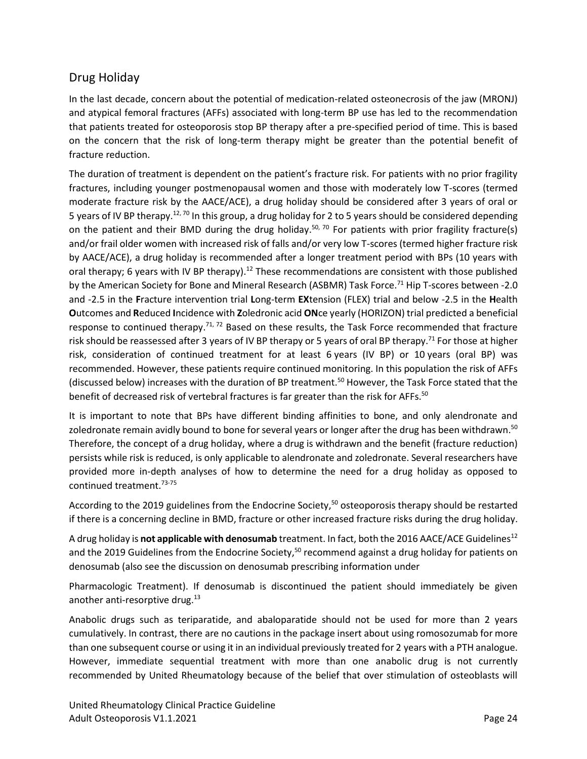## Drug Holiday

In the last decade, concern about the potential of medication-related osteonecrosis of the jaw (MRONJ) and atypical femoral fractures (AFFs) associated with long-term BP use has led to the recommendation that patients treated for osteoporosis stop BP therapy after a pre-specified period of time. This is based on the concern that the risk of long-term therapy might be greater than the potential benefit of fracture reduction.

The duration of treatment is dependent on the patient's fracture risk. For patients with no prior fragility fractures, including younger postmenopausal women and those with moderately low T-scores (termed moderate fracture risk by the AACE/ACE), a drug holiday should be considered after 3 years of oral or 5 years of IV BP therapy.[12, 70] In this group, a drug holiday for 2 to 5 years should be considered depending on the patient and their BMD during the drug holiday.[50, 70] For patients with prior fragility fracture(s) and/or frail older women with increased risk of falls and/or very low T-scores (termed higher fracture risk by AACE/ACE), a drug holiday is recommended after a longer treatment period with BPs (10 years with oral therapy; 6 years with IV BP therapy).[12] These recommendations are consistent with those published by the American Society for Bone and Mineral Research (ASBMR) Task Force.[71] Hip T-scores between -2.0 and -2.5 in the **F**racture intervention trial **L**ong-term **EX**tension (FLEX) trial and below -2.5 in the **H**ealth **O**utcomes and **R**educed **I**ncidence with **Z**oledronic acid **ON**ce yearly (HORIZON) trial predicted a beneficial response to continued therapy.[71, 72] Based on these results, the Task Force recommended that fracture risk should be reassessed after 3 years of IV BP therapy or 5 years of oral BP therapy.[71] For those at higher risk, consideration of continued treatment for at least 6 years (IV BP) or 10 years (oral BP) was recommended. However, these patients require continued monitoring. In this population the risk of AFFs (discussed below) increases with the duration of BP treatment.[50] However, the Task Force stated that the benefit of decreased risk of vertebral fractures is far greater than the risk for AFFs.[50]

It is important to note that BPs have different binding affinities to bone, and only alendronate and zoledronate remain avidly bound to bone for several years or longer after the drug has been withdrawn.[50] Therefore, the concept of a drug holiday, where a drug is withdrawn and the benefit (fracture reduction) persists while risk is reduced, is only applicable to alendronate and zoledronate. Several researchers have provided more in-depth analyses of how to determine the need for a drug holiday as opposed to continued treatment.[73-75]

According to the 2019 guidelines from the Endocrine Society,[50] osteoporosis therapy should be restarted if there is a concerning decline in BMD, fracture or other increased fracture risks during the drug holiday.

A drug holiday is **not applicable with denosumab** treatment. In fact, both the 2016 AACE/ACE Guidelines[12] and the 2019 Guidelines from the Endocrine Society,[50] recommend against a drug holiday for patients on denosumab (also see the discussion on denosumab prescribing information under Pharmacologic Treatment). If denosumab is discontinued the patient should immediately be given another anti-resorptive drug.[13]

Anabolic drugs such as teriparatide, and abaloparatide should not be used for more than 2 years cumulatively. In contrast, there are no cautions in the package insert about using romosozumab for more than one subsequent course or using it in an individual previously treated for 2 years with a PTH analogue. However, immediate sequential treatment with more than one anabolic drug is not currently recommended by United Rheumatology because of the belief that over stimulation of osteoblasts will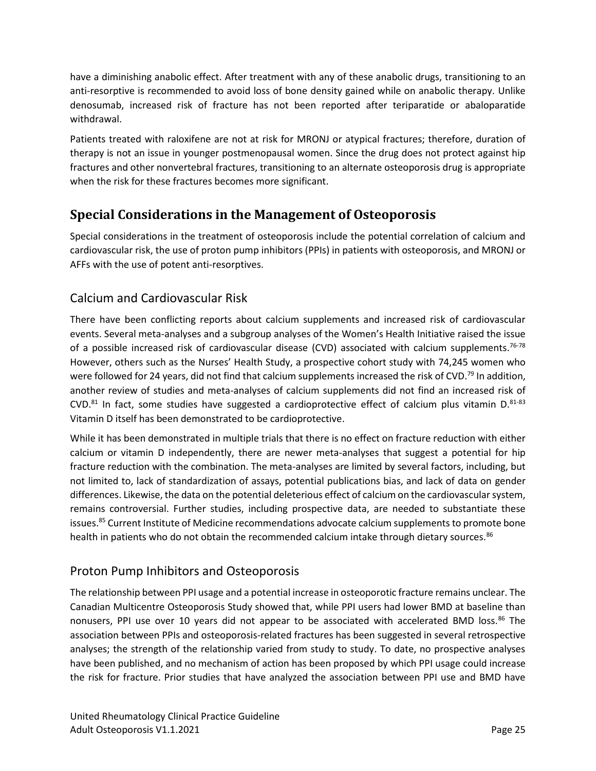have a diminishing anabolic effect. After treatment with any of these anabolic drugs, transitioning to an anti-resorptive is recommended to avoid loss of bone density gained while on anabolic therapy. Unlike denosumab, increased risk of fracture has not been reported after teriparatide or abaloparatide withdrawal.

Patients treated with raloxifene are not at risk for MRONJ or atypical fractures; therefore, duration of therapy is not an issue in younger postmenopausal women. Since the drug does not protect against hip fractures and other nonvertebral fractures, transitioning to an alternate osteoporosis drug is appropriate when the risk for these fractures becomes more significant.

## Special Considerations in the Management of Osteoporosis

Special considerations in the treatment of osteoporosis include the potential correlation of calcium and cardiovascular risk, the use of proton pump inhibitors (PPIs) in patients with osteoporosis, and MRONJ or AFFs with the use of potent anti-resorptives.

### Calcium and Cardiovascular Risk

There have been conflicting reports about calcium supplements and increased risk of cardiovascular events. Several meta-analyses and a subgroup analyses of the Women's Health Initiative raised the issue of a possible increased risk of cardiovascular disease (CVD) associated with calcium supplements.[76-78] However, others such as the Nurses' Health Study, a prospective cohort study with 74,245 women who were followed for 24 years, did not find that calcium supplements increased the risk of CVD.[79] In addition, another review of studies and meta-analyses of calcium supplements did not find an increased risk of CVD.[81] In fact, some studies have suggested a cardioprotective effect of calcium plus vitamin D.[81-83] Vitamin D itself has been demonstrated to be cardioprotective.

While it has been demonstrated in multiple trials that there is no effect on fracture reduction with either calcium or vitamin D independently, there are newer meta-analyses that suggest a potential for hip fracture reduction with the combination. The meta-analyses are limited by several factors, including, but not limited to, lack of standardization of assays, potential publications bias, and lack of data on gender differences. Likewise, the data on the potential deleterious effect of calcium on the cardiovascular system, remains controversial. Further studies, including prospective data, are needed to substantiate these issues.[85] Current Institute of Medicine recommendations advocate calcium supplements to promote bone health in patients who do not obtain the recommended calcium intake through dietary sources.[86]

### Proton Pump Inhibitors and Osteoporosis

The relationship between PPI usage and a potential increase in osteoporotic fracture remains unclear. The Canadian Multicentre Osteoporosis Study showed that, while PPI users had lower BMD at baseline than nonusers, PPI use over 10 years did not appear to be associated with accelerated BMD loss.[86] The association between PPIs and osteoporosis-related fractures has been suggested in several retrospective analyses; the strength of the relationship varied from study to study. To date, no prospective analyses have been published, and no mechanism of action has been proposed by which PPI usage could increase the risk for fracture. Prior studies that have analyzed the association between PPI use and BMD have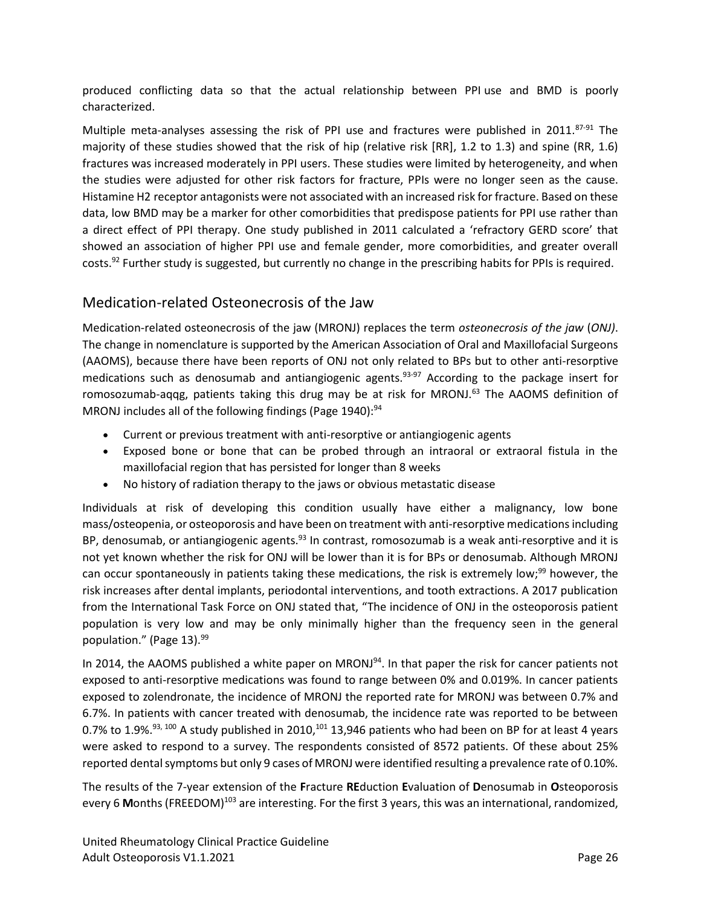produced conflicting data so that the actual relationship between PPI use and BMD is poorly characterized.

Multiple meta-analyses assessing the risk of PPI use and fractures were published in 2011.[87-91] The majority of these studies showed that the risk of hip (relative risk [RR], 1.2 to 1.3) and spine (RR, 1.6) fractures was increased moderately in PPI users. These studies were limited by heterogeneity, and when the studies were adjusted for other risk factors for fracture, PPIs were no longer seen as the cause. Histamine H2 receptor antagonists were not associated with an increased risk for fracture. Based on these data, low BMD may be a marker for other comorbidities that predispose patients for PPI use rather than a direct effect of PPI therapy. One study published in 2011 calculated a 'refractory GERD score' that showed an association of higher PPI use and female gender, more comorbidities, and greater overall costs.[92] Further study is suggested, but currently no change in the prescribing habits for PPIs is required.

## Medication-related Osteonecrosis of the Jaw

Medication-related osteonecrosis of the jaw (MRONJ) replaces the term *osteonecrosis of the jaw* (*ONJ)*. The change in nomenclature is supported by the American Association of Oral and Maxillofacial Surgeons (AAOMS), because there have been reports of ONJ not only related to BPs but to other anti-resorptive medications such as denosumab and antiangiogenic agents.[93-97] According to the package insert for romosozumab-aqqg, patients taking this drug may be at risk for MRONJ.[63] The AAOMS definition of MRONJ includes all of the following findings (Page 1940):[94]

- Current or previous treatment with anti-resorptive or antiangiogenic agents
- Exposed bone or bone that can be probed through an intraoral or extraoral fistula in the maxillofacial region that has persisted for longer than 8 weeks
- No history of radiation therapy to the jaws or obvious metastatic disease

Individuals at risk of developing this condition usually have either a malignancy, low bone mass/osteopenia, or osteoporosis and have been on treatment with anti-resorptive medications including BP, denosumab, or antiangiogenic agents.[93] In contrast, romosozumab is a weak anti-resorptive and it is not yet known whether the risk for ONJ will be lower than it is for BPs or denosumab. Although MRONJ can occur spontaneously in patients taking these medications, the risk is extremely low;[99] however, the risk increases after dental implants, periodontal interventions, and tooth extractions. A 2017 publication from the International Task Force on ONJ stated that, "The incidence of ONJ in the osteoporosis patient population is very low and may be only minimally higher than the frequency seen in the general population." (Page 13).[99]

In 2014, the AAOMS published a white paper on MRONJ[94]. In that paper the risk for cancer patients not exposed to anti-resorptive medications was found to range between 0% and 0.019%. In cancer patients exposed to zolendronate, the incidence of MRONJ the reported rate for MRONJ was between 0.7% and 6.7%. In patients with cancer treated with denosumab, the incidence rate was reported to be between 0.7% to 1.9%.[93, 100] A study published in 2010,[101] 13,946 patients who had been on BP for at least 4 years were asked to respond to a survey. The respondents consisted of 8572 patients. Of these about 25% reported dental symptoms but only 9 cases of MRONJ were identified resulting a prevalence rate of 0.10%.

The results of the 7-year extension of the **F**racture **RE**duction **E**valuation of **D**enosumab in **O**steoporosis every 6 **M**onths (FREEDOM)[103] are interesting. For the first 3 years, this was an international, randomized,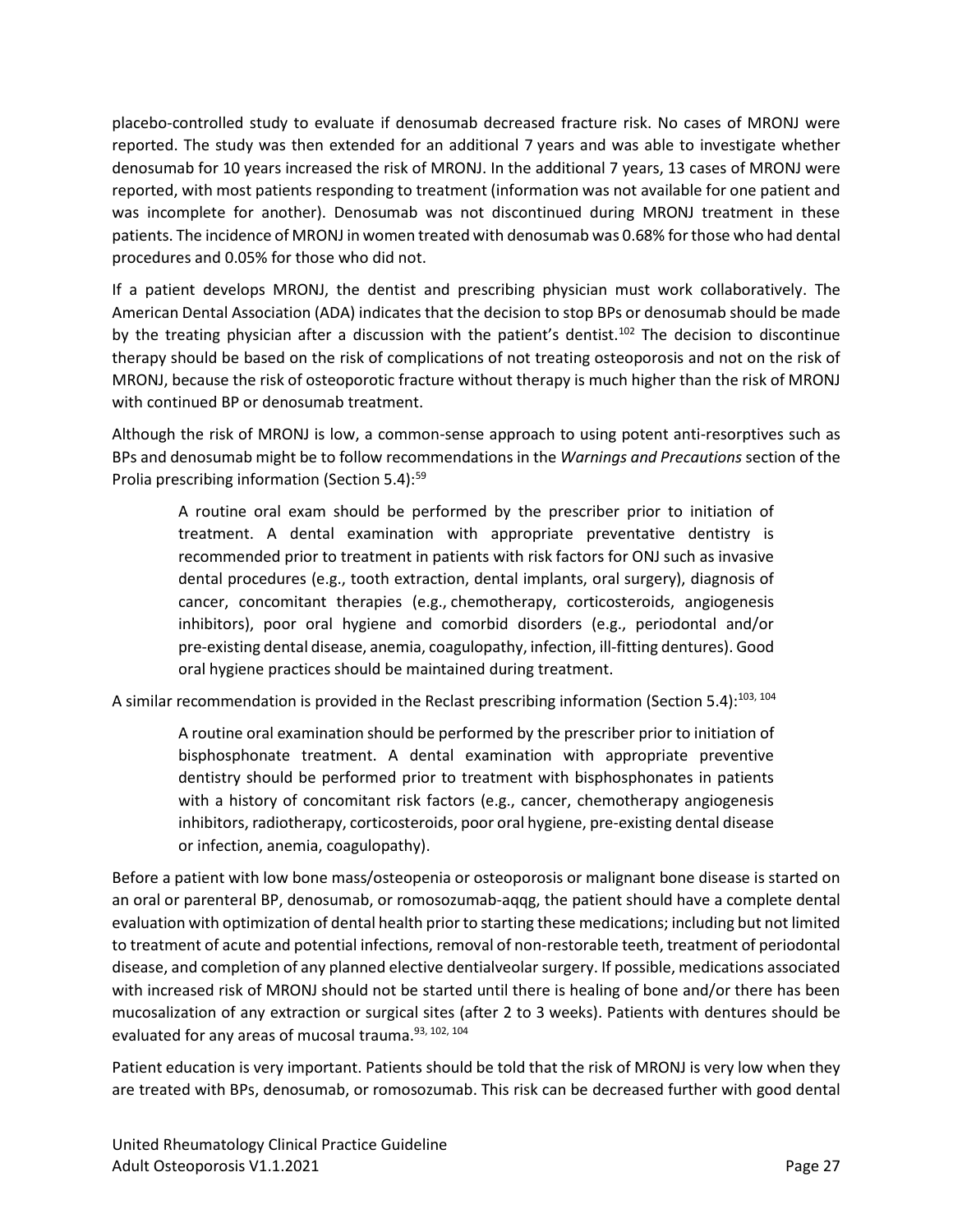placebo-controlled study to evaluate if denosumab decreased fracture risk. No cases of MRONJ were reported. The study was then extended for an additional 7 years and was able to investigate whether denosumab for 10 years increased the risk of MRONJ. In the additional 7 years, 13 cases of MRONJ were reported, with most patients responding to treatment (information was not available for one patient and was incomplete for another). Denosumab was not discontinued during MRONJ treatment in these patients. The incidence of MRONJ in women treated with denosumab was 0.68% for those who had dental procedures and 0.05% for those who did not.

If a patient develops MRONJ, the dentist and prescribing physician must work collaboratively. The American Dental Association (ADA) indicates that the decision to stop BPs or denosumab should be made by the treating physician after a discussion with the patient's dentist.[102] The decision to discontinue therapy should be based on the risk of complications of not treating osteoporosis and not on the risk of MRONJ, because the risk of osteoporotic fracture without therapy is much higher than the risk of MRONJ with continued BP or denosumab treatment.

Although the risk of MRONJ is low, a common-sense approach to using potent anti-resorptives such as BPs and denosumab might be to follow recommendations in the *Warnings and Precautions* section of the Prolia prescribing information (Section 5.4):[59]

> A routine oral exam should be performed by the prescriber prior to initiation of treatment. A dental examination with appropriate preventative dentistry is recommended prior to treatment in patients with risk factors for ONJ such as invasive dental procedures (e.g., tooth extraction, dental implants, oral surgery), diagnosis of cancer, concomitant therapies (e.g., chemotherapy, corticosteroids, angiogenesis inhibitors), poor oral hygiene and comorbid disorders (e.g., periodontal and/or pre-existing dental disease, anemia, coagulopathy, infection, ill-fitting dentures). Good oral hygiene practices should be maintained during treatment.

A similar recommendation is provided in the Reclast prescribing information (Section 5.4):[103, 104]

> A routine oral examination should be performed by the prescriber prior to initiation of bisphosphonate treatment. A dental examination with appropriate preventive dentistry should be performed prior to treatment with bisphosphonates in patients with a history of concomitant risk factors (e.g., cancer, chemotherapy angiogenesis inhibitors, radiotherapy, corticosteroids, poor oral hygiene, pre-existing dental disease or infection, anemia, coagulopathy).

Before a patient with low bone mass/osteopenia or osteoporosis or malignant bone disease is started on an oral or parenteral BP, denosumab, or romosozumab-aqqg, the patient should have a complete dental evaluation with optimization of dental health prior to starting these medications; including but not limited to treatment of acute and potential infections, removal of non-restorable teeth, treatment of periodontal disease, and completion of any planned elective dentialveolar surgery. If possible, medications associated with increased risk of MRONJ should not be started until there is healing of bone and/or there has been mucosalization of any extraction or surgical sites (after 2 to 3 weeks). Patients with dentures should be evaluated for any areas of mucosal trauma.[93, 102, 104]

Patient education is very important. Patients should be told that the risk of MRONJ is very low when they are treated with BPs, denosumab, or romosozumab. This risk can be decreased further with good dental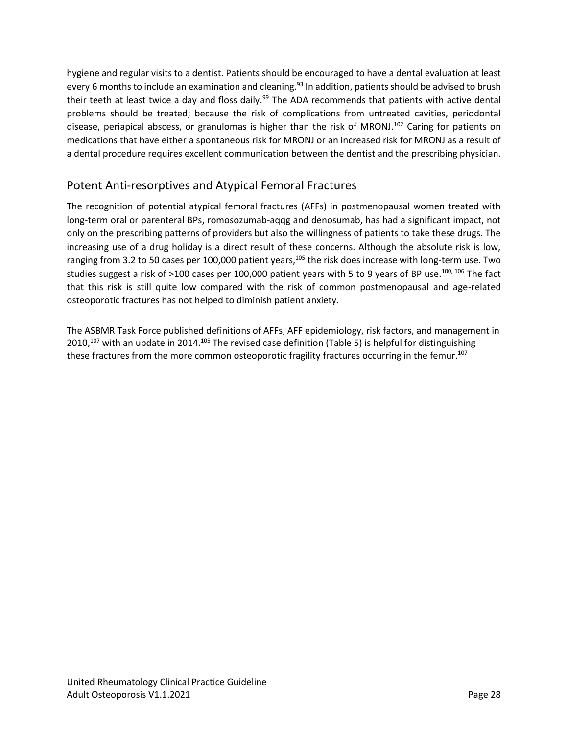hygiene and regular visits to a dentist. Patients should be encouraged to have a dental evaluation at least every 6 months to include an examination and cleaning.[93] In addition, patients should be advised to brush their teeth at least twice a day and floss daily.[99] The ADA recommends that patients with active dental problems should be treated; because the risk of complications from untreated cavities, periodontal disease, periapical abscess, or granulomas is higher than the risk of MRONJ.[102] Caring for patients on medications that have either a spontaneous risk for MRONJ or an increased risk for MRONJ as a result of a dental procedure requires excellent communication between the dentist and the prescribing physician.

## Potent Anti-resorptives and Atypical Femoral Fractures

The recognition of potential atypical femoral fractures (AFFs) in postmenopausal women treated with long-term oral or parenteral BPs, romosozumab-aqqg and denosumab, has had a significant impact, not only on the prescribing patterns of providers but also the willingness of patients to take these drugs. The increasing use of a drug holiday is a direct result of these concerns. Although the absolute risk is low, ranging from 3.2 to 50 cases per 100,000 patient years,[105] the risk does increase with long-term use. Two studies suggest a risk of >100 cases per 100,000 patient years with 5 to 9 years of BP use.[100, 106] The fact that this risk is still quite low compared with the risk of common postmenopausal and age-related osteoporotic fractures has not helped to diminish patient anxiety.

The ASBMR Task Force published definitions of AFFs, AFF epidemiology, risk factors, and management in 2010,[107] with an update in 2014.[105] The revised case definition (Table 5) is helpful for distinguishing these fractures from the more common osteoporotic fragility fractures occurring in the femur.[107]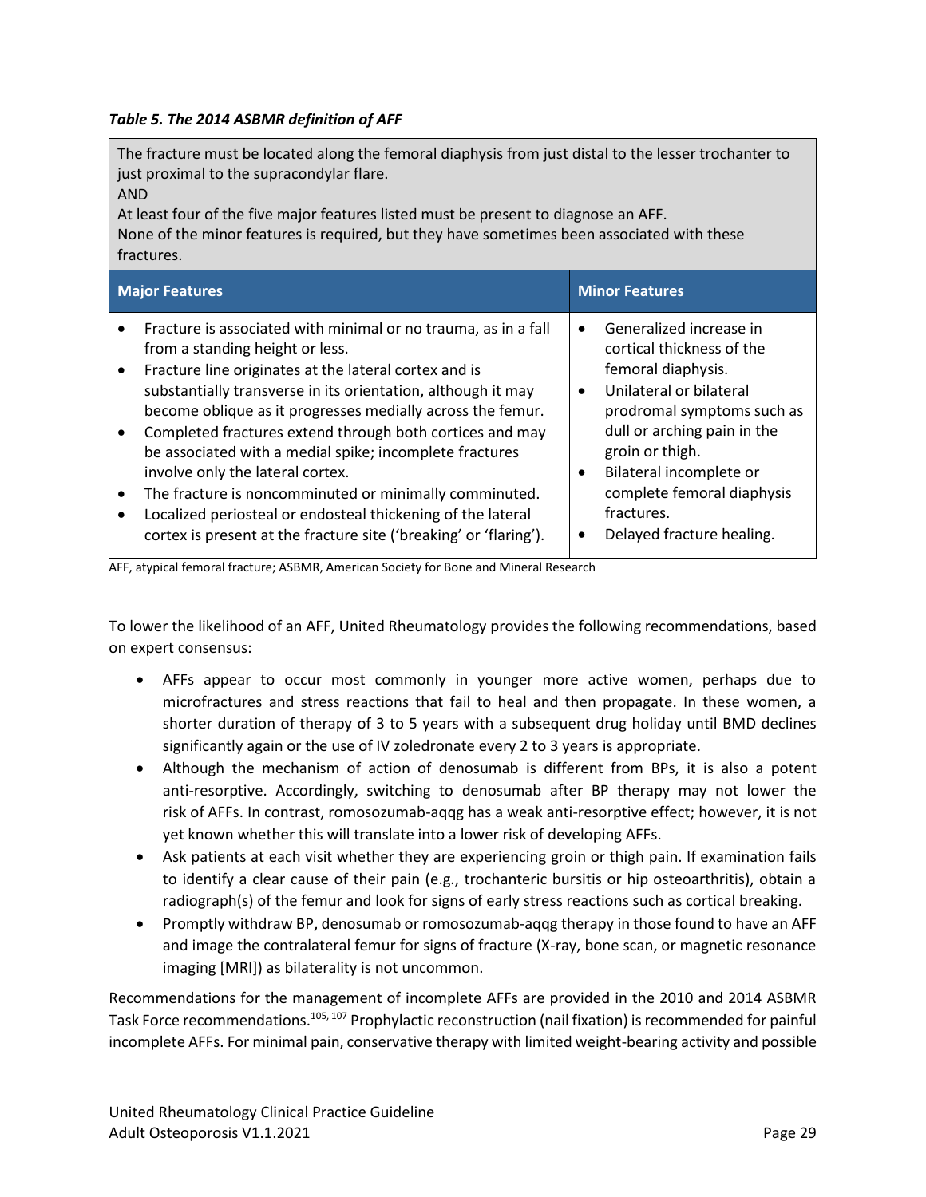*Table 5. The 2014 ASBMR definition of AFF*

The fracture must be located along the femoral diaphysis from just distal to the lesser trochanter to just proximal to the supracondylar flare.
AND
At least four of the five major features listed must be present to diagnose an AFF.
None of the minor features is required, but they have sometimes been associated with these fractures.

| Major Features | Minor Features |
|---|---|
| • Fracture is associated with minimal or no trauma, as in a fall from a standing height or less.<br>• Fracture line originates at the lateral cortex and is substantially transverse in its orientation, although it may become oblique as it progresses medially across the femur.<br>• Completed fractures extend through both cortices and may be associated with a medial spike; incomplete fractures involve only the lateral cortex.<br>• The fracture is noncomminuted or minimally comminuted.<br>• Localized periosteal or endosteal thickening of the lateral cortex is present at the fracture site ('breaking' or 'flaring'). | • Generalized increase in cortical thickness of the femoral diaphysis.<br>• Unilateral or bilateral prodromal symptoms such as dull or arching pain in the groin or thigh.<br>• Bilateral incomplete or complete femoral diaphysis fractures.<br>• Delayed fracture healing. |

AFF, atypical femoral fracture; ASBMR, American Society for Bone and Mineral Research

To lower the likelihood of an AFF, United Rheumatology provides the following recommendations, based on expert consensus:

- AFFs appear to occur most commonly in younger more active women, perhaps due to microfractures and stress reactions that fail to heal and then propagate. In these women, a shorter duration of therapy of 3 to 5 years with a subsequent drug holiday until BMD declines significantly again or the use of IV zoledronate every 2 to 3 years is appropriate.
- Although the mechanism of action of denosumab is different from BPs, it is also a potent anti-resorptive. Accordingly, switching to denosumab after BP therapy may not lower the risk of AFFs. In contrast, romosozumab-aqqg has a weak anti-resorptive effect; however, it is not yet known whether this will translate into a lower risk of developing AFFs.
- Ask patients at each visit whether they are experiencing groin or thigh pain. If examination fails to identify a clear cause of their pain (e.g., trochanteric bursitis or hip osteoarthritis), obtain a radiograph(s) of the femur and look for signs of early stress reactions such as cortical breaking.
- Promptly withdraw BP, denosumab or romosozumab-aqqg therapy in those found to have an AFF and image the contralateral femur for signs of fracture (X-ray, bone scan, or magnetic resonance imaging [MRI]) as bilaterality is not uncommon.

Recommendations for the management of incomplete AFFs are provided in the 2010 and 2014 ASBMR Task Force recommendations.[105, 107] Prophylactic reconstruction (nail fixation) is recommended for painful incomplete AFFs. For minimal pain, conservative therapy with limited weight-bearing activity and possible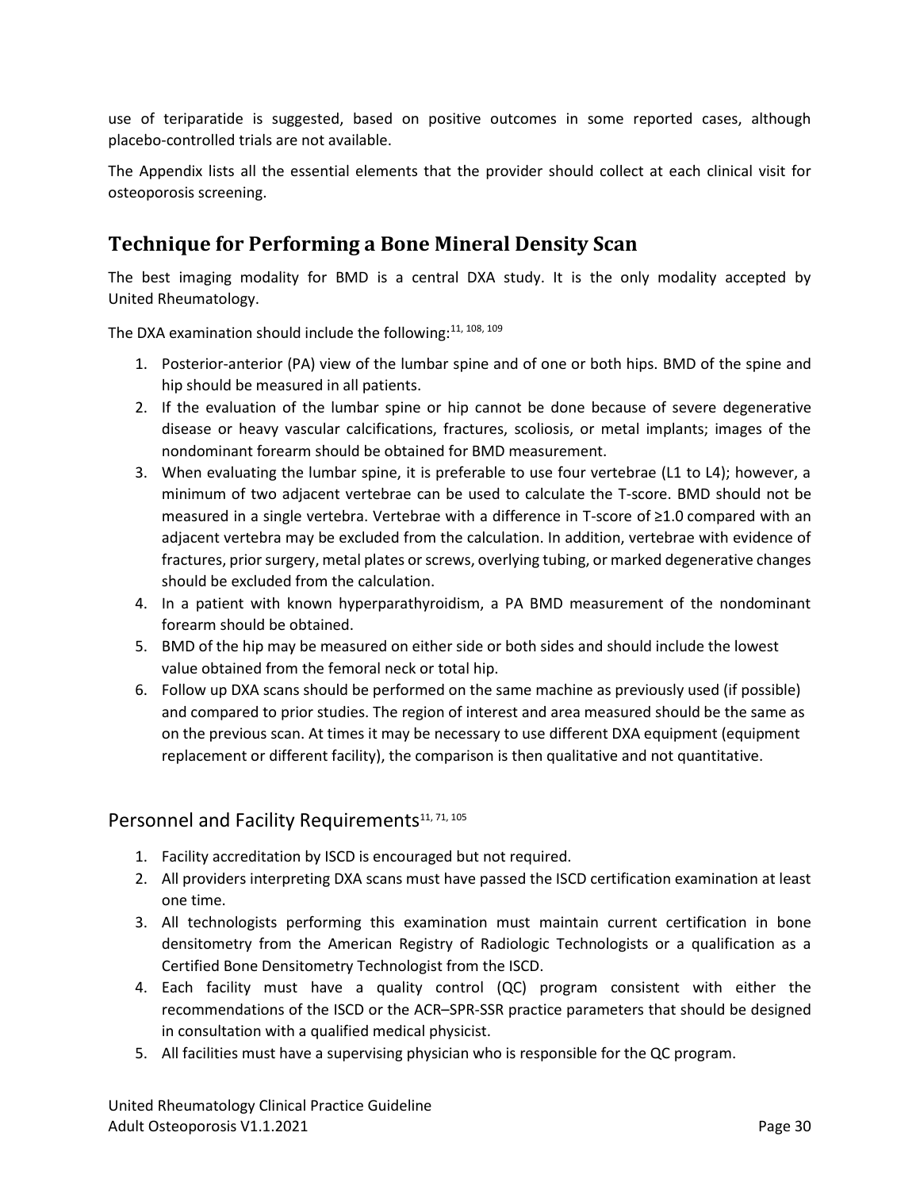use of teriparatide is suggested, based on positive outcomes in some reported cases, although placebo-controlled trials are not available.

The Appendix lists all the essential elements that the provider should collect at each clinical visit for osteoporosis screening.

## Technique for Performing a Bone Mineral Density Scan

The best imaging modality for BMD is a central DXA study. It is the only modality accepted by United Rheumatology.

The DXA examination should include the following:[11, 108, 109]

1. Posterior-anterior (PA) view of the lumbar spine and of one or both hips. BMD of the spine and hip should be measured in all patients.
2. If the evaluation of the lumbar spine or hip cannot be done because of severe degenerative disease or heavy vascular calcifications, fractures, scoliosis, or metal implants; images of the nondominant forearm should be obtained for BMD measurement.
3. When evaluating the lumbar spine, it is preferable to use four vertebrae (L1 to L4); however, a minimum of two adjacent vertebrae can be used to calculate the T-score. BMD should not be measured in a single vertebra. Vertebrae with a difference in T-score of ≥1.0 compared with an adjacent vertebra may be excluded from the calculation. In addition, vertebrae with evidence of fractures, prior surgery, metal plates or screws, overlying tubing, or marked degenerative changes should be excluded from the calculation.
4. In a patient with known hyperparathyroidism, a PA BMD measurement of the nondominant forearm should be obtained.
5. BMD of the hip may be measured on either side or both sides and should include the lowest value obtained from the femoral neck or total hip.
6. Follow up DXA scans should be performed on the same machine as previously used (if possible) and compared to prior studies. The region of interest and area measured should be the same as on the previous scan. At times it may be necessary to use different DXA equipment (equipment replacement or different facility), the comparison is then qualitative and not quantitative.

### Personnel and Facility Requirements[11, 71, 105]

1. Facility accreditation by ISCD is encouraged but not required.
2. All providers interpreting DXA scans must have passed the ISCD certification examination at least one time.
3. All technologists performing this examination must maintain current certification in bone densitometry from the American Registry of Radiologic Technologists or a qualification as a Certified Bone Densitometry Technologist from the ISCD.
4. Each facility must have a quality control (QC) program consistent with either the recommendations of the ISCD or the ACR–SPR-SSR practice parameters that should be designed in consultation with a qualified medical physicist.
5. All facilities must have a supervising physician who is responsible for the QC program.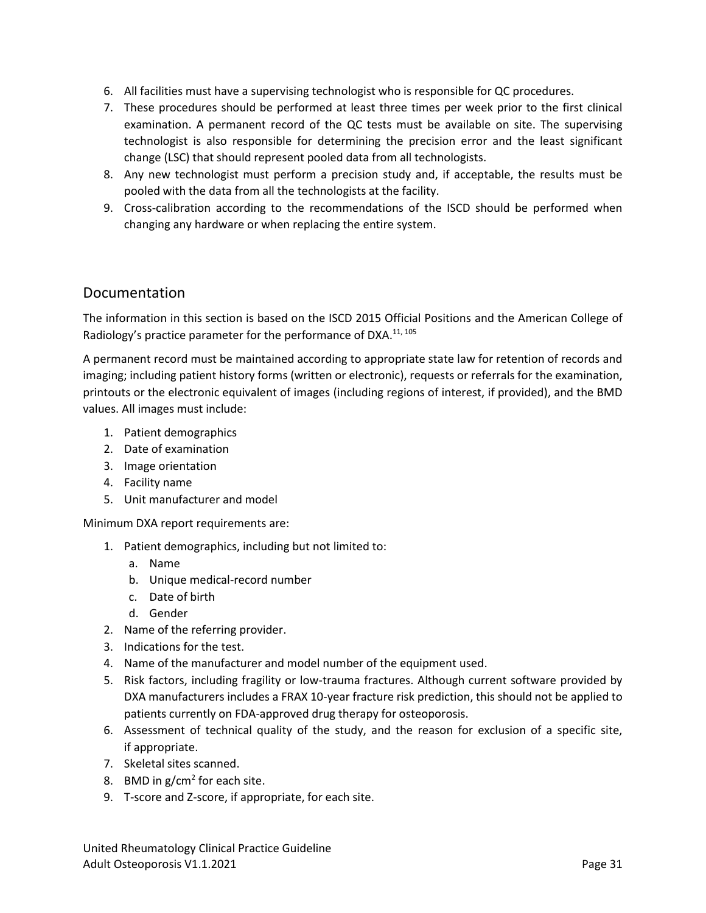6. All facilities must have a supervising technologist who is responsible for QC procedures.
7. These procedures should be performed at least three times per week prior to the first clinical examination. A permanent record of the QC tests must be available on site. The supervising technologist is also responsible for determining the precision error and the least significant change (LSC) that should represent pooled data from all technologists.
8. Any new technologist must perform a precision study and, if acceptable, the results must be pooled with the data from all the technologists at the facility.
9. Cross-calibration according to the recommendations of the ISCD should be performed when changing any hardware or when replacing the entire system.

## Documentation

The information in this section is based on the ISCD 2015 Official Positions and the American College of Radiology's practice parameter for the performance of DXA.[11, 105]

A permanent record must be maintained according to appropriate state law for retention of records and imaging; including patient history forms (written or electronic), requests or referrals for the examination, printouts or the electronic equivalent of images (including regions of interest, if provided), and the BMD values. All images must include:

1. Patient demographics
2. Date of examination
3. Image orientation
4. Facility name
5. Unit manufacturer and model

Minimum DXA report requirements are:

1. Patient demographics, including but not limited to:
   a. Name
   b. Unique medical-record number
   c. Date of birth
   d. Gender
2. Name of the referring provider.
3. Indications for the test.
4. Name of the manufacturer and model number of the equipment used.
5. Risk factors, including fragility or low-trauma fractures. Although current software provided by DXA manufacturers includes a FRAX 10-year fracture risk prediction, this should not be applied to patients currently on FDA-approved drug therapy for osteoporosis.
6. Assessment of technical quality of the study, and the reason for exclusion of a specific site, if appropriate.
7. Skeletal sites scanned.
8. BMD in $g/cm^2$ for each site.
9. T-score and Z-score, if appropriate, for each site.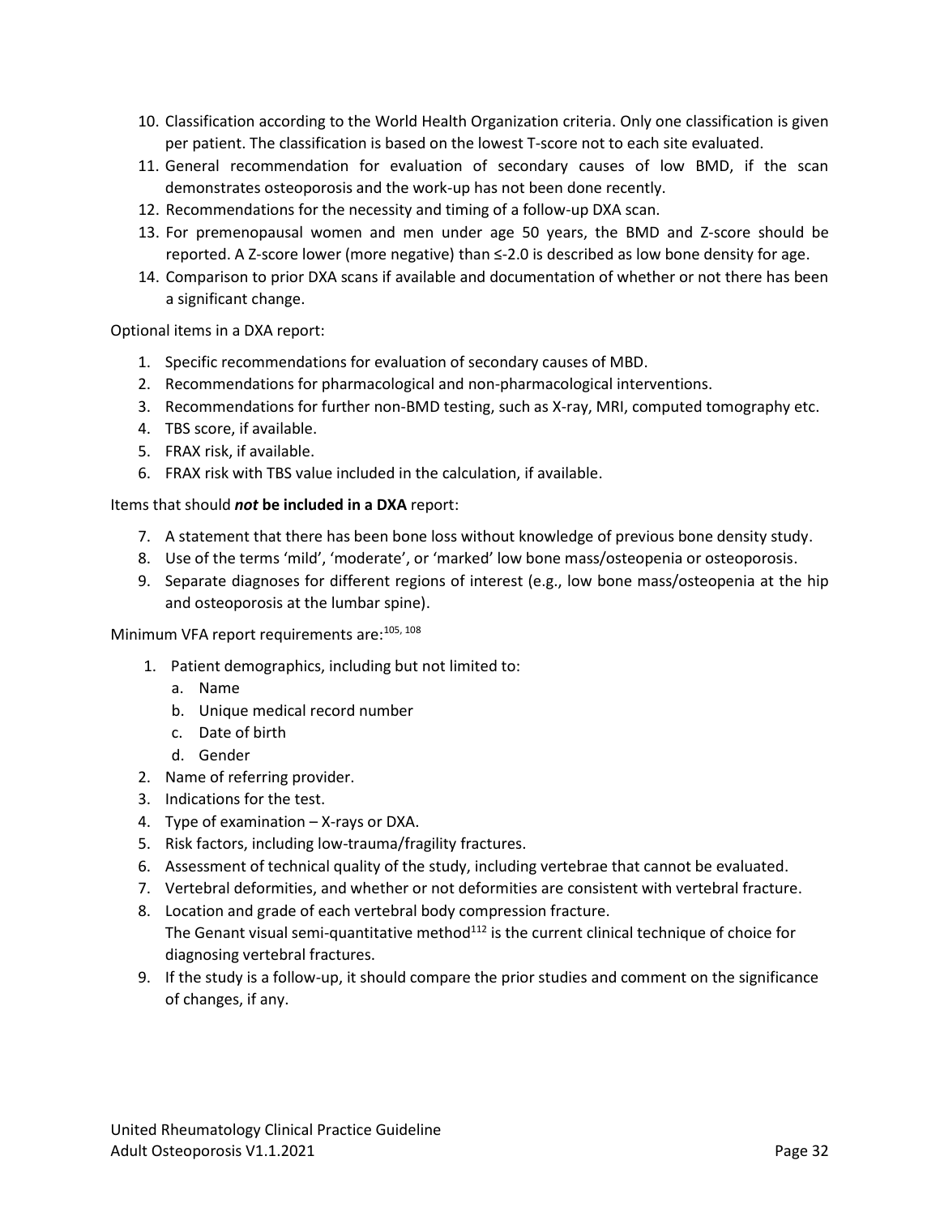10. Classification according to the World Health Organization criteria. Only one classification is given per patient. The classification is based on the lowest T-score not to each site evaluated.
11. General recommendation for evaluation of secondary causes of low BMD, if the scan demonstrates osteoporosis and the work-up has not been done recently.
12. Recommendations for the necessity and timing of a follow-up DXA scan.
13. For premenopausal women and men under age 50 years, the BMD and Z-score should be reported. A Z-score lower (more negative) than ≤-2.0 is described as low bone density for age.
14. Comparison to prior DXA scans if available and documentation of whether or not there has been a significant change.

Optional items in a DXA report:

1. Specific recommendations for evaluation of secondary causes of MBD.
2. Recommendations for pharmacological and non-pharmacological interventions.
3. Recommendations for further non-BMD testing, such as X-ray, MRI, computed tomography etc.
4. TBS score, if available.
5. FRAX risk, if available.
6. FRAX risk with TBS value included in the calculation, if available.

Items that should ***not*** **be included in a DXA** report:

7. A statement that there has been bone loss without knowledge of previous bone density study.
8. Use of the terms 'mild', 'moderate', or 'marked' low bone mass/osteopenia or osteoporosis.
9. Separate diagnoses for different regions of interest (e.g., low bone mass/osteopenia at the hip and osteoporosis at the lumbar spine).

Minimum VFA report requirements are:[105, 108]

1. Patient demographics, including but not limited to:
   a. Name
   b. Unique medical record number
   c. Date of birth
   d. Gender
2. Name of referring provider.
3. Indications for the test.
4. Type of examination – X-rays or DXA.
5. Risk factors, including low-trauma/fragility fractures.
6. Assessment of technical quality of the study, including vertebrae that cannot be evaluated.
7. Vertebral deformities, and whether or not deformities are consistent with vertebral fracture.
8. Location and grade of each vertebral body compression fracture.
   The Genant visual semi-quantitative method[112] is the current clinical technique of choice for diagnosing vertebral fractures.
9. If the study is a follow-up, it should compare the prior studies and comment on the significance of changes, if any.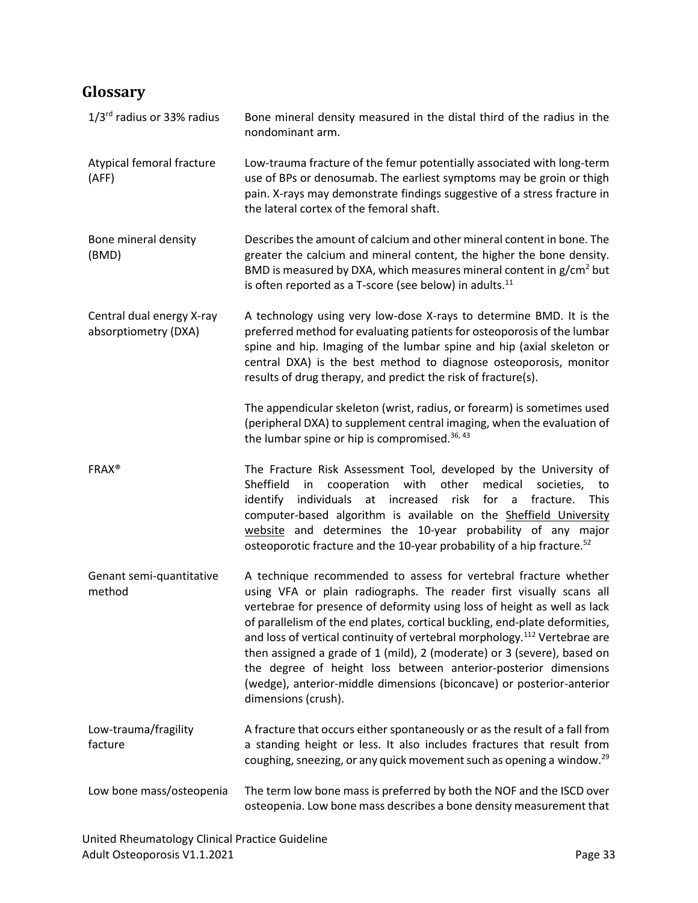## Glossary

| | |
|---|---|
| 1/3rd radius or 33% radius | Bone mineral density measured in the distal third of the radius in the nondominant arm. |
| Atypical femoral fracture (AFF) | Low-trauma fracture of the femur potentially associated with long-term use of BPs or denosumab. The earliest symptoms may be groin or thigh pain. X-rays may demonstrate findings suggestive of a stress fracture in the lateral cortex of the femoral shaft. |
| Bone mineral density (BMD) | Describes the amount of calcium and other mineral content in bone. The greater the calcium and mineral content, the higher the bone density. BMD is measured by DXA, which measures mineral content in g/cm$^2$ but is often reported as a T-score (see below) in adults.[11] |
| Central dual energy X-ray absorptiometry (DXA) | A technology using very low-dose X-rays to determine BMD. It is the preferred method for evaluating patients for osteoporosis of the lumbar spine and hip. Imaging of the lumbar spine and hip (axial skeleton or central DXA) is the best method to diagnose osteoporosis, monitor results of drug therapy, and predict the risk of fracture(s).<br><br>The appendicular skeleton (wrist, radius, or forearm) is sometimes used (peripheral DXA) to supplement central imaging, when the evaluation of the lumbar spine or hip is compromised.[36, 43] |
| FRAX® | The Fracture Risk Assessment Tool, developed by the University of Sheffield in cooperation with other medical societies, to identify individuals at increased risk for a fracture. This computer-based algorithm is available on the Sheffield University website and determines the 10-year probability of any major osteoporotic fracture and the 10-year probability of a hip fracture.[52] |
| Genant semi-quantitative method | A technique recommended to assess for vertebral fracture whether using VFA or plain radiographs. The reader first visually scans all vertebrae for presence of deformity using loss of height as well as lack of parallelism of the end plates, cortical buckling, end-plate deformities, and loss of vertical continuity of vertebral morphology.[112] Vertebrae are then assigned a grade of 1 (mild), 2 (moderate) or 3 (severe), based on the degree of height loss between anterior-posterior dimensions (wedge), anterior-middle dimensions (biconcave) or posterior-anterior dimensions (crush). |
| Low-trauma/fragility facture | A fracture that occurs either spontaneously or as the result of a fall from a standing height or less. It also includes fractures that result from coughing, sneezing, or any quick movement such as opening a window.[29] |
| Low bone mass/osteopenia | The term low bone mass is preferred by both the NOF and the ISCD over osteopenia. Low bone mass describes a bone density measurement that |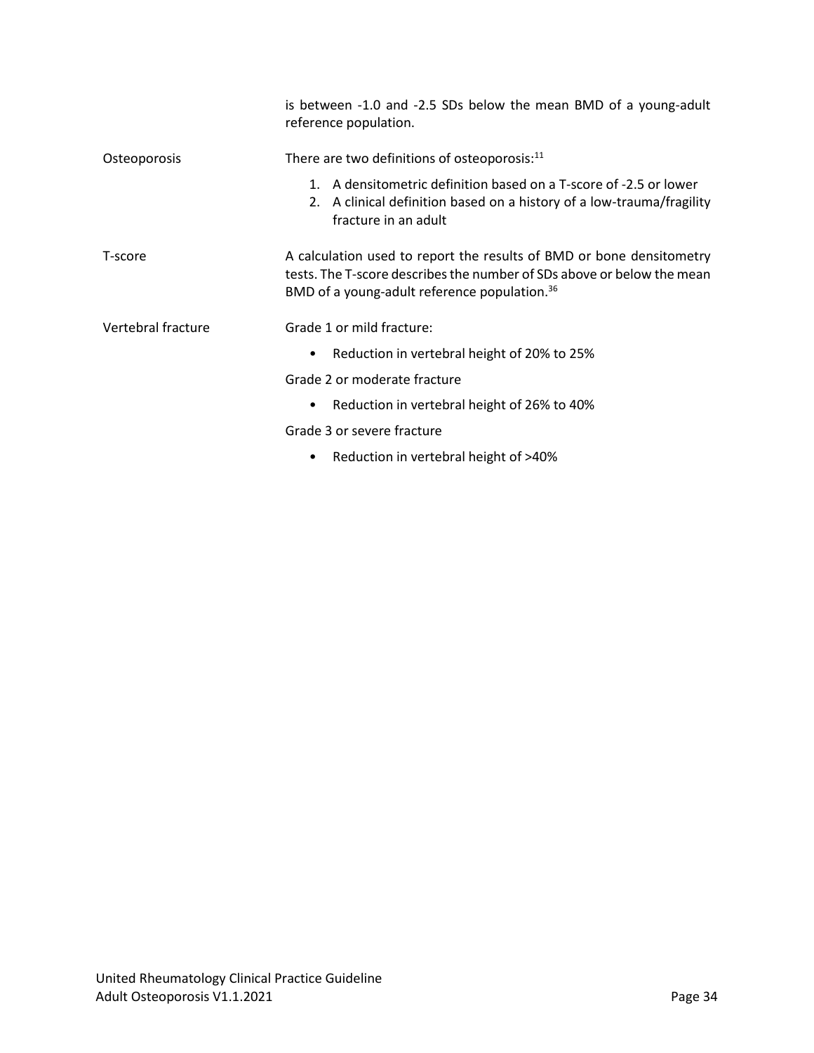| | |
|---|---|
| | is between -1.0 and -2.5 SDs below the mean BMD of a young-adult reference population. |
| Osteoporosis | There are two definitions of osteoporosis:[11]<br>1. A densitometric definition based on a T-score of -2.5 or lower<br>2. A clinical definition based on a history of a low-trauma/fragility fracture in an adult |
| T-score | A calculation used to report the results of BMD or bone densitometry tests. The T-score describes the number of SDs above or below the mean BMD of a young-adult reference population.[36] |
| Vertebral fracture | Grade 1 or mild fracture:<br>• Reduction in vertebral height of 20% to 25%<br>Grade 2 or moderate fracture<br>• Reduction in vertebral height of 26% to 40%<br>Grade 3 or severe fracture<br>• Reduction in vertebral height of >40% |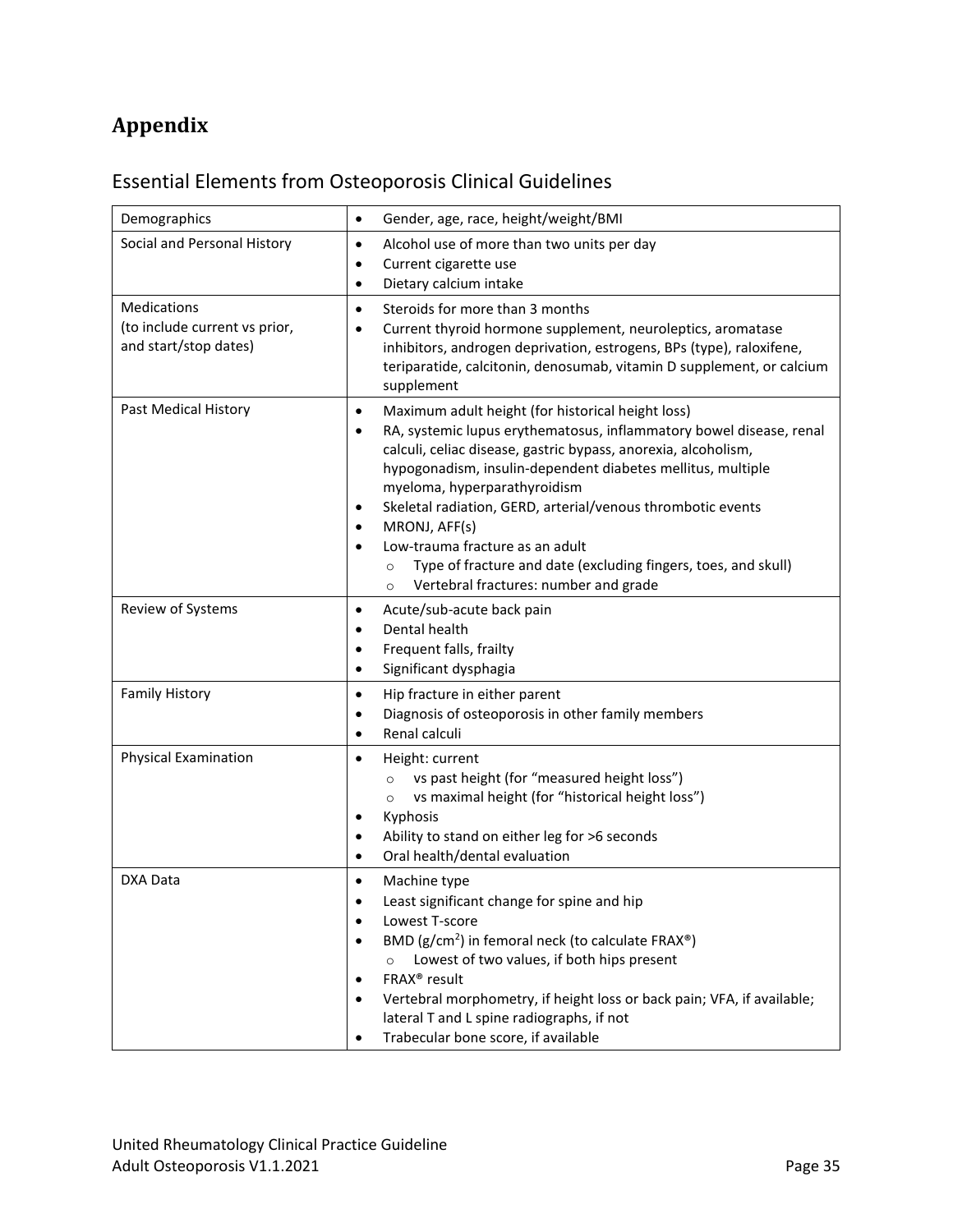# Appendix

## Essential Elements from Osteoporosis Clinical Guidelines

| | |
|---|---|
| Demographics | • Gender, age, race, height/weight/BMI |
| Social and Personal History | • Alcohol use of more than two units per day<br>• Current cigarette use<br>• Dietary calcium intake |
| Medications (to include current vs prior, and start/stop dates) | • Steroids for more than 3 months<br>• Current thyroid hormone supplement, neuroleptics, aromatase inhibitors, androgen deprivation, estrogens, BPs (type), raloxifene, teriparatide, calcitonin, denosumab, vitamin D supplement, or calcium supplement |
| Past Medical History | • Maximum adult height (for historical height loss)<br>• RA, systemic lupus erythematosus, inflammatory bowel disease, renal calculi, celiac disease, gastric bypass, anorexia, alcoholism, hypogonadism, insulin-dependent diabetes mellitus, multiple myeloma, hyperparathyroidism<br>• Skeletal radiation, GERD, arterial/venous thrombotic events<br>• MRONJ, AFF(s)<br>• Low-trauma fracture as an adult<br>  ○ Type of fracture and date (excluding fingers, toes, and skull)<br>  ○ Vertebral fractures: number and grade |
| Review of Systems | • Acute/sub-acute back pain<br>• Dental health<br>• Frequent falls, frailty<br>• Significant dysphagia |
| Family History | • Hip fracture in either parent<br>• Diagnosis of osteoporosis in other family members<br>• Renal calculi |
| Physical Examination | • Height: current<br>  ○ vs past height (for "measured height loss")<br>  ○ vs maximal height (for "historical height loss")<br>• Kyphosis<br>• Ability to stand on either leg for >6 seconds<br>• Oral health/dental evaluation |
| DXA Data | • Machine type<br>• Least significant change for spine and hip<br>• Lowest T-score<br>• BMD (g/cm$^2$) in femoral neck (to calculate FRAX®)<br>  ○ Lowest of two values, if both hips present<br>• FRAX® result<br>• Vertebral morphometry, if height loss or back pain; VFA, if available; lateral T and L spine radiographs, if not<br>• Trabecular bone score, if available |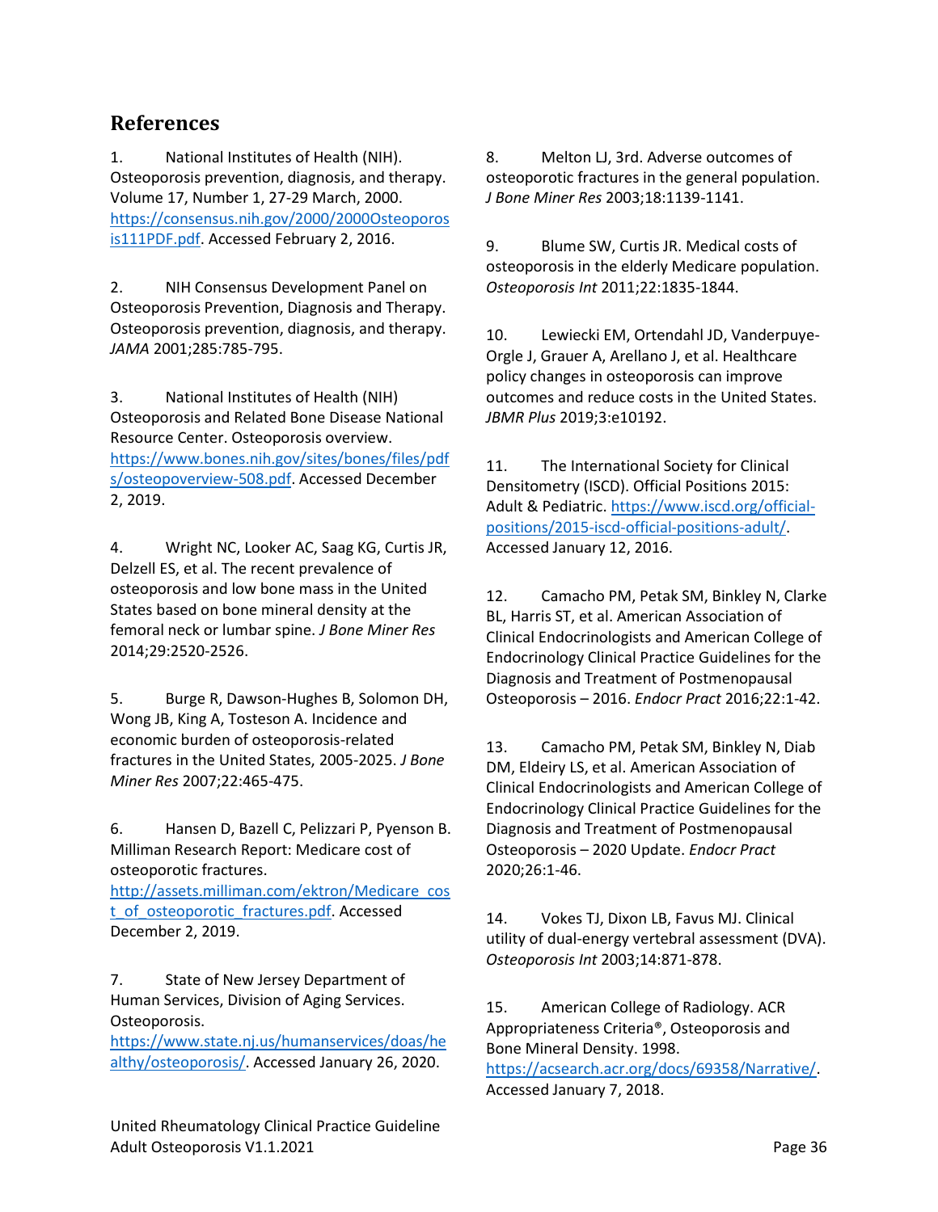## References

1. National Institutes of Health (NIH). Osteoporosis prevention, diagnosis, and therapy. Volume 17, Number 1, 27-29 March, 2000. https://consensus.nih.gov/2000/2000Osteoporosis111PDF.pdf. Accessed February 2, 2016.

2. NIH Consensus Development Panel on Osteoporosis Prevention, Diagnosis and Therapy. Osteoporosis prevention, diagnosis, and therapy. *JAMA* 2001;285:785-795.

3. National Institutes of Health (NIH) Osteoporosis and Related Bone Disease National Resource Center. Osteoporosis overview. https://www.bones.nih.gov/sites/bones/files/pdfs/osteopoverview-508.pdf. Accessed December 2, 2019.

4. Wright NC, Looker AC, Saag KG, Curtis JR, Delzell ES, et al. The recent prevalence of osteoporosis and low bone mass in the United States based on bone mineral density at the femoral neck or lumbar spine. *J Bone Miner Res* 2014;29:2520-2526.

5. Burge R, Dawson-Hughes B, Solomon DH, Wong JB, King A, Tosteson A. Incidence and economic burden of osteoporosis-related fractures in the United States, 2005-2025. *J Bone Miner Res* 2007;22:465-475.

6. Hansen D, Bazell C, Pelizzari P, Pyenson B. Milliman Research Report: Medicare cost of osteoporotic fractures. http://assets.milliman.com/ektron/Medicare_cost_of_osteoporotic_fractures.pdf. Accessed December 2, 2019.

7. State of New Jersey Department of Human Services, Division of Aging Services. Osteoporosis. https://www.state.nj.us/humanservices/doas/healthy/osteoporosis/. Accessed January 26, 2020.

8. Melton LJ, 3rd. Adverse outcomes of osteoporotic fractures in the general population. *J Bone Miner Res* 2003;18:1139-1141.

9. Blume SW, Curtis JR. Medical costs of osteoporosis in the elderly Medicare population. *Osteoporosis Int* 2011;22:1835-1844.

10. Lewiecki EM, Ortendahl JD, Vanderpuye-Orgle J, Grauer A, Arellano J, et al. Healthcare policy changes in osteoporosis can improve outcomes and reduce costs in the United States. *JBMR Plus* 2019;3:e10192.

11. The International Society for Clinical Densitometry (ISCD). Official Positions 2015: Adult & Pediatric. https://www.iscd.org/official-positions/2015-iscd-official-positions-adult/. Accessed January 12, 2016.

12. Camacho PM, Petak SM, Binkley N, Clarke BL, Harris ST, et al. American Association of Clinical Endocrinologists and American College of Endocrinology Clinical Practice Guidelines for the Diagnosis and Treatment of Postmenopausal Osteoporosis – 2016. *Endocr Pract* 2016;22:1-42.

13. Camacho PM, Petak SM, Binkley N, Diab DM, Eldeiry LS, et al. American Association of Clinical Endocrinologists and American College of Endocrinology Clinical Practice Guidelines for the Diagnosis and Treatment of Postmenopausal Osteoporosis – 2020 Update. *Endocr Pract* 2020;26:1-46.

14. Vokes TJ, Dixon LB, Favus MJ. Clinical utility of dual-energy vertebral assessment (DVA). *Osteoporosis Int* 2003;14:871-878.

15. American College of Radiology. ACR Appropriateness Criteria®, Osteoporosis and Bone Mineral Density. 1998. https://acsearch.acr.org/docs/69358/Narrative/. Accessed January 7, 2018.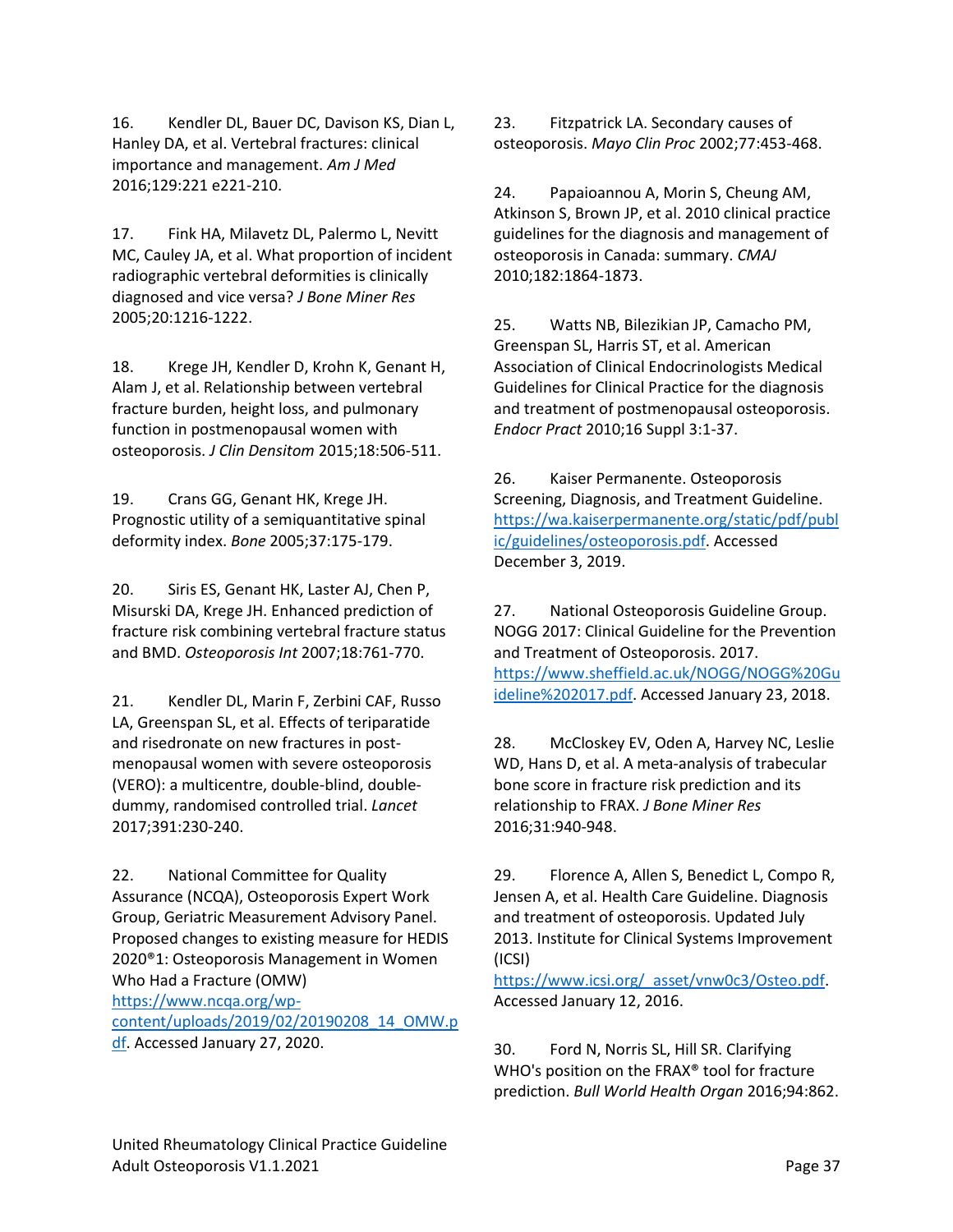16. Kendler DL, Bauer DC, Davison KS, Dian L, Hanley DA, et al. Vertebral fractures: clinical importance and management. *Am J Med* 2016;129:221 e221-210.

17. Fink HA, Milavetz DL, Palermo L, Nevitt MC, Cauley JA, et al. What proportion of incident radiographic vertebral deformities is clinically diagnosed and vice versa? *J Bone Miner Res* 2005;20:1216-1222.

18. Krege JH, Kendler D, Krohn K, Genant H, Alam J, et al. Relationship between vertebral fracture burden, height loss, and pulmonary function in postmenopausal women with osteoporosis. *J Clin Densitom* 2015;18:506-511.

19. Crans GG, Genant HK, Krege JH. Prognostic utility of a semiquantitative spinal deformity index. *Bone* 2005;37:175-179.

20. Siris ES, Genant HK, Laster AJ, Chen P, Misurski DA, Krege JH. Enhanced prediction of fracture risk combining vertebral fracture status and BMD. *Osteoporosis Int* 2007;18:761-770.

21. Kendler DL, Marin F, Zerbini CAF, Russo LA, Greenspan SL, et al. Effects of teriparatide and risedronate on new fractures in post-menopausal women with severe osteoporosis (VERO): a multicentre, double-blind, double-dummy, randomised controlled trial. *Lancet* 2017;391:230-240.

22. National Committee for Quality Assurance (NCQA), Osteoporosis Expert Work Group, Geriatric Measurement Advisory Panel. Proposed changes to existing measure for HEDIS 2020®1: Osteoporosis Management in Women Who Had a Fracture (OMW) https://www.ncqa.org/wp-content/uploads/2019/02/20190208_14_OMW.pdf. Accessed January 27, 2020.

23. Fitzpatrick LA. Secondary causes of osteoporosis. *Mayo Clin Proc* 2002;77:453-468.

24. Papaioannou A, Morin S, Cheung AM, Atkinson S, Brown JP, et al. 2010 clinical practice guidelines for the diagnosis and management of osteoporosis in Canada: summary. *CMAJ* 2010;182:1864-1873.

25. Watts NB, Bilezikian JP, Camacho PM, Greenspan SL, Harris ST, et al. American Association of Clinical Endocrinologists Medical Guidelines for Clinical Practice for the diagnosis and treatment of postmenopausal osteoporosis. *Endocr Pract* 2010;16 Suppl 3:1-37.

26. Kaiser Permanente. Osteoporosis Screening, Diagnosis, and Treatment Guideline. https://wa.kaiserpermanente.org/static/pdf/public/guidelines/osteoporosis.pdf. Accessed December 3, 2019.

27. National Osteoporosis Guideline Group. NOGG 2017: Clinical Guideline for the Prevention and Treatment of Osteoporosis. 2017. https://www.sheffield.ac.uk/NOGG/NOGG%20Guideline%202017.pdf. Accessed January 23, 2018.

28. McCloskey EV, Oden A, Harvey NC, Leslie WD, Hans D, et al. A meta-analysis of trabecular bone score in fracture risk prediction and its relationship to FRAX. *J Bone Miner Res* 2016;31:940-948.

29. Florence A, Allen S, Benedict L, Compo R, Jensen A, et al. Health Care Guideline. Diagnosis and treatment of osteoporosis. Updated July 2013. Institute for Clinical Systems Improvement (ICSI) https://www.icsi.org/_asset/vnw0c3/Osteo.pdf. Accessed January 12, 2016.

30. Ford N, Norris SL, Hill SR. Clarifying WHO's position on the FRAX® tool for fracture prediction. *Bull World Health Organ* 2016;94:862.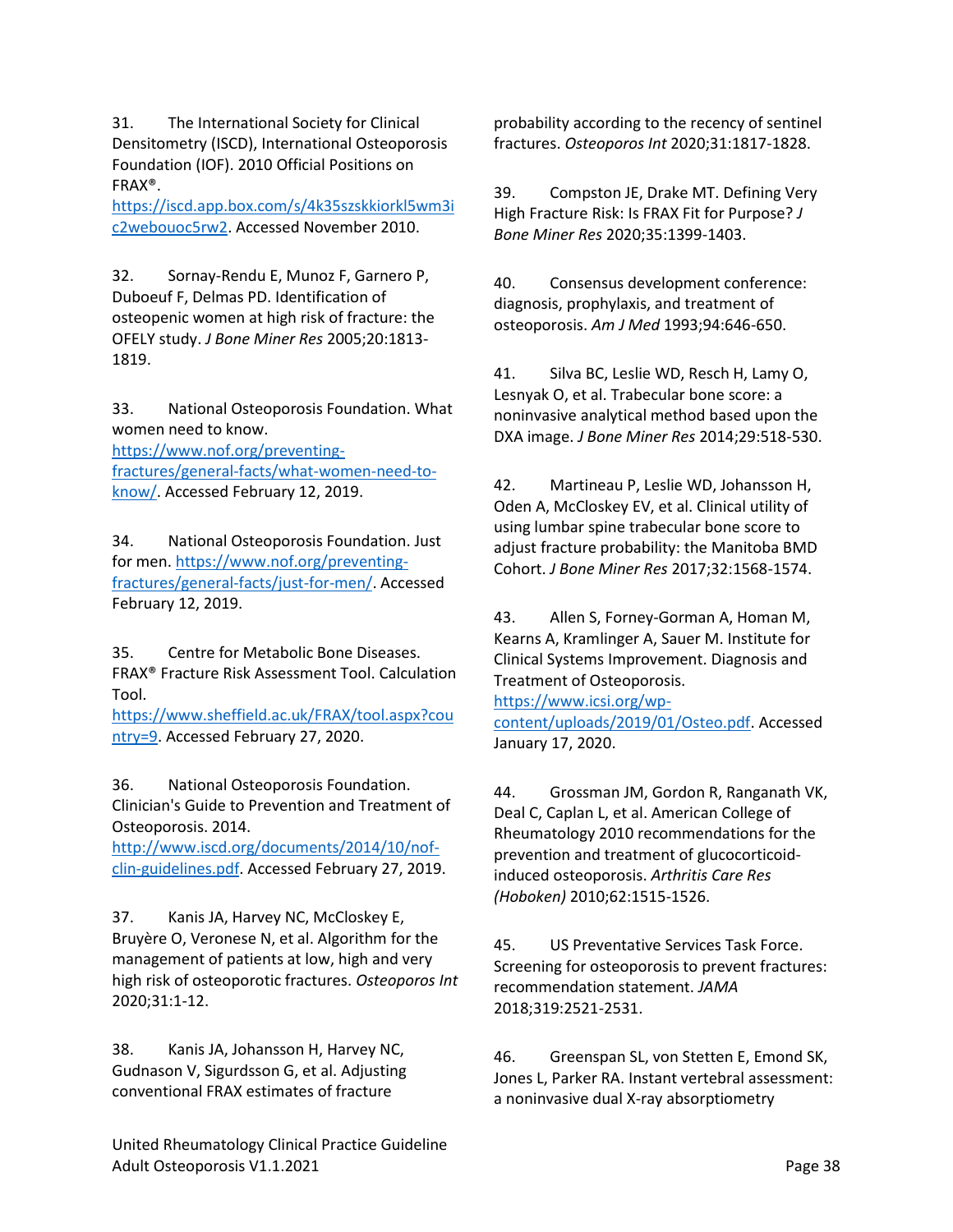31. The International Society for Clinical Densitometry (ISCD), International Osteoporosis Foundation (IOF). 2010 Official Positions on FRAX®. https://iscd.app.box.com/s/4k35szskkiorkl5wm3ic2webouoc5rw2. Accessed November 2010.

32. Sornay-Rendu E, Munoz F, Garnero P, Duboeuf F, Delmas PD. Identification of osteopenic women at high risk of fracture: the OFELY study. *J Bone Miner Res* 2005;20:1813-1819.

33. National Osteoporosis Foundation. What women need to know. https://www.nof.org/preventing-fractures/general-facts/what-women-need-to-know/. Accessed February 12, 2019.

34. National Osteoporosis Foundation. Just for men. https://www.nof.org/preventing-fractures/general-facts/just-for-men/. Accessed February 12, 2019.

35. Centre for Metabolic Bone Diseases. FRAX® Fracture Risk Assessment Tool. Calculation Tool. https://www.sheffield.ac.uk/FRAX/tool.aspx?country=9. Accessed February 27, 2020.

36. National Osteoporosis Foundation. Clinician's Guide to Prevention and Treatment of Osteoporosis. 2014. http://www.iscd.org/documents/2014/10/nof-clin-guidelines.pdf. Accessed February 27, 2019.

37. Kanis JA, Harvey NC, McCloskey E, Bruyère O, Veronese N, et al. Algorithm for the management of patients at low, high and very high risk of osteoporotic fractures. *Osteoporos Int* 2020;31:1-12.

38. Kanis JA, Johansson H, Harvey NC, Gudnason V, Sigurdsson G, et al. Adjusting conventional FRAX estimates of fracture probability according to the recency of sentinel fractures. *Osteoporos Int* 2020;31:1817-1828.

39. Compston JE, Drake MT. Defining Very High Fracture Risk: Is FRAX Fit for Purpose? *J Bone Miner Res* 2020;35:1399-1403.

40. Consensus development conference: diagnosis, prophylaxis, and treatment of osteoporosis. *Am J Med* 1993;94:646-650.

41. Silva BC, Leslie WD, Resch H, Lamy O, Lesnyak O, et al. Trabecular bone score: a noninvasive analytical method based upon the DXA image. *J Bone Miner Res* 2014;29:518-530.

42. Martineau P, Leslie WD, Johansson H, Oden A, McCloskey EV, et al. Clinical utility of using lumbar spine trabecular bone score to adjust fracture probability: the Manitoba BMD Cohort. *J Bone Miner Res* 2017;32:1568-1574.

43. Allen S, Forney-Gorman A, Homan M, Kearns A, Kramlinger A, Sauer M. Institute for Clinical Systems Improvement. Diagnosis and Treatment of Osteoporosis. https://www.icsi.org/wp-content/uploads/2019/01/Osteo.pdf. Accessed January 17, 2020.

44. Grossman JM, Gordon R, Ranganath VK, Deal C, Caplan L, et al. American College of Rheumatology 2010 recommendations for the prevention and treatment of glucocorticoid-induced osteoporosis. *Arthritis Care Res (Hoboken)* 2010;62:1515-1526.

45. US Preventative Services Task Force. Screening for osteoporosis to prevent fractures: recommendation statement. *JAMA* 2018;319:2521-2531.

46. Greenspan SL, von Stetten E, Emond SK, Jones L, Parker RA. Instant vertebral assessment: a noninvasive dual X-ray absorptiometry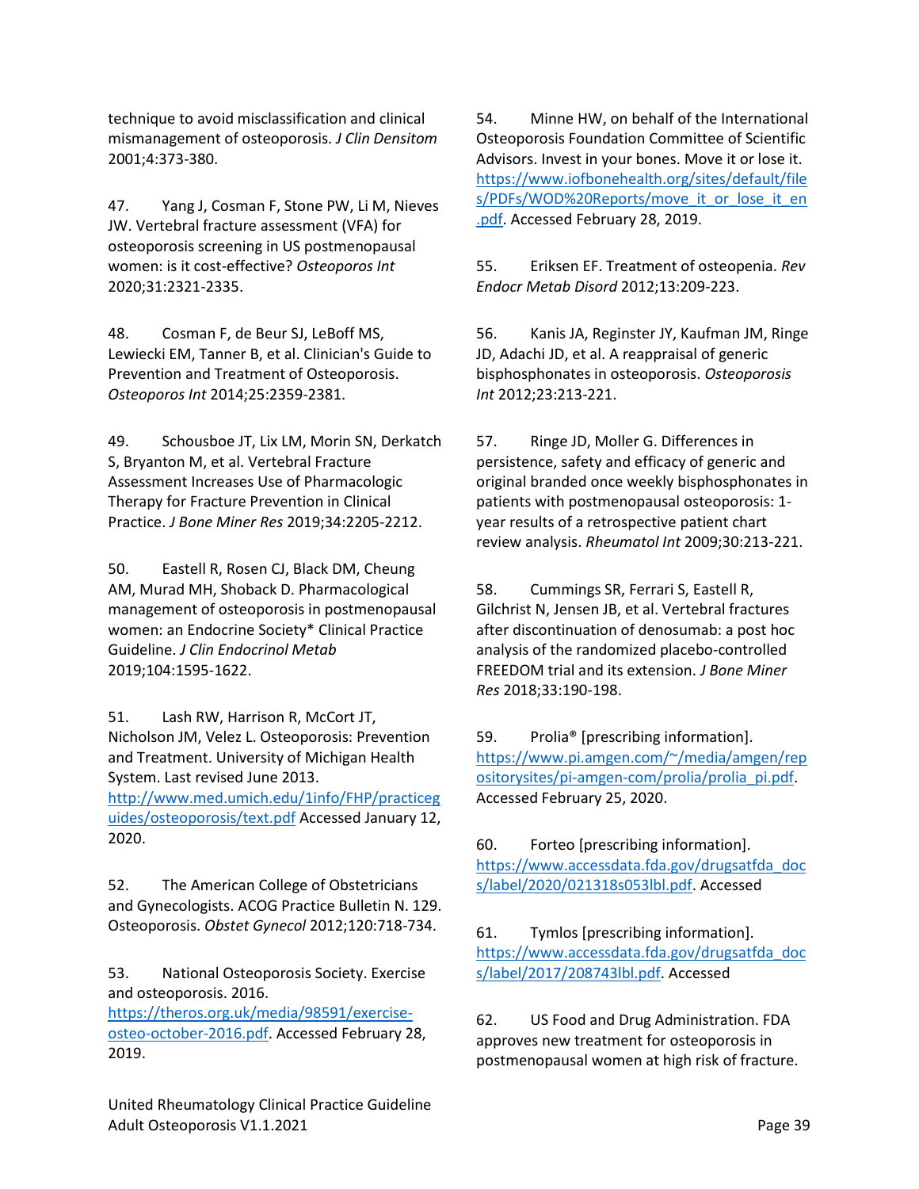technique to avoid misclassification and clinical mismanagement of osteoporosis. *J Clin Densitom* 2001;4:373-380.

47. Yang J, Cosman F, Stone PW, Li M, Nieves JW. Vertebral fracture assessment (VFA) for osteoporosis screening in US postmenopausal women: is it cost-effective? *Osteoporos Int* 2020;31:2321-2335.

48. Cosman F, de Beur SJ, LeBoff MS, Lewiecki EM, Tanner B, et al. Clinician's Guide to Prevention and Treatment of Osteoporosis. *Osteoporos Int* 2014;25:2359-2381.

49. Schousboe JT, Lix LM, Morin SN, Derkatch S, Bryanton M, et al. Vertebral Fracture Assessment Increases Use of Pharmacologic Therapy for Fracture Prevention in Clinical Practice. *J Bone Miner Res* 2019;34:2205-2212.

50. Eastell R, Rosen CJ, Black DM, Cheung AM, Murad MH, Shoback D. Pharmacological management of osteoporosis in postmenopausal women: an Endocrine Society* Clinical Practice Guideline. *J Clin Endocrinol Metab* 2019;104:1595-1622.

51. Lash RW, Harrison R, McCort JT, Nicholson JM, Velez L. Osteoporosis: Prevention and Treatment. University of Michigan Health System. Last revised June 2013. http://www.med.umich.edu/1info/FHP/practiceguides/osteoporosis/text.pdf Accessed January 12, 2020.

52. The American College of Obstetricians and Gynecologists. ACOG Practice Bulletin N. 129. Osteoporosis. *Obstet Gynecol* 2012;120:718-734.

53. National Osteoporosis Society. Exercise and osteoporosis. 2016. https://theros.org.uk/media/98591/exercise-osteo-october-2016.pdf. Accessed February 28, 2019.

54. Minne HW, on behalf of the International Osteoporosis Foundation Committee of Scientific Advisors. Invest in your bones. Move it or lose it. https://www.iofbonehealth.org/sites/default/files/PDFs/WOD%20Reports/move_it_or_lose_it_en.pdf. Accessed February 28, 2019.

55. Eriksen EF. Treatment of osteopenia. *Rev Endocr Metab Disord* 2012;13:209-223.

56. Kanis JA, Reginster JY, Kaufman JM, Ringe JD, Adachi JD, et al. A reappraisal of generic bisphosphonates in osteoporosis. *Osteoporosis Int* 2012;23:213-221.

57. Ringe JD, Moller G. Differences in persistence, safety and efficacy of generic and original branded once weekly bisphosphonates in patients with postmenopausal osteoporosis: 1-year results of a retrospective patient chart review analysis. *Rheumatol Int* 2009;30:213-221.

58. Cummings SR, Ferrari S, Eastell R, Gilchrist N, Jensen JB, et al. Vertebral fractures after discontinuation of denosumab: a post hoc analysis of the randomized placebo-controlled FREEDOM trial and its extension. *J Bone Miner Res* 2018;33:190-198.

59. Prolia® [prescribing information]. https://www.pi.amgen.com/~/media/amgen/repositorysites/pi-amgen-com/prolia/prolia_pi.pdf. Accessed February 25, 2020.

60. Forteo [prescribing information]. https://www.accessdata.fda.gov/drugsatfda_docs/label/2020/021318s053lbl.pdf. Accessed

61. Tymlos [prescribing information]. https://www.accessdata.fda.gov/drugsatfda_docs/label/2017/208743lbl.pdf. Accessed

62. US Food and Drug Administration. FDA approves new treatment for osteoporosis in postmenopausal women at high risk of fracture.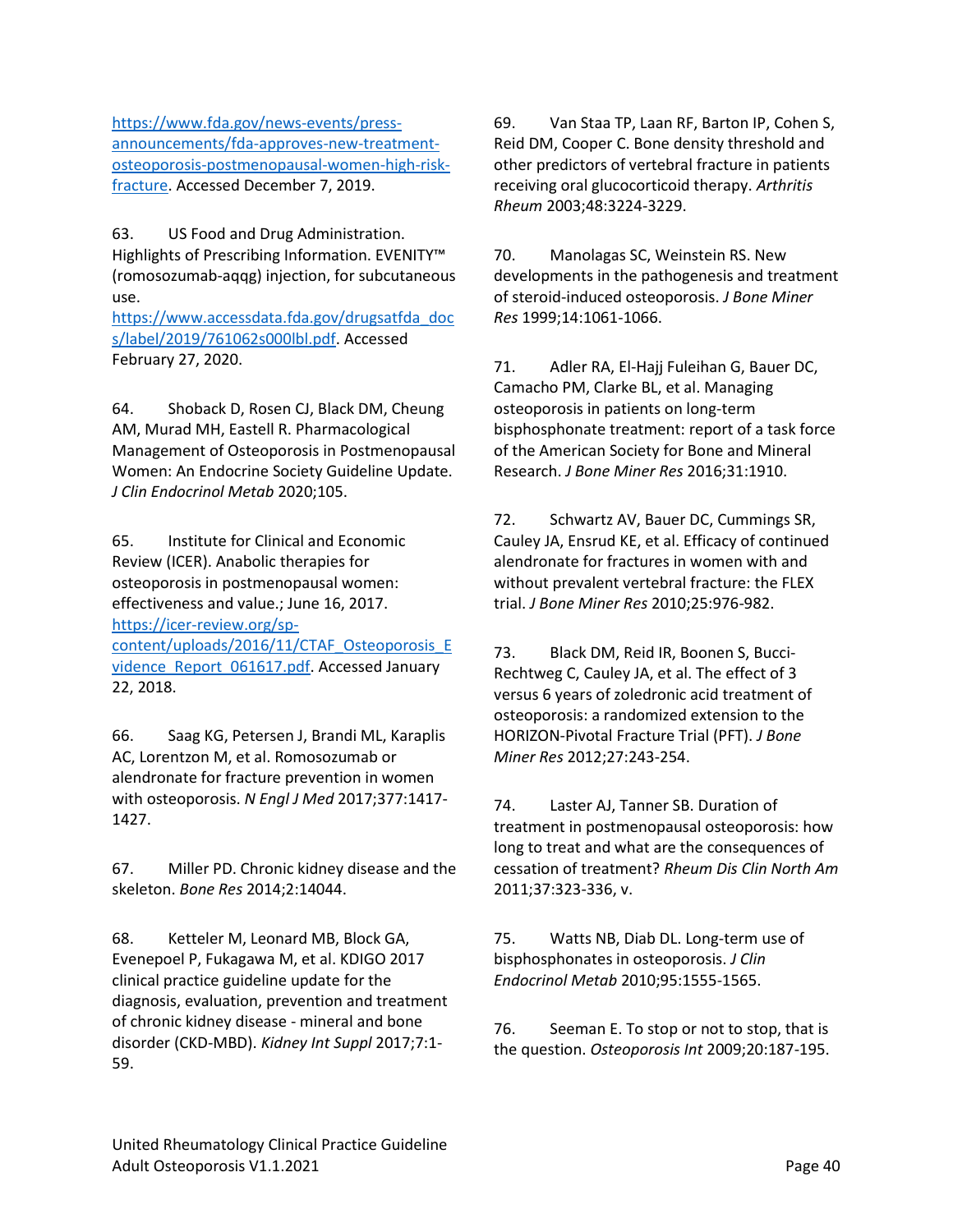https://www.fda.gov/news-events/press-announcements/fda-approves-new-treatment-osteoporosis-postmenopausal-women-high-risk-fracture. Accessed December 7, 2019.

63. US Food and Drug Administration. Highlights of Prescribing Information. EVENITY™ (romosozumab-aqqg) injection, for subcutaneous use. https://www.accessdata.fda.gov/drugsatfda_docs/label/2019/761062s000lbl.pdf. Accessed February 27, 2020.

64. Shoback D, Rosen CJ, Black DM, Cheung AM, Murad MH, Eastell R. Pharmacological Management of Osteoporosis in Postmenopausal Women: An Endocrine Society Guideline Update. *J Clin Endocrinol Metab* 2020;105.

65. Institute for Clinical and Economic Review (ICER). Anabolic therapies for osteoporosis in postmenopausal women: effectiveness and value.; June 16, 2017. https://icer-review.org/sp-content/uploads/2016/11/CTAF_Osteoporosis_Evidence_Report_061617.pdf. Accessed January 22, 2018.

66. Saag KG, Petersen J, Brandi ML, Karaplis AC, Lorentzon M, et al. Romosozumab or alendronate for fracture prevention in women with osteoporosis. *N Engl J Med* 2017;377:1417-1427.

67. Miller PD. Chronic kidney disease and the skeleton. *Bone Res* 2014;2:14044.

68. Ketteler M, Leonard MB, Block GA, Evenepoel P, Fukagawa M, et al. KDIGO 2017 clinical practice guideline update for the diagnosis, evaluation, prevention and treatment of chronic kidney disease - mineral and bone disorder (CKD-MBD). *Kidney Int Suppl* 2017;7:1-59.

69. Van Staa TP, Laan RF, Barton IP, Cohen S, Reid DM, Cooper C. Bone density threshold and other predictors of vertebral fracture in patients receiving oral glucocorticoid therapy. *Arthritis Rheum* 2003;48:3224-3229.

70. Manolagas SC, Weinstein RS. New developments in the pathogenesis and treatment of steroid-induced osteoporosis. *J Bone Miner Res* 1999;14:1061-1066.

71. Adler RA, El-Hajj Fuleihan G, Bauer DC, Camacho PM, Clarke BL, et al. Managing osteoporosis in patients on long-term bisphosphonate treatment: report of a task force of the American Society for Bone and Mineral Research. *J Bone Miner Res* 2016;31:1910.

72. Schwartz AV, Bauer DC, Cummings SR, Cauley JA, Ensrud KE, et al. Efficacy of continued alendronate for fractures in women with and without prevalent vertebral fracture: the FLEX trial. *J Bone Miner Res* 2010;25:976-982.

73. Black DM, Reid IR, Boonen S, Bucci-Rechtweg C, Cauley JA, et al. The effect of 3 versus 6 years of zoledronic acid treatment of osteoporosis: a randomized extension to the HORIZON-Pivotal Fracture Trial (PFT). *J Bone Miner Res* 2012;27:243-254.

74. Laster AJ, Tanner SB. Duration of treatment in postmenopausal osteoporosis: how long to treat and what are the consequences of cessation of treatment? *Rheum Dis Clin North Am* 2011;37:323-336, v.

75. Watts NB, Diab DL. Long-term use of bisphosphonates in osteoporosis. *J Clin Endocrinol Metab* 2010;95:1555-1565.

76. Seeman E. To stop or not to stop, that is the question. *Osteoporosis Int* 2009;20:187-195.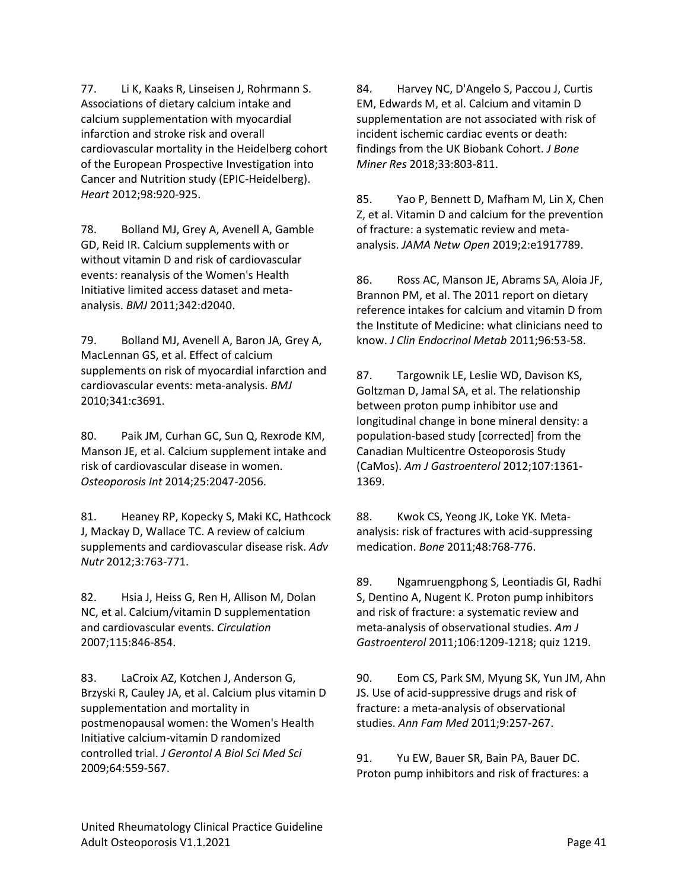77. Li K, Kaaks R, Linseisen J, Rohrmann S. Associations of dietary calcium intake and calcium supplementation with myocardial infarction and stroke risk and overall cardiovascular mortality in the Heidelberg cohort of the European Prospective Investigation into Cancer and Nutrition study (EPIC-Heidelberg). *Heart* 2012;98:920-925.

78. Bolland MJ, Grey A, Avenell A, Gamble GD, Reid IR. Calcium supplements with or without vitamin D and risk of cardiovascular events: reanalysis of the Women's Health Initiative limited access dataset and meta-analysis. *BMJ* 2011;342:d2040.

79. Bolland MJ, Avenell A, Baron JA, Grey A, MacLennan GS, et al. Effect of calcium supplements on risk of myocardial infarction and cardiovascular events: meta-analysis. *BMJ* 2010;341:c3691.

80. Paik JM, Curhan GC, Sun Q, Rexrode KM, Manson JE, et al. Calcium supplement intake and risk of cardiovascular disease in women. *Osteoporosis Int* 2014;25:2047-2056.

81. Heaney RP, Kopecky S, Maki KC, Hathcock J, Mackay D, Wallace TC. A review of calcium supplements and cardiovascular disease risk. *Adv Nutr* 2012;3:763-771.

82. Hsia J, Heiss G, Ren H, Allison M, Dolan NC, et al. Calcium/vitamin D supplementation and cardiovascular events. *Circulation* 2007;115:846-854.

83. LaCroix AZ, Kotchen J, Anderson G, Brzyski R, Cauley JA, et al. Calcium plus vitamin D supplementation and mortality in postmenopausal women: the Women's Health Initiative calcium-vitamin D randomized controlled trial. *J Gerontol A Biol Sci Med Sci* 2009;64:559-567.

84. Harvey NC, D'Angelo S, Paccou J, Curtis EM, Edwards M, et al. Calcium and vitamin D supplementation are not associated with risk of incident ischemic cardiac events or death: findings from the UK Biobank Cohort. *J Bone Miner Res* 2018;33:803-811.

85. Yao P, Bennett D, Mafham M, Lin X, Chen Z, et al. Vitamin D and calcium for the prevention of fracture: a systematic review and meta-analysis. *JAMA Netw Open* 2019;2:e1917789.

86. Ross AC, Manson JE, Abrams SA, Aloia JF, Brannon PM, et al. The 2011 report on dietary reference intakes for calcium and vitamin D from the Institute of Medicine: what clinicians need to know. *J Clin Endocrinol Metab* 2011;96:53-58.

87. Targownik LE, Leslie WD, Davison KS, Goltzman D, Jamal SA, et al. The relationship between proton pump inhibitor use and longitudinal change in bone mineral density: a population-based study [corrected] from the Canadian Multicentre Osteoporosis Study (CaMos). *Am J Gastroenterol* 2012;107:1361-1369.

88. Kwok CS, Yeong JK, Loke YK. Meta-analysis: risk of fractures with acid-suppressing medication. *Bone* 2011;48:768-776.

89. Ngamruengphong S, Leontiadis GI, Radhi S, Dentino A, Nugent K. Proton pump inhibitors and risk of fracture: a systematic review and meta-analysis of observational studies. *Am J Gastroenterol* 2011;106:1209-1218; quiz 1219.

90. Eom CS, Park SM, Myung SK, Yun JM, Ahn JS. Use of acid-suppressive drugs and risk of fracture: a meta-analysis of observational studies. *Ann Fam Med* 2011;9:257-267.

91. Yu EW, Bauer SR, Bain PA, Bauer DC. Proton pump inhibitors and risk of fractures: a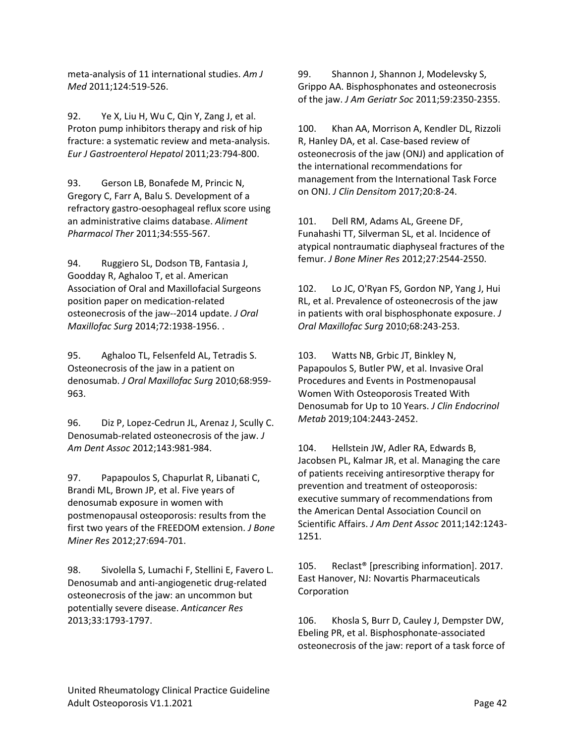meta-analysis of 11 international studies. *Am J Med* 2011;124:519-526.

92. Ye X, Liu H, Wu C, Qin Y, Zang J, et al. Proton pump inhibitors therapy and risk of hip fracture: a systematic review and meta-analysis. *Eur J Gastroenterol Hepatol* 2011;23:794-800.

93. Gerson LB, Bonafede M, Princic N, Gregory C, Farr A, Balu S. Development of a refractory gastro-oesophageal reflux score using an administrative claims database. *Aliment Pharmacol Ther* 2011;34:555-567.

94. Ruggiero SL, Dodson TB, Fantasia J, Goodday R, Aghaloo T, et al. American Association of Oral and Maxillofacial Surgeons position paper on medication-related osteonecrosis of the jaw--2014 update. *J Oral Maxillofac Surg* 2014;72:1938-1956. .

95. Aghaloo TL, Felsenfeld AL, Tetradis S. Osteonecrosis of the jaw in a patient on denosumab. *J Oral Maxillofac Surg* 2010;68:959-963.

96. Diz P, Lopez-Cedrun JL, Arenaz J, Scully C. Denosumab-related osteonecrosis of the jaw. *J Am Dent Assoc* 2012;143:981-984.

97. Papapoulos S, Chapurlat R, Libanati C, Brandi ML, Brown JP, et al. Five years of denosumab exposure in women with postmenopausal osteoporosis: results from the first two years of the FREEDOM extension. *J Bone Miner Res* 2012;27:694-701.

98. Sivolella S, Lumachi F, Stellini E, Favero L. Denosumab and anti-angiogenetic drug-related osteonecrosis of the jaw: an uncommon but potentially severe disease. *Anticancer Res* 2013;33:1793-1797.

99. Shannon J, Shannon J, Modelevsky S, Grippo AA. Bisphosphonates and osteonecrosis of the jaw. *J Am Geriatr Soc* 2011;59:2350-2355.

100. Khan AA, Morrison A, Kendler DL, Rizzoli R, Hanley DA, et al. Case-based review of osteonecrosis of the jaw (ONJ) and application of the international recommendations for management from the International Task Force on ONJ. *J Clin Densitom* 2017;20:8-24.

101. Dell RM, Adams AL, Greene DF, Funahashi TT, Silverman SL, et al. Incidence of atypical nontraumatic diaphyseal fractures of the femur. *J Bone Miner Res* 2012;27:2544-2550.

102. Lo JC, O'Ryan FS, Gordon NP, Yang J, Hui RL, et al. Prevalence of osteonecrosis of the jaw in patients with oral bisphosphonate exposure. *J Oral Maxillofac Surg* 2010;68:243-253.

103. Watts NB, Grbic JT, Binkley N, Papapoulos S, Butler PW, et al. Invasive Oral Procedures and Events in Postmenopausal Women With Osteoporosis Treated With Denosumab for Up to 10 Years. *J Clin Endocrinol Metab* 2019;104:2443-2452.

104. Hellstein JW, Adler RA, Edwards B, Jacobsen PL, Kalmar JR, et al. Managing the care of patients receiving antiresorptive therapy for prevention and treatment of osteoporosis: executive summary of recommendations from the American Dental Association Council on Scientific Affairs. *J Am Dent Assoc* 2011;142:1243-1251.

105. Reclast® [prescribing information]. 2017. East Hanover, NJ: Novartis Pharmaceuticals Corporation

106. Khosla S, Burr D, Cauley J, Dempster DW, Ebeling PR, et al. Bisphosphonate-associated osteonecrosis of the jaw: report of a task force of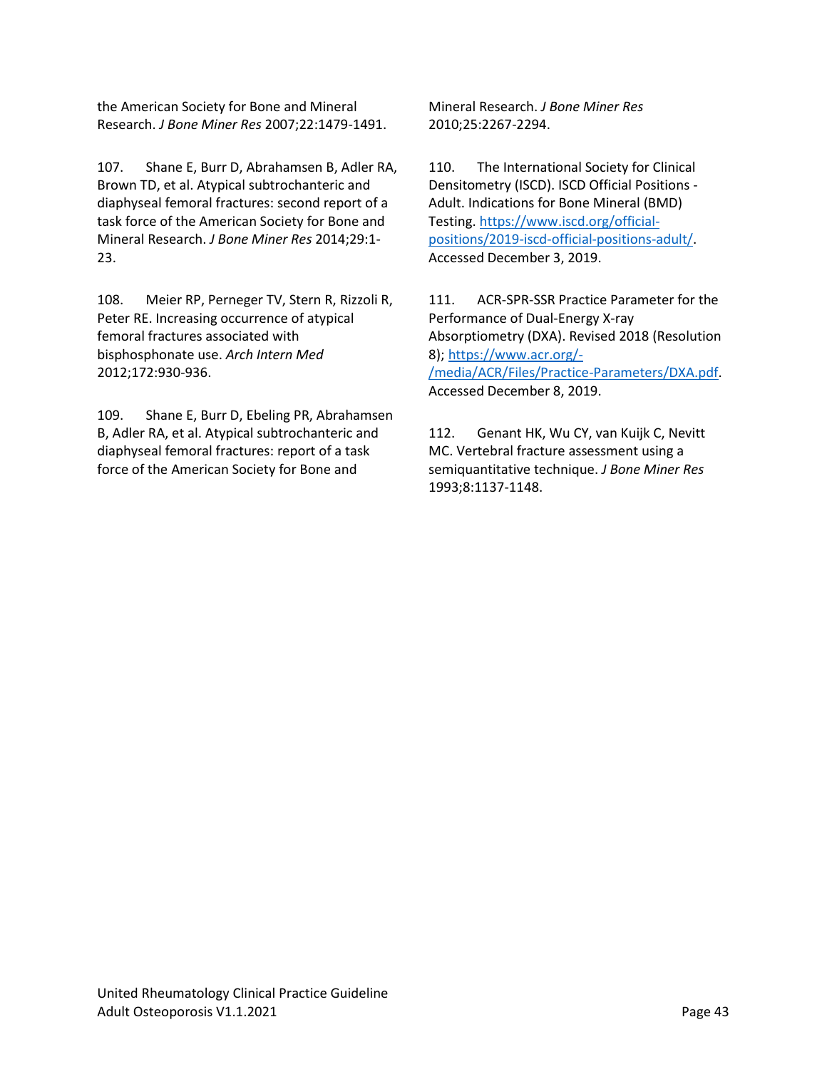the American Society for Bone and Mineral Research. *J Bone Miner Res* 2007;22:1479-1491.

107. Shane E, Burr D, Abrahamsen B, Adler RA, Brown TD, et al. Atypical subtrochanteric and diaphyseal femoral fractures: second report of a task force of the American Society for Bone and Mineral Research. *J Bone Miner Res* 2014;29:1-23.

108. Meier RP, Perneger TV, Stern R, Rizzoli R, Peter RE. Increasing occurrence of atypical femoral fractures associated with bisphosphonate use. *Arch Intern Med* 2012;172:930-936.

109. Shane E, Burr D, Ebeling PR, Abrahamsen B, Adler RA, et al. Atypical subtrochanteric and diaphyseal femoral fractures: report of a task force of the American Society for Bone and Mineral Research. *J Bone Miner Res* 2010;25:2267-2294.

110. The International Society for Clinical Densitometry (ISCD). ISCD Official Positions - Adult. Indications for Bone Mineral (BMD) Testing. https://www.iscd.org/official-positions/2019-iscd-official-positions-adult/. Accessed December 3, 2019.

111. ACR-SPR-SSR Practice Parameter for the Performance of Dual-Energy X-ray Absorptiometry (DXA). Revised 2018 (Resolution 8); https://www.acr.org/-/media/ACR/Files/Practice-Parameters/DXA.pdf. Accessed December 8, 2019.

112. Genant HK, Wu CY, van Kuijk C, Nevitt MC. Vertebral fracture assessment using a semiquantitative technique. *J Bone Miner Res* 1993;8:1137-1148.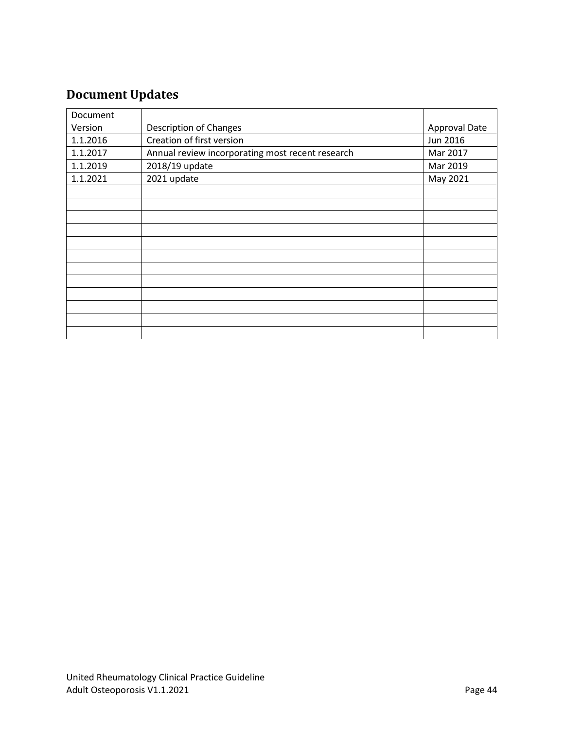## Document Updates

| Document Version | Description of Changes | Approval Date |
|---|---|---|
| 1.1.2016 | Creation of first version | Jun 2016 |
| 1.1.2017 | Annual review incorporating most recent research | Mar 2017 |
| 1.1.2019 | 2018/19 update | Mar 2019 |
| 1.1.2021 | 2021 update | May 2021 |
| | | |
| | | |
| | | |
| | | |
| | | |
| | | |
| | | |
| | | |
| | | |
| | | |
| | | |
| | | |